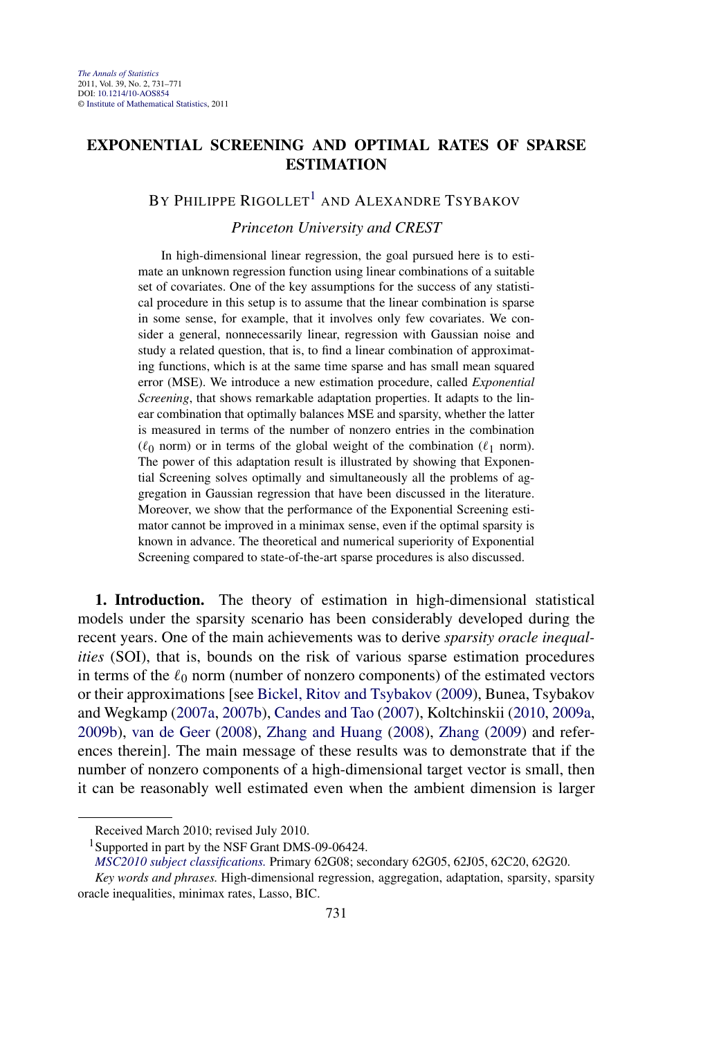# EXPONENTIAL SCREENING AND OPTIMAL RATES OF SPARSE ESTIMATION

BY PHILIPPE RIGOLLET[1] AND ALEXANDRE TSYBAKOV

*Princeton University and CREST*

In high-dimensional linear regression, the goal pursued here is to estimate an unknown regression function using linear combinations of a suitable set of covariates. One of the key assumptions for the success of any statistical procedure in this setup is to assume that the linear combination is sparse in some sense, for example, that it involves only few covariates. We consider a general, nonnecessarily linear, regression with Gaussian noise and study a related question, that is, to find a linear combination of approximating functions, which is at the same time sparse and has small mean squared error (MSE). We introduce a new estimation procedure, called *Exponential Screening*, that shows remarkable adaptation properties. It adapts to the linear combination that optimally balances MSE and sparsity, whether the latter is measured in terms of the number of nonzero entries in the combination ($\ell_0$ norm) or in terms of the global weight of the combination ($\ell_1$ norm). The power of this adaptation result is illustrated by showing that Exponential Screening solves optimally and simultaneously all the problems of aggregation in Gaussian regression that have been discussed in the literature. Moreover, we show that the performance of the Exponential Screening estimator cannot be improved in a minimax sense, even if the optimal sparsity is known in advance. The theoretical and numerical superiority of Exponential Screening compared to state-of-the-art sparse procedures is also discussed.

**1. Introduction.** The theory of estimation in high-dimensional statistical models under the sparsity scenario has been considerably developed during the recent years. One of the main achievements was to derive *sparsity oracle inequalities* (SOI), that is, bounds on the risk of various sparse estimation procedures in terms of the $\ell_0$ norm (number of nonzero components) of the estimated vectors or their approximations [see Bickel, Ritov and Tsybakov (2009), Bunea, Tsybakov and Wegkamp (2007a, 2007b), Candes and Tao (2007), Koltchinskii (2010, 2009a, 2009b), van de Geer (2008), Zhang and Huang (2008), Zhang (2009) and references therein]. The main message of these results was to demonstrate that if the number of nonzero components of a high-dimensional target vector is small, then it can be reasonably well estimated even when the ambient dimension is larger

---

Received March 2010; revised July 2010.

[1]Supported in part by the NSF Grant DMS-09-06424.

*MSC2010 subject classifications.* Primary 62G08; secondary 62G05, 62J05, 62C20, 62G20.

*Key words and phrases.* High-dimensional regression, aggregation, adaptation, sparsity, sparsity oracle inequalities, minimax rates, Lasso, BIC.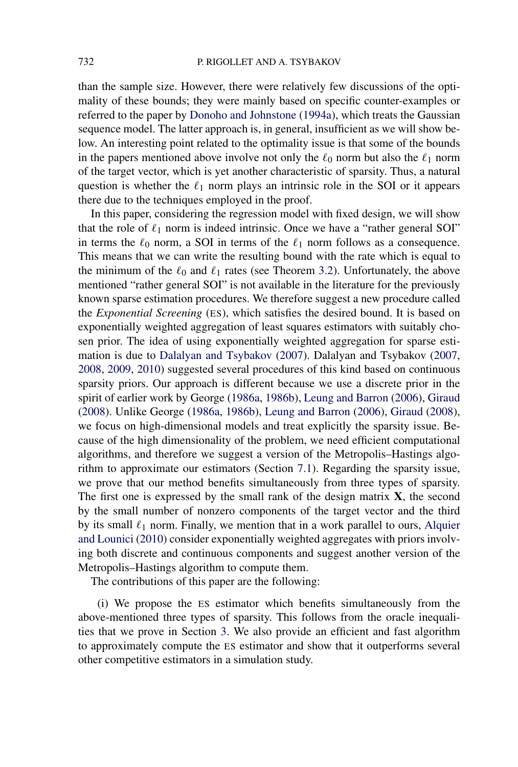than the sample size. However, there were relatively few discussions of the optimality of these bounds; they were mainly based on specific counter-examples or referred to the paper by Donoho and Johnstone (1994a), which treats the Gaussian sequence model. The latter approach is, in general, insufficient as we will show below. An interesting point related to the optimality issue is that some of the bounds in the papers mentioned above involve not only the $\ell_0$ norm but also the $\ell_1$ norm of the target vector, which is yet another characteristic of sparsity. Thus, a natural question is whether the $\ell_1$ norm plays an intrinsic role in the SOI or it appears there due to the techniques employed in the proof.

In this paper, considering the regression model with fixed design, we will show that the role of $\ell_1$ norm is indeed intrinsic. Once we have a "rather general SOI" in terms the $\ell_0$ norm, a SOI in terms of the $\ell_1$ norm follows as a consequence. This means that we can write the resulting bound with the rate which is equal to the minimum of the $\ell_0$ and $\ell_1$ rates (see Theorem 3.2). Unfortunately, the above mentioned "rather general SOI" is not available in the literature for the previously known sparse estimation procedures. We therefore suggest a new procedure called the *Exponential Screening* (ES), which satisfies the desired bound. It is based on exponentially weighted aggregation of least squares estimators with suitably chosen prior. The idea of using exponentially weighted aggregation for sparse estimation is due to Dalalyan and Tsybakov (2007). Dalalyan and Tsybakov (2007, 2008, 2009, 2010) suggested several procedures of this kind based on continuous sparsity priors. Our approach is different because we use a discrete prior in the spirit of earlier work by George (1986a, 1986b), Leung and Barron (2006), Giraud (2008). Unlike George (1986a, 1986b), Leung and Barron (2006), Giraud (2008), we focus on high-dimensional models and treat explicitly the sparsity issue. Because of the high dimensionality of the problem, we need efficient computational algorithms, and therefore we suggest a version of the Metropolis–Hastings algorithm to approximate our estimators (Section 7.1). Regarding the sparsity issue, we prove that our method benefits simultaneously from three types of sparsity. The first one is expressed by the small rank of the design matrix $\mathbf{X}$, the second by the small number of nonzero components of the target vector and the third by its small $\ell_1$ norm. Finally, we mention that in a work parallel to ours, Alquier and Lounici (2010) consider exponentially weighted aggregates with priors involving both discrete and continuous components and suggest another version of the Metropolis–Hastings algorithm to compute them.

The contributions of this paper are the following:

(i) We propose the ES estimator which benefits simultaneously from the above-mentioned three types of sparsity. This follows from the oracle inequalities that we prove in Section 3. We also provide an efficient and fast algorithm to approximately compute the ES estimator and show that it outperforms several other competitive estimators in a simulation study.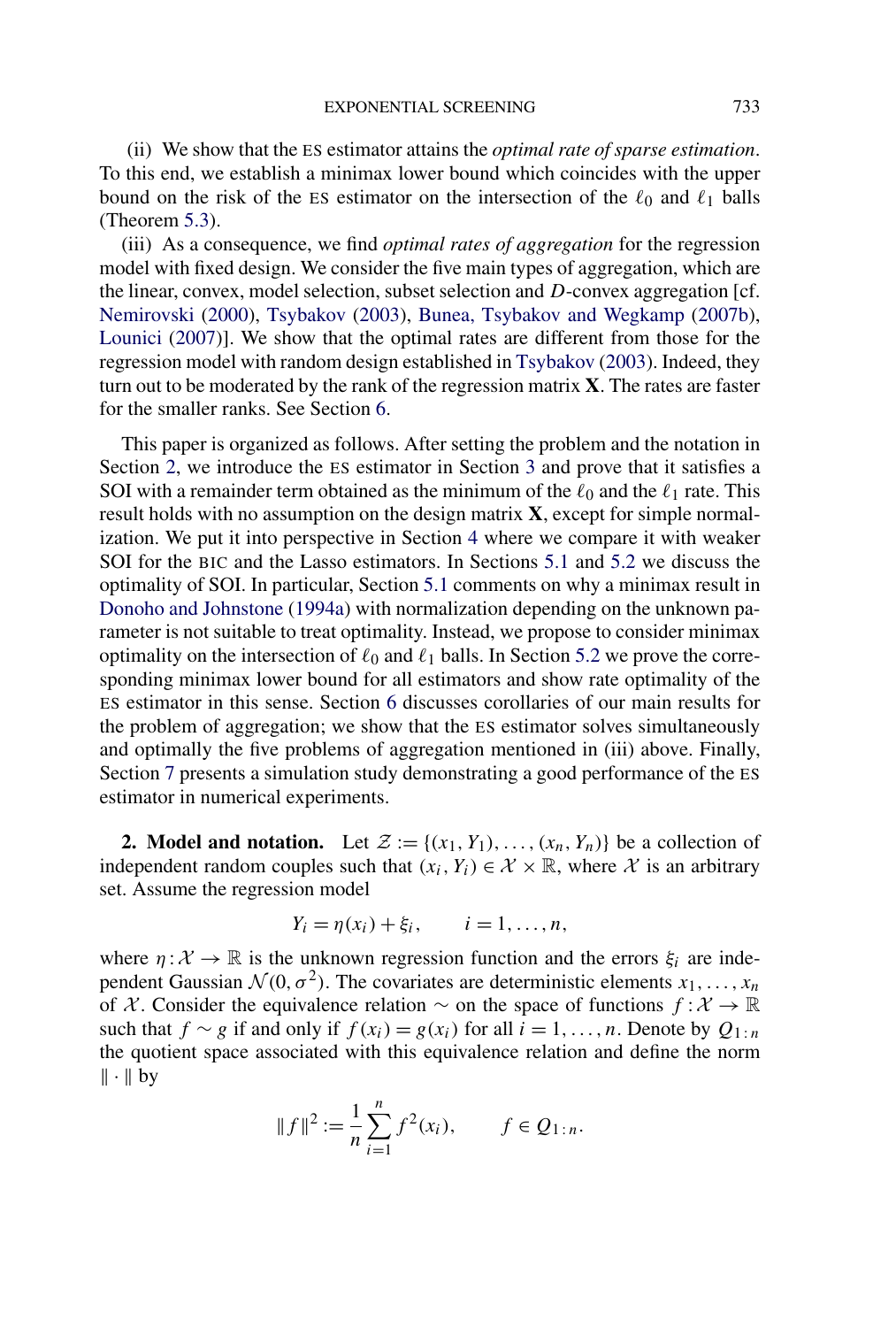(ii) We show that the ES estimator attains the *optimal rate of sparse estimation*. To this end, we establish a minimax lower bound which coincides with the upper bound on the risk of the ES estimator on the intersection of the $\ell_0$ and $\ell_1$ balls (Theorem 5.3).

(iii) As a consequence, we find *optimal rates of aggregation* for the regression model with fixed design. We consider the five main types of aggregation, which are the linear, convex, model selection, subset selection and $D$-convex aggregation [cf. Nemirovski (2000), Tsybakov (2003), Bunea, Tsybakov and Wegkamp (2007b), Lounici (2007)]. We show that the optimal rates are different from those for the regression model with random design established in Tsybakov (2003). Indeed, they turn out to be moderated by the rank of the regression matrix $\mathbf{X}$. The rates are faster for the smaller ranks. See Section 6.

This paper is organized as follows. After setting the problem and the notation in Section 2, we introduce the ES estimator in Section 3 and prove that it satisfies a SOI with a remainder term obtained as the minimum of the $\ell_0$ and the $\ell_1$ rate. This result holds with no assumption on the design matrix $\mathbf{X}$, except for simple normalization. We put it into perspective in Section 4 where we compare it with weaker SOI for the BIC and the Lasso estimators. In Sections 5.1 and 5.2 we discuss the optimality of SOI. In particular, Section 5.1 comments on why a minimax result in Donoho and Johnstone (1994a) with normalization depending on the unknown parameter is not suitable to treat optimality. Instead, we propose to consider minimax optimality on the intersection of $\ell_0$ and $\ell_1$ balls. In Section 5.2 we prove the corresponding minimax lower bound for all estimators and show rate optimality of the ES estimator in this sense. Section 6 discusses corollaries of our main results for the problem of aggregation; we show that the ES estimator solves simultaneously and optimally the five problems of aggregation mentioned in (iii) above. Finally, Section 7 presents a simulation study demonstrating a good performance of the ES estimator in numerical experiments.

## 2. Model and notation.

Let $\mathcal{Z} := \{(x_1, Y_1), \dots, (x_n, Y_n)\}$ be a collection of independent random couples such that $(x_i, Y_i) \in \mathcal{X} \times \mathbb{R}$, where $\mathcal{X}$ is an arbitrary set. Assume the regression model

$$Y_i = \eta(x_i) + \xi_i, \qquad i = 1, \dots, n,$$

where $\eta : \mathcal{X} \to \mathbb{R}$ is the unknown regression function and the errors $\xi_i$ are independent Gaussian $\mathcal{N}(0, \sigma^2)$. The covariates are deterministic elements $x_1, \dots, x_n$ of $\mathcal{X}$. Consider the equivalence relation $\sim$ on the space of functions $f : \mathcal{X} \to \mathbb{R}$ such that $f \sim g$ if and only if $f(x_i) = g(x_i)$ for all $i = 1, \dots, n$. Denote by $Q_{1:n}$ the quotient space associated with this equivalence relation and define the norm $\|\cdot\|$ by

$$\|f\|^2 := \frac{1}{n}\sum_{i=1}^{n} f^2(x_i), \qquad f \in Q_{1:n}.$$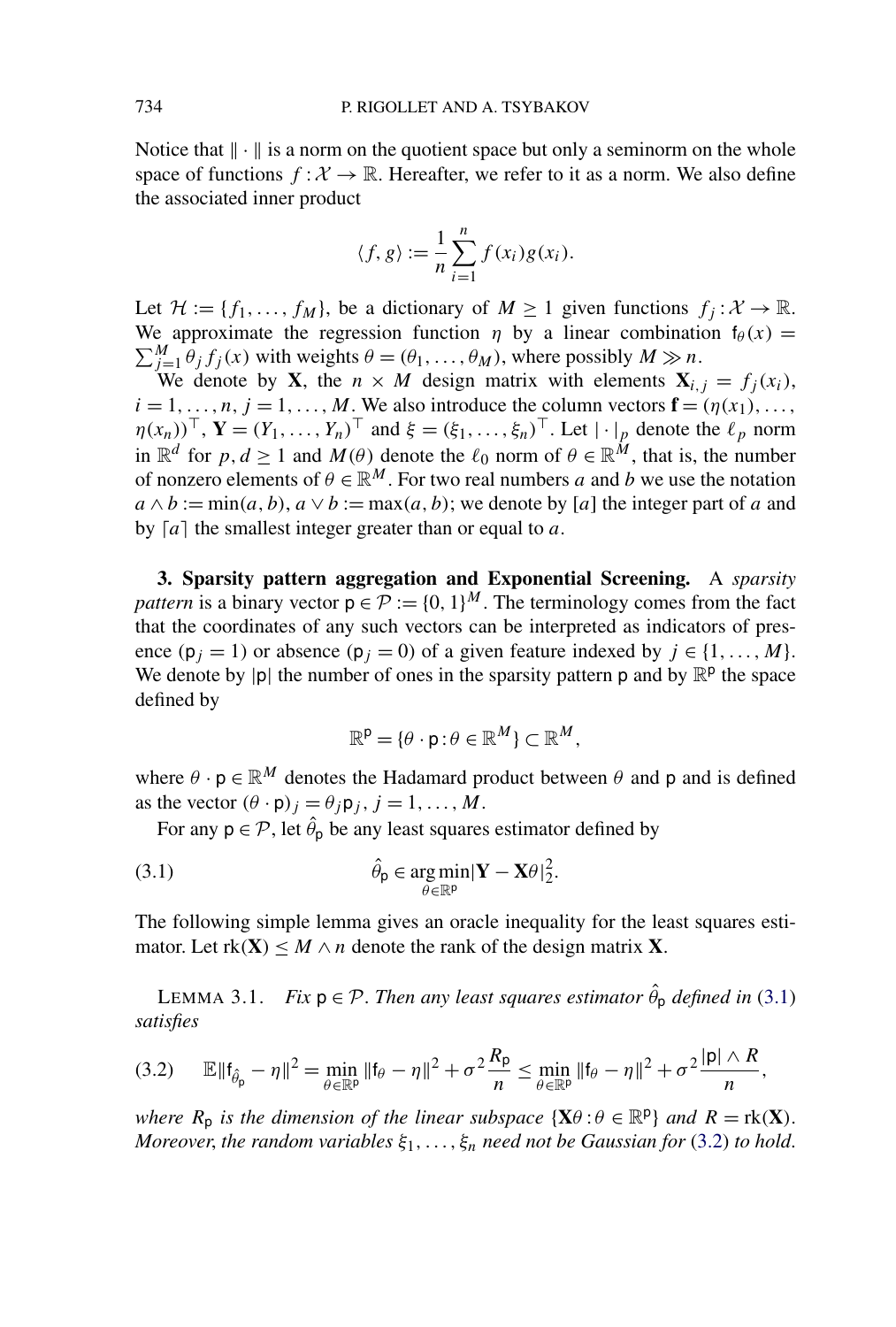Notice that $\|\cdot\|$ is a norm on the quotient space but only a seminorm on the whole space of functions $f : \mathcal{X} \to \mathbb{R}$. Hereafter, we refer to it as a norm. We also define the associated inner product

$$\langle f, g \rangle := \frac{1}{n} \sum_{i=1}^{n} f(x_i) g(x_i).$$

Let $\mathcal{H} := \{f_1, \dots, f_M\}$, be a dictionary of $M \geq 1$ given functions $f_j : \mathcal{X} \to \mathbb{R}$. We approximate the regression function $\eta$ by a linear combination $\mathsf{f}_\theta(x) = \sum_{j=1}^{M} \theta_j f_j(x)$ with weights $\theta = (\theta_1, \dots, \theta_M)$, where possibly $M \gg n$.

We denote by $\mathbf{X}$, the $n \times M$ design matrix with elements $\mathbf{X}_{i,j} = f_j(x_i)$, $i = 1, \dots, n$, $j = 1, \dots, M$. We also introduce the column vectors $\mathbf{f} = (\eta(x_1), \dots, \eta(x_n))^\top$, $\mathbf{Y} = (Y_1, \dots, Y_n)^\top$ and $\xi = (\xi_1, \dots, \xi_n)^\top$. Let $|\cdot|_p$ denote the $\ell_p$ norm in $\mathbb{R}^d$ for $p, d \geq 1$ and $M(\theta)$ denote the $\ell_0$ norm of $\theta \in \mathbb{R}^M$, that is, the number of nonzero elements of $\theta \in \mathbb{R}^M$. For two real numbers $a$ and $b$ we use the notation $a \wedge b := \min(a, b)$, $a \vee b := \max(a, b)$; we denote by $[a]$ the integer part of $a$ and by $\lceil a \rceil$ the smallest integer greater than or equal to $a$.

## 3. Sparsity pattern aggregation and Exponential Screening.

A *sparsity pattern* is a binary vector $\mathsf{p} \in \mathcal{P} := \{0, 1\}^M$. The terminology comes from the fact that the coordinates of any such vectors can be interpreted as indicators of presence ($\mathsf{p}_j = 1$) or absence ($\mathsf{p}_j = 0$) of a given feature indexed by $j \in \{1, \dots, M\}$. We denote by $|\mathsf{p}|$ the number of ones in the sparsity pattern $\mathsf{p}$ and by $\mathbb{R}^{\mathsf{p}}$ the space defined by

$$\mathbb{R}^{\mathsf{p}} = \{\theta \cdot \mathsf{p} : \theta \in \mathbb{R}^M\} \subset \mathbb{R}^M,$$

where $\theta \cdot \mathsf{p} \in \mathbb{R}^M$ denotes the Hadamard product between $\theta$ and $\mathsf{p}$ and is defined as the vector $(\theta \cdot \mathsf{p})_j = \theta_j \mathsf{p}_j$, $j = 1, \dots, M$.

For any $\mathsf{p} \in \mathcal{P}$, let $\hat{\theta}_{\mathsf{p}}$ be any least squares estimator defined by

$$\hat{\theta}_{\mathsf{p}} \in \underset{\theta \in \mathbb{R}^{\mathsf{p}}}{\arg\min} |\mathbf{Y} - \mathbf{X}\theta|_2^2. \tag{3.1}$$

The following simple lemma gives an oracle inequality for the least squares estimator. Let $\mathrm{rk}(\mathbf{X}) \leq M \wedge n$ denote the rank of the design matrix $\mathbf{X}$.

LEMMA 3.1. *Fix $\mathsf{p} \in \mathcal{P}$. Then any least squares estimator $\hat{\theta}_{\mathsf{p}}$ defined in* (3.1) *satisfies*

$$\mathbb{E}\|\mathsf{f}_{\hat{\theta}_{\mathsf{p}}} - \eta\|^2 = \min_{\theta \in \mathbb{R}^{\mathsf{p}}} \|\mathsf{f}_\theta - \eta\|^2 + \sigma^2 \frac{R_{\mathsf{p}}}{n} \leq \min_{\theta \in \mathbb{R}^{\mathsf{p}}} \|\mathsf{f}_\theta - \eta\|^2 + \sigma^2 \frac{|\mathsf{p}| \wedge R}{n}, \tag{3.2}$$

*where $R_{\mathsf{p}}$ is the dimension of the linear subspace $\{\mathbf{X}\theta : \theta \in \mathbb{R}^{\mathsf{p}}\}$ and $R = \mathrm{rk}(\mathbf{X})$. Moreover, the random variables $\xi_1, \dots, \xi_n$ need not be Gaussian for* (3.2) *to hold.*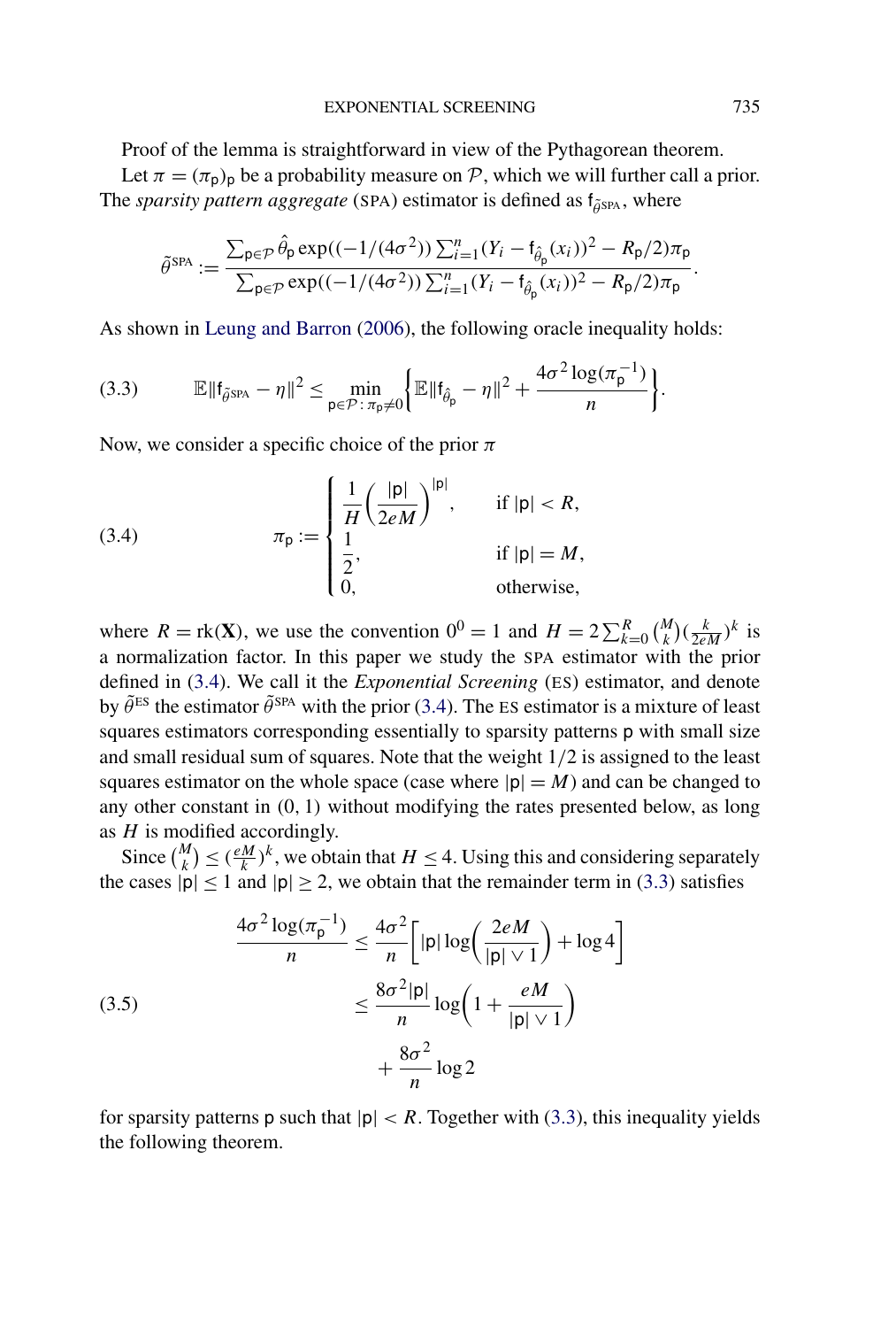Proof of the lemma is straightforward in view of the Pythagorean theorem.

Let $\pi = (\pi_{\mathsf{p}})_{\mathsf{p}}$ be a probability measure on $\mathcal{P}$, which we will further call a prior. The *sparsity pattern aggregate* (SPA) estimator is defined as $\mathsf{f}_{\tilde\theta^{\mathrm{SPA}}}$, where

$$\tilde\theta^{\mathrm{SPA}} := \frac{\sum_{\mathsf{p}\in\mathcal{P}} \hat\theta_{\mathsf{p}} \exp((-1/(4\sigma^2))\sum_{i=1}^n (Y_i - \mathsf{f}_{\hat\theta_{\mathsf{p}}}(x_i))^2 - R_{\mathsf{p}}/2)\pi_{\mathsf{p}}}{\sum_{\mathsf{p}\in\mathcal{P}} \exp((-1/(4\sigma^2))\sum_{i=1}^n (Y_i - \mathsf{f}_{\hat\theta_{\mathsf{p}}}(x_i))^2 - R_{\mathsf{p}}/2)\pi_{\mathsf{p}}}.$$

As shown in Leung and Barron (2006), the following oracle inequality holds:

$$\mathbb{E}\|\mathsf{f}_{\tilde\theta^{\mathrm{SPA}}} - \eta\|^2 \le \min_{\mathsf{p}\in\mathcal{P}:\,\pi_{\mathsf{p}}\neq 0}\left\{\mathbb{E}\|\mathsf{f}_{\hat\theta_{\mathsf{p}}} - \eta\|^2 + \frac{4\sigma^2\log(\pi_{\mathsf{p}}^{-1})}{n}\right\}. \tag{3.3}$$

Now, we consider a specific choice of the prior $\pi$

$$\pi_{\mathsf{p}} := \begin{cases} \dfrac{1}{H}\left(\dfrac{|\mathsf{p}|}{2eM}\right)^{|\mathsf{p}|}, & \text{if } |\mathsf{p}| < R,\\ \dfrac{1}{2}, & \text{if } |\mathsf{p}| = M,\\ 0, & \text{otherwise,}\end{cases} \tag{3.4}$$

where $R = \mathrm{rk}(\mathbf{X})$, we use the convention $0^0 = 1$ and $H = 2\sum_{k=0}^{R}\binom{M}{k}(\frac{k}{2eM})^k$ is a normalization factor. In this paper we study the SPA estimator with the prior defined in (3.4). We call it the *Exponential Screening* (ES) estimator, and denote by $\tilde\theta^{\mathrm{ES}}$ the estimator $\tilde\theta^{\mathrm{SPA}}$ with the prior (3.4). The ES estimator is a mixture of least squares estimators corresponding essentially to sparsity patterns $\mathsf{p}$ with small size and small residual sum of squares. Note that the weight $1/2$ is assigned to the least squares estimator on the whole space (case where $|\mathsf{p}| = M$) and can be changed to any other constant in $(0, 1)$ without modifying the rates presented below, as long as $H$ is modified accordingly.

Since $\binom{M}{k} \le (\frac{eM}{k})^k$, we obtain that $H \le 4$. Using this and considering separately the cases $|\mathsf{p}| \le 1$ and $|\mathsf{p}| \ge 2$, we obtain that the remainder term in (3.3) satisfies

$$\begin{aligned}\frac{4\sigma^2\log(\pi_{\mathsf{p}}^{-1})}{n} &\le \frac{4\sigma^2}{n}\left[|\mathsf{p}|\log\left(\frac{2eM}{|\mathsf{p}|\vee 1}\right) + \log 4\right]\\ &\le \frac{8\sigma^2|\mathsf{p}|}{n}\log\left(1 + \frac{eM}{|\mathsf{p}|\vee 1}\right)\\ &\quad + \frac{8\sigma^2}{n}\log 2\end{aligned} \tag{3.5}$$

for sparsity patterns $\mathsf{p}$ such that $|\mathsf{p}| < R$. Together with (3.3), this inequality yields the following theorem.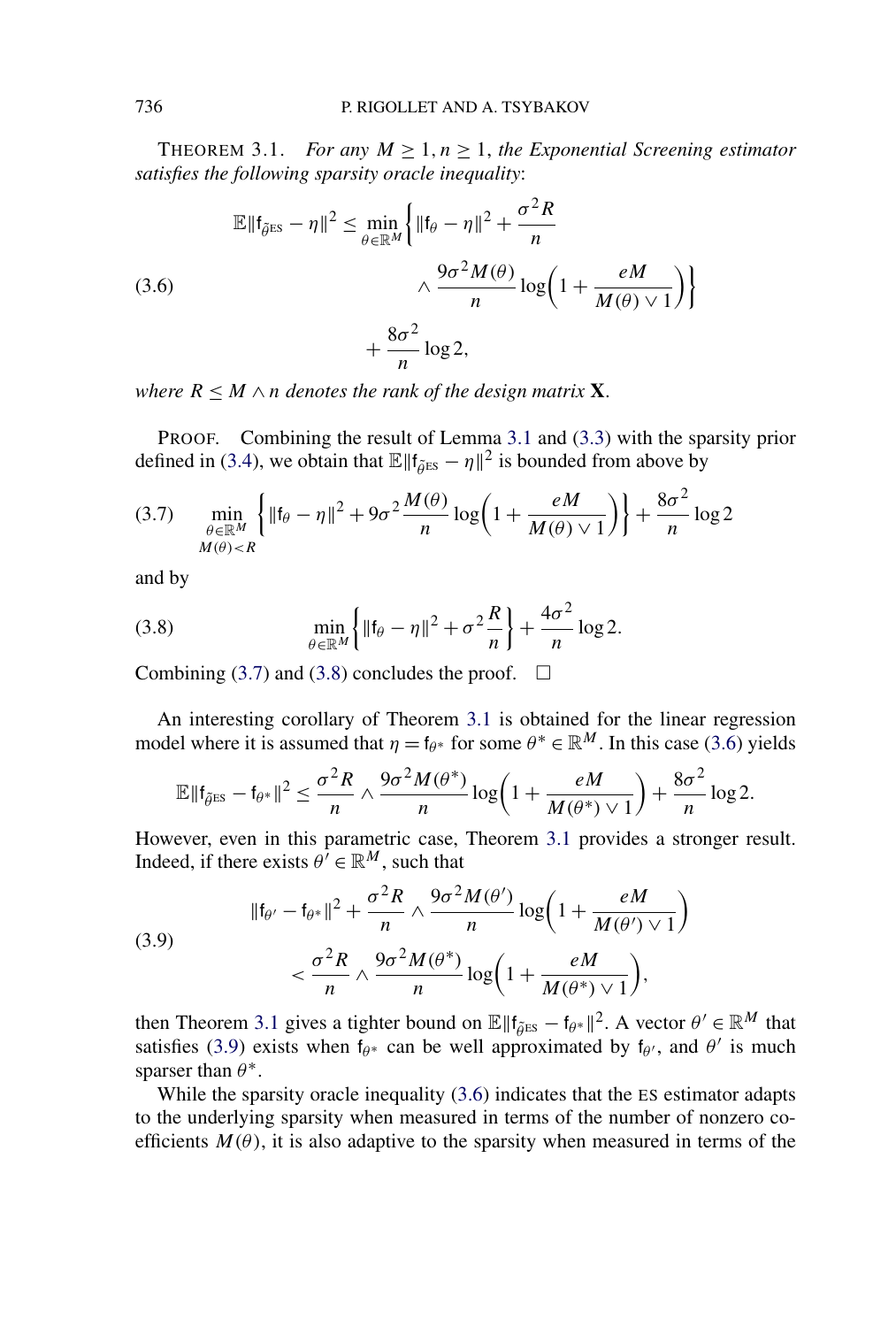THEOREM 3.1. *For any $M \geq 1, n \geq 1$, the Exponential Screening estimator satisfies the following sparsity oracle inequality*:

$$
\mathbb{E}\|\mathsf{f}_{\tilde{\theta}^{\mathrm{ES}}} - \eta\|^2 \leq \min_{\theta \in \mathbb{R}^M} \left\{ \|\mathsf{f}_\theta - \eta\|^2 + \frac{\sigma^2 R}{n} \wedge \frac{9\sigma^2 M(\theta)}{n} \log\left(1 + \frac{eM}{M(\theta) \vee 1}\right) \right\} + \frac{8\sigma^2}{n} \log 2, \tag{3.6}
$$

*where $R \leq M \wedge n$ denotes the rank of the design matrix* $\mathbf{X}$.

PROOF. Combining the result of Lemma 3.1 and (3.3) with the sparsity prior defined in (3.4), we obtain that $\mathbb{E}\|\mathsf{f}_{\tilde{\theta}^{\mathrm{ES}}} - \eta\|^2$ is bounded from above by

$$
\min_{\substack{\theta \in \mathbb{R}^M \\ M(\theta) < R}} \left\{ \|\mathsf{f}_\theta - \eta\|^2 + 9\sigma^2 \frac{M(\theta)}{n} \log\left(1 + \frac{eM}{M(\theta) \vee 1}\right) \right\} + \frac{8\sigma^2}{n} \log 2 \tag{3.7}
$$

and by

$$
\min_{\theta \in \mathbb{R}^M} \left\{ \|\mathsf{f}_\theta - \eta\|^2 + \sigma^2 \frac{R}{n} \right\} + \frac{4\sigma^2}{n} \log 2. \tag{3.8}
$$

Combining (3.7) and (3.8) concludes the proof. $\square$

An interesting corollary of Theorem 3.1 is obtained for the linear regression model where it is assumed that $\eta = \mathsf{f}_{\theta^*}$ for some $\theta^* \in \mathbb{R}^M$. In this case (3.6) yields

$$
\mathbb{E}\|\mathsf{f}_{\tilde{\theta}^{\mathrm{ES}}} - \mathsf{f}_{\theta^*}\|^2 \leq \frac{\sigma^2 R}{n} \wedge \frac{9\sigma^2 M(\theta^*)}{n} \log\left(1 + \frac{eM}{M(\theta^*) \vee 1}\right) + \frac{8\sigma^2}{n} \log 2.
$$

However, even in this parametric case, Theorem 3.1 provides a stronger result. Indeed, if there exists $\theta' \in \mathbb{R}^M$, such that

$$
\|\mathsf{f}_{\theta'} - \mathsf{f}_{\theta^*}\|^2 + \frac{\sigma^2 R}{n} \wedge \frac{9\sigma^2 M(\theta')}{n} \log\left(1 + \frac{eM}{M(\theta') \vee 1}\right) < \frac{\sigma^2 R}{n} \wedge \frac{9\sigma^2 M(\theta^*)}{n} \log\left(1 + \frac{eM}{M(\theta^*) \vee 1}\right), \tag{3.9}
$$

then Theorem 3.1 gives a tighter bound on $\mathbb{E}\|\mathsf{f}_{\tilde{\theta}^{\mathrm{ES}}} - \mathsf{f}_{\theta^*}\|^2$. A vector $\theta' \in \mathbb{R}^M$ that satisfies (3.9) exists when $\mathsf{f}_{\theta^*}$ can be well approximated by $\mathsf{f}_{\theta'}$, and $\theta'$ is much sparser than $\theta^*$.

While the sparsity oracle inequality (3.6) indicates that the ES estimator adapts to the underlying sparsity when measured in terms of the number of nonzero coefficients $M(\theta)$, it is also adaptive to the sparsity when measured in terms of the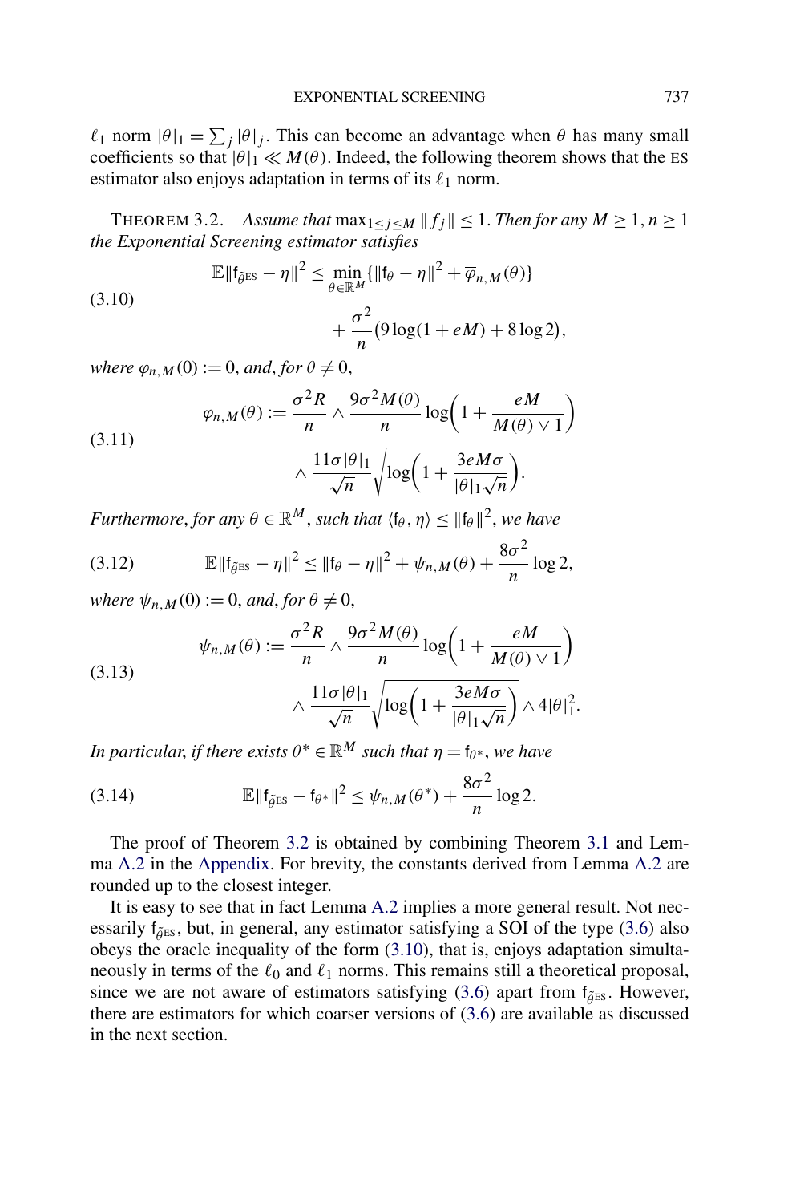$\ell_1$ norm $|\theta|_1 = \sum_j |\theta|_j$. This can become an advantage when $\theta$ has many small coefficients so that $|\theta|_1 \ll M(\theta)$. Indeed, the following theorem shows that the ES estimator also enjoys adaptation in terms of its $\ell_1$ norm.

THEOREM 3.2. *Assume that* $\max_{1\le j\le M} \|f_j\| \le 1$. *Then for any* $M \ge 1, n \ge 1$ *the Exponential Screening estimator satisfies*

$$
\begin{aligned}
\mathbb{E}\|\mathsf{f}_{\tilde{\theta}^{\mathrm{ES}}} - \eta\|^2 \le \min_{\theta\in\mathbb{R}^M}\{\|\mathsf{f}_\theta - \eta\|^2 + \overline{\varphi}_{n,M}(\theta)\} \\
+ \frac{\sigma^2}{n}\big(9\log(1+eM) + 8\log 2\big),
\end{aligned}
\tag{3.10}
$$

*where* $\varphi_{n,M}(0) := 0$, *and, for* $\theta \ne 0$,

$$
\begin{aligned}
\varphi_{n,M}(\theta) := \frac{\sigma^2 R}{n} \wedge \frac{9\sigma^2 M(\theta)}{n}\log\Big(1 + \frac{eM}{M(\theta)\vee 1}\Big) \\
\wedge \frac{11\sigma|\theta|_1}{\sqrt{n}}\sqrt{\log\Big(1 + \frac{3eM\sigma}{|\theta|_1\sqrt{n}}\Big)}.
\end{aligned}
\tag{3.11}
$$

*Furthermore, for any* $\theta \in \mathbb{R}^M$, *such that* $\langle \mathsf{f}_\theta, \eta\rangle \le \|\mathsf{f}_\theta\|^2$, *we have*

$$
\mathbb{E}\|\mathsf{f}_{\tilde{\theta}^{\mathrm{ES}}} - \eta\|^2 \le \|\mathsf{f}_\theta - \eta\|^2 + \psi_{n,M}(\theta) + \frac{8\sigma^2}{n}\log 2,
\tag{3.12}
$$

*where* $\psi_{n,M}(0) := 0$, *and, for* $\theta \ne 0$,

$$
\begin{aligned}
\psi_{n,M}(\theta) := \frac{\sigma^2 R}{n} \wedge \frac{9\sigma^2 M(\theta)}{n}\log\Big(1 + \frac{eM}{M(\theta)\vee 1}\Big) \\
\wedge \frac{11\sigma|\theta|_1}{\sqrt{n}}\sqrt{\log\Big(1 + \frac{3eM\sigma}{|\theta|_1\sqrt{n}}\Big)} \wedge 4|\theta|_1^2.
\end{aligned}
\tag{3.13}
$$

*In particular, if there exists* $\theta^* \in \mathbb{R}^M$ *such that* $\eta = \mathsf{f}_{\theta^*}$, *we have*

$$
\mathbb{E}\|\mathsf{f}_{\tilde{\theta}^{\mathrm{ES}}} - \mathsf{f}_{\theta^*}\|^2 \le \psi_{n,M}(\theta^*) + \frac{8\sigma^2}{n}\log 2.
\tag{3.14}
$$

The proof of Theorem 3.2 is obtained by combining Theorem 3.1 and Lemma A.2 in the Appendix. For brevity, the constants derived from Lemma A.2 are rounded up to the closest integer.

It is easy to see that in fact Lemma A.2 implies a more general result. Not necessarily $\mathsf{f}_{\tilde{\theta}^{\mathrm{ES}}}$, but, in general, any estimator satisfying a SOI of the type (3.6) also obeys the oracle inequality of the form (3.10), that is, enjoys adaptation simultaneously in terms of the $\ell_0$ and $\ell_1$ norms. This remains still a theoretical proposal, since we are not aware of estimators satisfying (3.6) apart from $\mathsf{f}_{\tilde{\theta}^{\mathrm{ES}}}$. However, there are estimators for which coarser versions of (3.6) are available as discussed in the next section.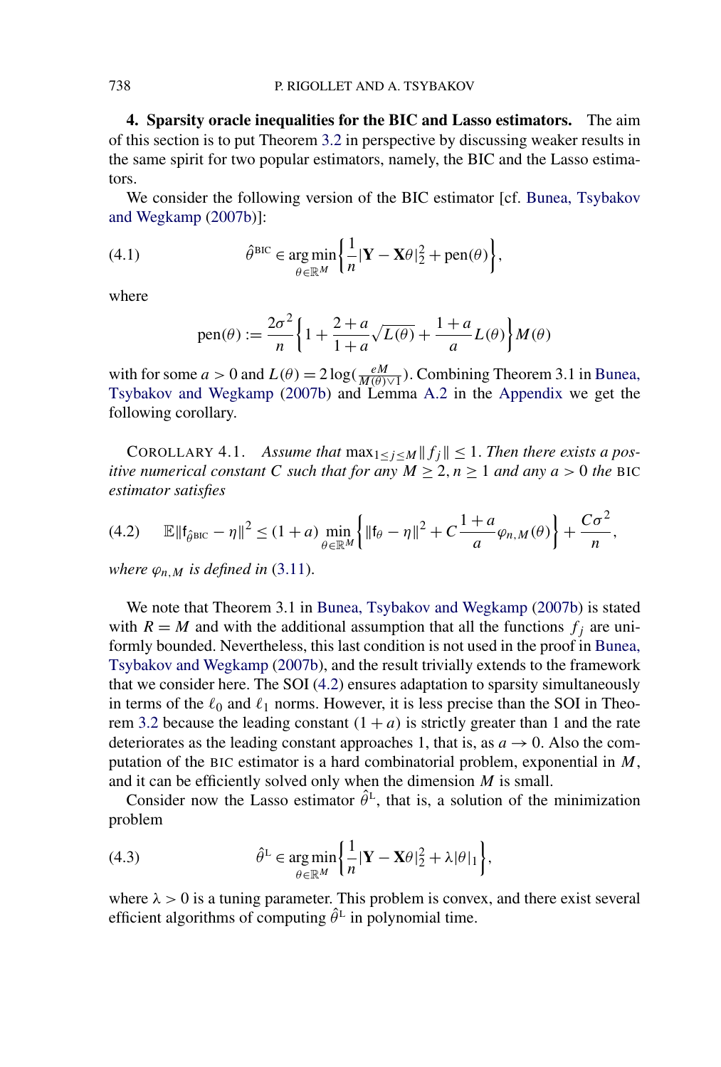## 4. Sparsity oracle inequalities for the BIC and Lasso estimators.

The aim of this section is to put Theorem 3.2 in perspective by discussing weaker results in the same spirit for two popular estimators, namely, the BIC and the Lasso estimators.

We consider the following version of the BIC estimator [cf. Bunea, Tsybakov and Wegkamp (2007b)]:

$$\hat{\theta}^{\mathrm{BIC}} \in \underset{\theta \in \mathbb{R}^M}{\arg\min} \left\{ \frac{1}{n} |\mathbf{Y} - \mathbf{X}\theta|_2^2 + \mathrm{pen}(\theta) \right\}, \tag{4.1}$$

where

$$\mathrm{pen}(\theta) := \frac{2\sigma^2}{n} \left\{ 1 + \frac{2+a}{1+a} \sqrt{L(\theta)} + \frac{1+a}{a} L(\theta) \right\} M(\theta)$$

with for some $a > 0$ and $L(\theta) = 2\log(\frac{eM}{M(\theta) \vee 1})$. Combining Theorem 3.1 in Bunea, Tsybakov and Wegkamp (2007b) and Lemma A.2 in the Appendix we get the following corollary.

Corollary 4.1. *Assume that* $\max_{1 \le j \le M} \|f_j\| \le 1$. *Then there exists a positive numerical constant* $C$ *such that for any* $M \ge 2, n \ge 1$ *and any* $a > 0$ *the* BIC *estimator satisfies*

$$\mathbb{E}\|\mathsf{f}_{\hat{\theta}^{\mathrm{BIC}}} - \eta\|^2 \le (1+a) \min_{\theta \in \mathbb{R}^M} \left\{ \|\mathsf{f}_\theta - \eta\|^2 + C \frac{1+a}{a} \varphi_{n,M}(\theta) \right\} + \frac{C\sigma^2}{n}, \tag{4.2}$$

*where* $\varphi_{n,M}$ *is defined in* (3.11).

We note that Theorem 3.1 in Bunea, Tsybakov and Wegkamp (2007b) is stated with $R = M$ and with the additional assumption that all the functions $f_j$ are uniformly bounded. Nevertheless, this last condition is not used in the proof in Bunea, Tsybakov and Wegkamp (2007b), and the result trivially extends to the framework that we consider here. The SOI (4.2) ensures adaptation to sparsity simultaneously in terms of the $\ell_0$ and $\ell_1$ norms. However, it is less precise than the SOI in Theorem 3.2 because the leading constant $(1+a)$ is strictly greater than 1 and the rate deteriorates as the leading constant approaches 1, that is, as $a \to 0$. Also the computation of the BIC estimator is a hard combinatorial problem, exponential in $M$, and it can be efficiently solved only when the dimension $M$ is small.

Consider now the Lasso estimator $\hat{\theta}^{\mathrm{L}}$, that is, a solution of the minimization problem

$$\hat{\theta}^{\mathrm{L}} \in \underset{\theta \in \mathbb{R}^M}{\arg\min} \left\{ \frac{1}{n} |\mathbf{Y} - \mathbf{X}\theta|_2^2 + \lambda |\theta|_1 \right\}, \tag{4.3}$$

where $\lambda > 0$ is a tuning parameter. This problem is convex, and there exist several efficient algorithms of computing $\hat{\theta}^{\mathrm{L}}$ in polynomial time.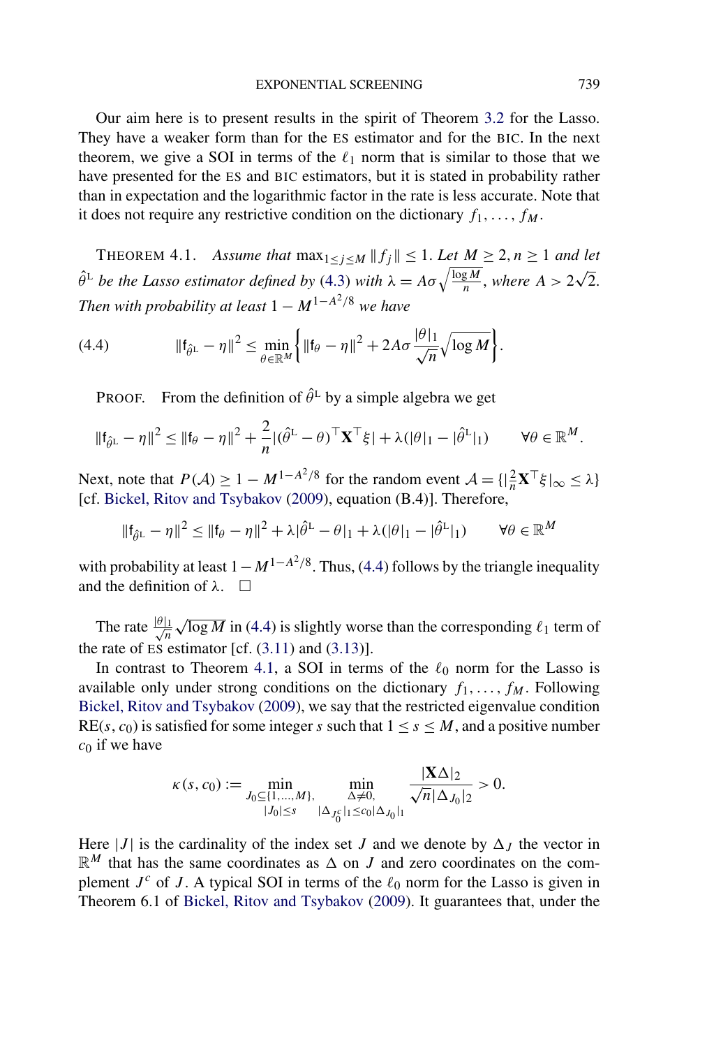Our aim here is to present results in the spirit of Theorem 3.2 for the Lasso. They have a weaker form than for the ES estimator and for the BIC. In the next theorem, we give a SOI in terms of the $\ell_1$ norm that is similar to those that we have presented for the ES and BIC estimators, but it is stated in probability rather than in expectation and the logarithmic factor in the rate is less accurate. Note that it does not require any restrictive condition on the dictionary $f_1, \dots, f_M$.

THEOREM 4.1. *Assume that* $\max_{1 \le j \le M} \|f_j\| \le 1$. *Let* $M \ge 2, n \ge 1$ *and let* $\hat{\theta}^{\mathrm{L}}$ *be the Lasso estimator defined by* (4.3) *with* $\lambda = A\sigma\sqrt{\frac{\log M}{n}}$, *where* $A > 2\sqrt{2}$. *Then with probability at least* $1 - M^{1-A^2/8}$ *we have*

$$\|\mathsf{f}_{\hat{\theta}^{\mathrm{L}}} - \eta\|^2 \le \min_{\theta \in \mathbb{R}^M} \left\{ \|\mathsf{f}_\theta - \eta\|^2 + 2A\sigma \frac{|\theta|_1}{\sqrt{n}} \sqrt{\log M} \right\}. \tag{4.4}$$

PROOF. From the definition of $\hat{\theta}^{\mathrm{L}}$ by a simple algebra we get

$$\|\mathsf{f}_{\hat{\theta}^{\mathrm{L}}} - \eta\|^2 \le \|\mathsf{f}_\theta - \eta\|^2 + \frac{2}{n}|(\hat{\theta}^{\mathrm{L}} - \theta)^\top \mathbf{X}^\top \xi| + \lambda(|\theta|_1 - |\hat{\theta}^{\mathrm{L}}|_1) \qquad \forall \theta \in \mathbb{R}^M.$$

Next, note that $P(\mathcal{A}) \ge 1 - M^{1-A^2/8}$ for the random event $\mathcal{A} = \{|\frac{2}{n}\mathbf{X}^\top \xi|_\infty \le \lambda\}$ [cf. Bickel, Ritov and Tsybakov (2009), equation (B.4)]. Therefore,

$$\|\mathsf{f}_{\hat{\theta}^{\mathrm{L}}} - \eta\|^2 \le \|\mathsf{f}_\theta - \eta\|^2 + \lambda|\hat{\theta}^{\mathrm{L}} - \theta|_1 + \lambda(|\theta|_1 - |\hat{\theta}^{\mathrm{L}}|_1) \qquad \forall \theta \in \mathbb{R}^M$$

with probability at least $1 - M^{1-A^2/8}$. Thus, (4.4) follows by the triangle inequality and the definition of $\lambda$. $\square$

The rate $\frac{|\theta|_1}{\sqrt{n}}\sqrt{\log M}$ in (4.4) is slightly worse than the corresponding $\ell_1$ term of the rate of ES estimator [cf. (3.11) and (3.13)].

In contrast to Theorem 4.1, a SOI in terms of the $\ell_0$ norm for the Lasso is available only under strong conditions on the dictionary $f_1, \dots, f_M$. Following Bickel, Ritov and Tsybakov (2009), we say that the restricted eigenvalue condition RE$(s, c_0)$ is satisfied for some integer $s$ such that $1 \le s \le M$, and a positive number $c_0$ if we have

$$\kappa(s, c_0) := \min_{\substack{J_0 \subseteq \{1,\dots,M\}, \\ |J_0| \le s}} \ \min_{\substack{\Delta \ne 0, \\ |\Delta_{J_0^c}|_1 \le c_0 |\Delta_{J_0}|_1}} \frac{|\mathbf{X}\Delta|_2}{\sqrt{n}|\Delta_{J_0}|_2} > 0.$$

Here $|J|$ is the cardinality of the index set $J$ and we denote by $\Delta_J$ the vector in $\mathbb{R}^M$ that has the same coordinates as $\Delta$ on $J$ and zero coordinates on the complement $J^c$ of $J$. A typical SOI in terms of the $\ell_0$ norm for the Lasso is given in Theorem 6.1 of Bickel, Ritov and Tsybakov (2009). It guarantees that, under the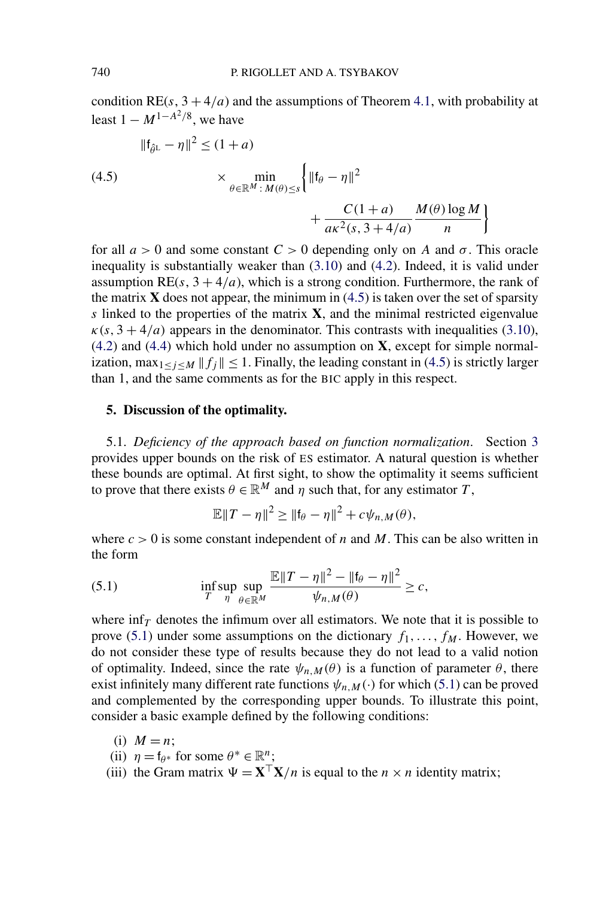condition RE($s, 3+4/a$) and the assumptions of Theorem 4.1, with probability at least $1 - M^{1-A^2/8}$, we have

$$\|\mathsf{f}_{\hat\theta^{\mathrm{L}}} - \eta\|^2 \le (1+a) \times \min_{\theta \in \mathbb{R}^M : M(\theta) \le s} \left\{ \|\mathsf{f}_\theta - \eta\|^2 + \frac{C(1+a)}{a\kappa^2(s, 3+4/a)} \frac{M(\theta)\log M}{n} \right\} \tag{4.5}$$

for all $a > 0$ and some constant $C > 0$ depending only on $A$ and $\sigma$. This oracle inequality is substantially weaker than (3.10) and (4.2). Indeed, it is valid under assumption RE($s, 3+4/a$), which is a strong condition. Furthermore, the rank of the matrix $\mathbf{X}$ does not appear, the minimum in (4.5) is taken over the set of sparsity $s$ linked to the properties of the matrix $\mathbf{X}$, and the minimal restricted eigenvalue $\kappa(s, 3+4/a)$ appears in the denominator. This contrasts with inequalities (3.10), (4.2) and (4.4) which hold under no assumption on $\mathbf{X}$, except for simple normalization, $\max_{1 \le j \le M} \|f_j\| \le 1$. Finally, the leading constant in (4.5) is strictly larger than 1, and the same comments as for the BIC apply in this respect.

## 5. Discussion of the optimality.

5.1. *Deficiency of the approach based on function normalization*. Section 3 provides upper bounds on the risk of ES estimator. A natural question is whether these bounds are optimal. At first sight, to show the optimality it seems sufficient to prove that there exists $\theta \in \mathbb{R}^M$ and $\eta$ such that, for any estimator $T$,

$$\mathbb{E}\|T - \eta\|^2 \ge \|\mathsf{f}_\theta - \eta\|^2 + c\psi_{n,M}(\theta),$$

where $c > 0$ is some constant independent of $n$ and $M$. This can be also written in the form

$$\inf_T \sup_\eta \sup_{\theta \in \mathbb{R}^M} \frac{\mathbb{E}\|T - \eta\|^2 - \|\mathsf{f}_\theta - \eta\|^2}{\psi_{n,M}(\theta)} \ge c, \tag{5.1}$$

where $\inf_T$ denotes the infimum over all estimators. We note that it is possible to prove (5.1) under some assumptions on the dictionary $f_1, \dots, f_M$. However, we do not consider these type of results because they do not lead to a valid notion of optimality. Indeed, since the rate $\psi_{n,M}(\theta)$ is a function of parameter $\theta$, there exist infinitely many different rate functions $\psi_{n,M}(\cdot)$ for which (5.1) can be proved and complemented by the corresponding upper bounds. To illustrate this point, consider a basic example defined by the following conditions:

(i) $M = n$;
(ii) $\eta = \mathsf{f}_{\theta^*}$ for some $\theta^* \in \mathbb{R}^n$;
(iii) the Gram matrix $\Psi = \mathbf{X}^\top \mathbf{X}/n$ is equal to the $n \times n$ identity matrix;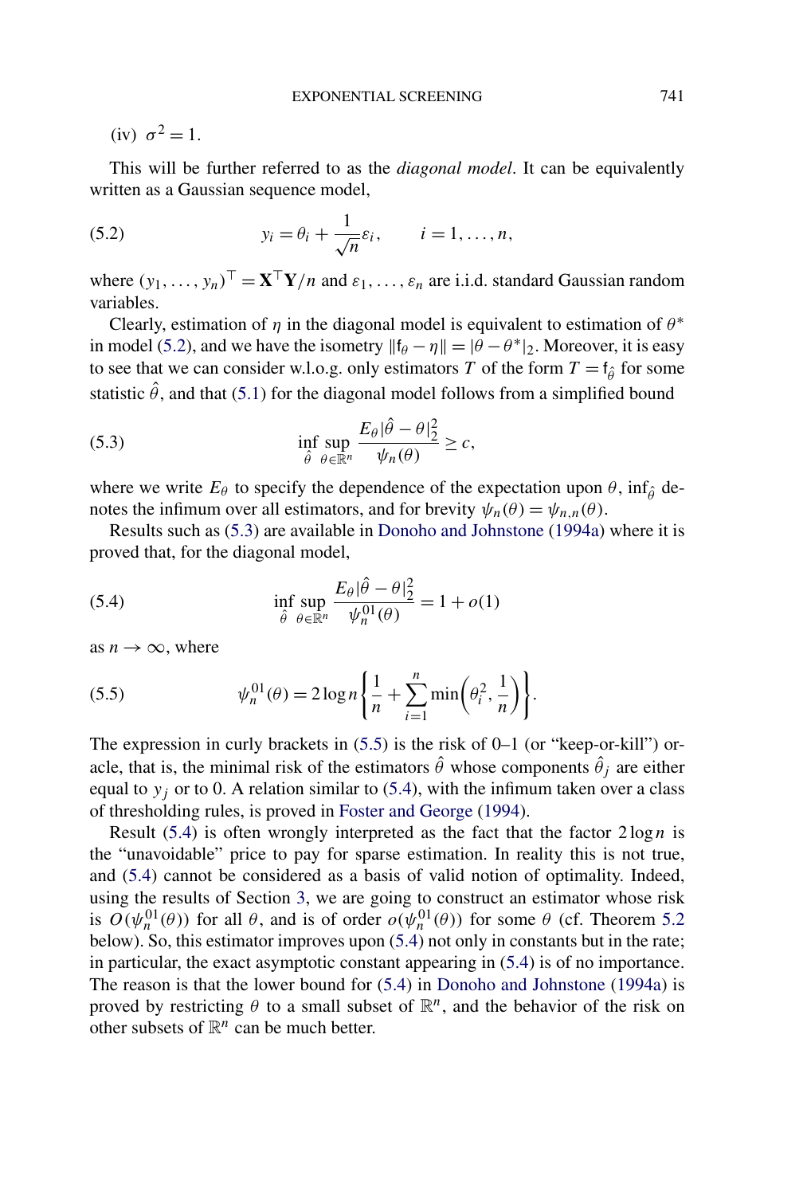(iv) $\sigma^2 = 1$.

This will be further referred to as the *diagonal model*. It can be equivalently written as a Gaussian sequence model,

$$y_i = \theta_i + \frac{1}{\sqrt{n}}\varepsilon_i, \qquad i = 1, \dots, n, \tag{5.2}$$

where $(y_1, \dots, y_n)^\top = \mathbf{X}^\top \mathbf{Y}/n$ and $\varepsilon_1, \dots, \varepsilon_n$ are i.i.d. standard Gaussian random variables.

Clearly, estimation of $\eta$ in the diagonal model is equivalent to estimation of $\theta^*$ in model (5.2), and we have the isometry $\|\mathsf{f}_\theta - \eta\| = |\theta - \theta^*|_2$. Moreover, it is easy to see that we can consider w.l.o.g. only estimators $T$ of the form $T = \mathsf{f}_{\hat{\theta}}$ for some statistic $\hat{\theta}$, and that (5.1) for the diagonal model follows from a simplified bound

$$\inf_{\hat{\theta}} \sup_{\theta \in \mathbb{R}^n} \frac{E_\theta |\hat{\theta} - \theta|_2^2}{\psi_n(\theta)} \geq c, \tag{5.3}$$

where we write $E_\theta$ to specify the dependence of the expectation upon $\theta$, $\inf_{\hat{\theta}}$ denotes the infimum over all estimators, and for brevity $\psi_n(\theta) = \psi_{n,n}(\theta)$.

Results such as (5.3) are available in Donoho and Johnstone (1994a) where it is proved that, for the diagonal model,

$$\inf_{\hat{\theta}} \sup_{\theta \in \mathbb{R}^n} \frac{E_\theta |\hat{\theta} - \theta|_2^2}{\psi_n^{01}(\theta)} = 1 + o(1) \tag{5.4}$$

as $n \to \infty$, where

$$\psi_n^{01}(\theta) = 2 \log n \left\{ \frac{1}{n} + \sum_{i=1}^{n} \min\left(\theta_i^2, \frac{1}{n}\right) \right\}. \tag{5.5}$$

The expression in curly brackets in (5.5) is the risk of 0–1 (or "keep-or-kill") oracle, that is, the minimal risk of the estimators $\hat{\theta}$ whose components $\hat{\theta}_j$ are either equal to $y_j$ or to 0. A relation similar to (5.4), with the infimum taken over a class of thresholding rules, is proved in Foster and George (1994).

Result (5.4) is often wrongly interpreted as the fact that the factor $2 \log n$ is the "unavoidable" price to pay for sparse estimation. In reality this is not true, and (5.4) cannot be considered as a basis of valid notion of optimality. Indeed, using the results of Section 3, we are going to construct an estimator whose risk is $O(\psi_n^{01}(\theta))$ for all $\theta$, and is of order $o(\psi_n^{01}(\theta))$ for some $\theta$ (cf. Theorem 5.2 below). So, this estimator improves upon (5.4) not only in constants but in the rate; in particular, the exact asymptotic constant appearing in (5.4) is of no importance. The reason is that the lower bound for (5.4) in Donoho and Johnstone (1994a) is proved by restricting $\theta$ to a small subset of $\mathbb{R}^n$, and the behavior of the risk on other subsets of $\mathbb{R}^n$ can be much better.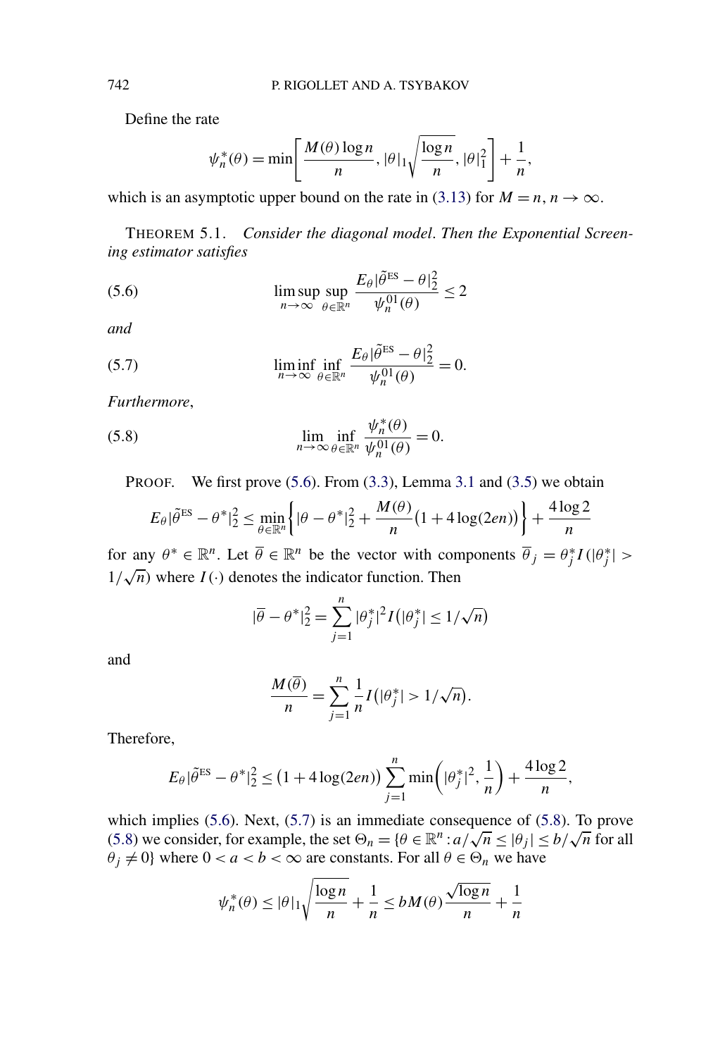Define the rate

$$\psi_n^*(\theta) = \min\left[\frac{M(\theta)\log n}{n}, |\theta|_1\sqrt{\frac{\log n}{n}}, |\theta|_1^2\right] + \frac{1}{n},$$

which is an asymptotic upper bound on the rate in (3.13) for $M = n$, $n \to \infty$.

THEOREM 5.1. *Consider the diagonal model. Then the Exponential Screening estimator satisfies*

$$\limsup_{n\to\infty} \sup_{\theta\in\mathbb{R}^n} \frac{E_\theta|\tilde{\theta}^{\mathrm{ES}} - \theta|_2^2}{\psi_n^{01}(\theta)} \le 2 \tag{5.6}$$

*and*

$$\liminf_{n\to\infty} \inf_{\theta\in\mathbb{R}^n} \frac{E_\theta|\tilde{\theta}^{\mathrm{ES}} - \theta|_2^2}{\psi_n^{01}(\theta)} = 0. \tag{5.7}$$

*Furthermore*,

$$\lim_{n\to\infty} \inf_{\theta\in\mathbb{R}^n} \frac{\psi_n^*(\theta)}{\psi_n^{01}(\theta)} = 0. \tag{5.8}$$

PROOF. We first prove (5.6). From (3.3), Lemma 3.1 and (3.5) we obtain

$$E_\theta|\tilde{\theta}^{\mathrm{ES}} - \theta^*|_2^2 \le \min_{\theta\in\mathbb{R}^n}\left\{|\theta - \theta^*|_2^2 + \frac{M(\theta)}{n}\big(1 + 4\log(2en)\big)\right\} + \frac{4\log 2}{n}$$

for any $\theta^* \in \mathbb{R}^n$. Let $\overline{\theta} \in \mathbb{R}^n$ be the vector with components $\overline{\theta}_j = \theta_j^* I(|\theta_j^*| > 1/\sqrt{n})$ where $I(\cdot)$ denotes the indicator function. Then

$$|\overline{\theta} - \theta^*|_2^2 = \sum_{j=1}^n |\theta_j^*|^2 I\big(|\theta_j^*| \le 1/\sqrt{n}\big)$$

and

$$\frac{M(\overline{\theta})}{n} = \sum_{j=1}^n \frac{1}{n} I\big(|\theta_j^*| > 1/\sqrt{n}\big).$$

Therefore,

$$E_\theta|\tilde{\theta}^{\mathrm{ES}} - \theta^*|_2^2 \le \big(1 + 4\log(2en)\big)\sum_{j=1}^n \min\left(|\theta_j^*|^2, \frac{1}{n}\right) + \frac{4\log 2}{n},$$

which implies (5.6). Next, (5.7) is an immediate consequence of (5.8). To prove (5.8) we consider, for example, the set $\Theta_n = \{\theta \in \mathbb{R}^n : a/\sqrt{n} \le |\theta_j| \le b/\sqrt{n}$ for all $\theta_j \ne 0\}$ where $0 < a < b < \infty$ are constants. For all $\theta \in \Theta_n$ we have

$$\psi_n^*(\theta) \le |\theta|_1\sqrt{\frac{\log n}{n}} + \frac{1}{n} \le bM(\theta)\frac{\sqrt{\log n}}{n} + \frac{1}{n}$$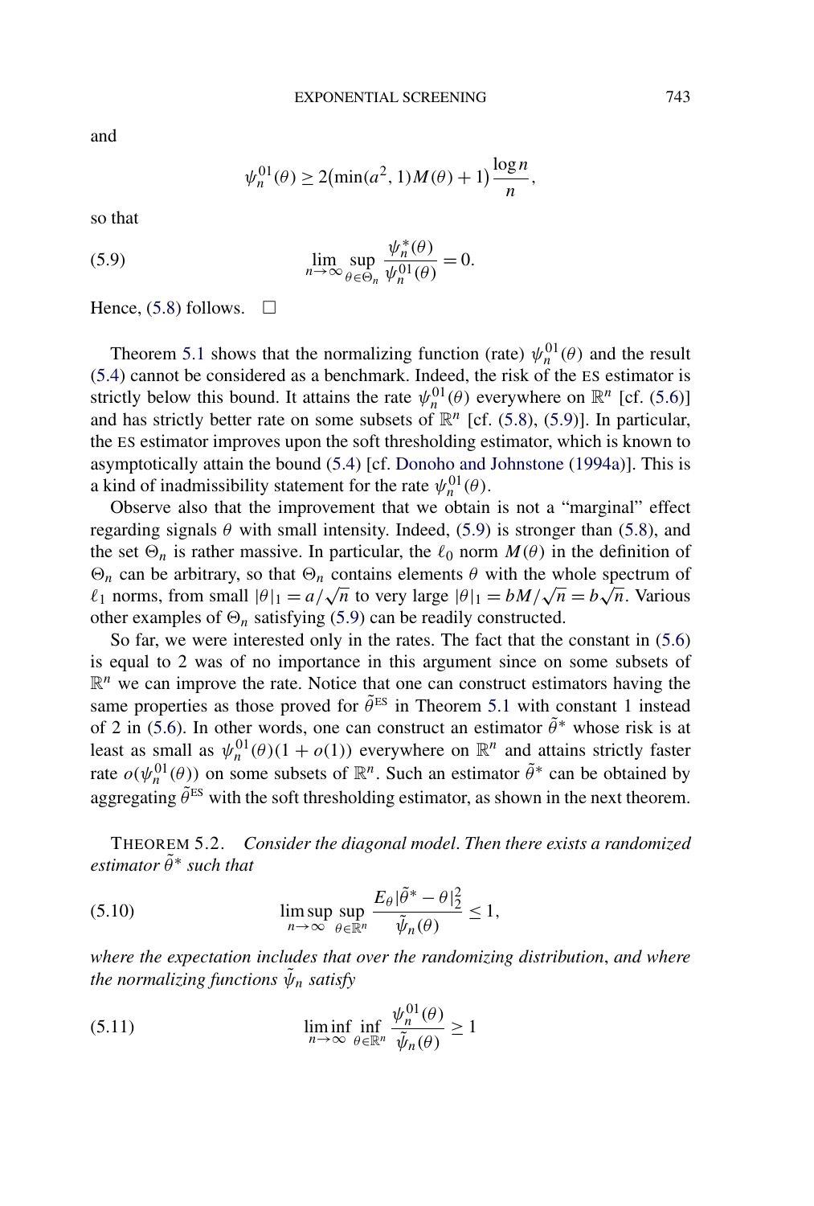and

$$\psi_n^{01}(\theta) \geq 2\big(\min(a^2, 1)M(\theta) + 1\big)\frac{\log n}{n},$$

so that

$$\lim_{n\to\infty} \sup_{\theta\in\Theta_n} \frac{\psi_n^*(\theta)}{\psi_n^{01}(\theta)} = 0. \tag{5.9}$$

Hence, (5.8) follows. □

Theorem 5.1 shows that the normalizing function (rate) $\psi_n^{01}(\theta)$ and the result (5.4) cannot be considered as a benchmark. Indeed, the risk of the ES estimator is strictly below this bound. It attains the rate $\psi_n^{01}(\theta)$ everywhere on $\mathbb{R}^n$ [cf. (5.6)] and has strictly better rate on some subsets of $\mathbb{R}^n$ [cf. (5.8), (5.9)]. In particular, the ES estimator improves upon the soft thresholding estimator, which is known to asymptotically attain the bound (5.4) [cf. Donoho and Johnstone (1994a)]. This is a kind of inadmissibility statement for the rate $\psi_n^{01}(\theta)$.

Observe also that the improvement that we obtain is not a "marginal" effect regarding signals $\theta$ with small intensity. Indeed, (5.9) is stronger than (5.8), and the set $\Theta_n$ is rather massive. In particular, the $\ell_0$ norm $M(\theta)$ in the definition of $\Theta_n$ can be arbitrary, so that $\Theta_n$ contains elements $\theta$ with the whole spectrum of $\ell_1$ norms, from small $|\theta|_1 = a/\sqrt{n}$ to very large $|\theta|_1 = bM/\sqrt{n} = b\sqrt{n}$. Various other examples of $\Theta_n$ satisfying (5.9) can be readily constructed.

So far, we were interested only in the rates. The fact that the constant in (5.6) is equal to 2 was of no importance in this argument since on some subsets of $\mathbb{R}^n$ we can improve the rate. Notice that one can construct estimators having the same properties as those proved for $\tilde{\theta}^{\text{ES}}$ in Theorem 5.1 with constant 1 instead of 2 in (5.6). In other words, one can construct an estimator $\tilde{\theta}^*$ whose risk is at least as small as $\psi_n^{01}(\theta)(1 + o(1))$ everywhere on $\mathbb{R}^n$ and attains strictly faster rate $o(\psi_n^{01}(\theta))$ on some subsets of $\mathbb{R}^n$. Such an estimator $\tilde{\theta}^*$ can be obtained by aggregating $\tilde{\theta}^{\text{ES}}$ with the soft thresholding estimator, as shown in the next theorem.

THEOREM 5.2. *Consider the diagonal model. Then there exists a randomized estimator $\tilde{\theta}^*$ such that*

$$\limsup_{n\to\infty} \sup_{\theta\in\mathbb{R}^n} \frac{E_\theta|\tilde{\theta}^* - \theta|_2^2}{\tilde{\psi}_n(\theta)} \leq 1, \tag{5.10}$$

*where the expectation includes that over the randomizing distribution, and where the normalizing functions $\tilde{\psi}_n$ satisfy*

$$\liminf_{n\to\infty} \inf_{\theta\in\mathbb{R}^n} \frac{\psi_n^{01}(\theta)}{\tilde{\psi}_n(\theta)} \geq 1 \tag{5.11}$$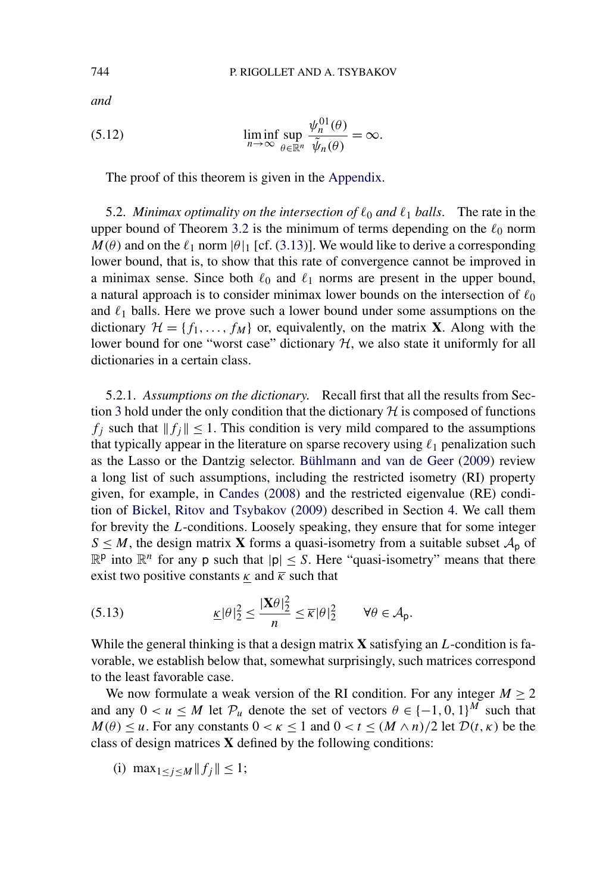*and*

$$\liminf_{n\to\infty} \sup_{\theta\in\mathbb{R}^n} \frac{\psi_n^{01}(\theta)}{\tilde{\psi}_n(\theta)} = \infty. \tag{5.12}$$

The proof of this theorem is given in the Appendix.

5.2. *Minimax optimality on the intersection of $\ell_0$ and $\ell_1$ balls.* The rate in the upper bound of Theorem 3.2 is the minimum of terms depending on the $\ell_0$ norm $M(\theta)$ and on the $\ell_1$ norm $|\theta|_1$ [cf. (3.13)]. We would like to derive a corresponding lower bound, that is, to show that this rate of convergence cannot be improved in a minimax sense. Since both $\ell_0$ and $\ell_1$ norms are present in the upper bound, a natural approach is to consider minimax lower bounds on the intersection of $\ell_0$ and $\ell_1$ balls. Here we prove such a lower bound under some assumptions on the dictionary $\mathcal{H} = \{f_1, \dots, f_M\}$ or, equivalently, on the matrix $\mathbf{X}$. Along with the lower bound for one "worst case" dictionary $\mathcal{H}$, we also state it uniformly for all dictionaries in a certain class.

5.2.1. *Assumptions on the dictionary.* Recall first that all the results from Section 3 hold under the only condition that the dictionary $\mathcal{H}$ is composed of functions $f_j$ such that $\|f_j\| \le 1$. This condition is very mild compared to the assumptions that typically appear in the literature on sparse recovery using $\ell_1$ penalization such as the Lasso or the Dantzig selector. Bühlmann and van de Geer (2009) review a long list of such assumptions, including the restricted isometry (RI) property given, for example, in Candes (2008) and the restricted eigenvalue (RE) condition of Bickel, Ritov and Tsybakov (2009) described in Section 4. We call them for brevity the $L$-conditions. Loosely speaking, they ensure that for some integer $S \le M$, the design matrix $\mathbf{X}$ forms a quasi-isometry from a suitable subset $\mathcal{A}_{\mathsf{p}}$ of $\mathbb{R}^{\mathsf{p}}$ into $\mathbb{R}^n$ for any $\mathsf{p}$ such that $|\mathsf{p}| \le S$. Here "quasi-isometry" means that there exist two positive constants $\underline{\kappa}$ and $\overline{\kappa}$ such that

$$\underline{\kappa}|\theta|_2^2 \le \frac{|\mathbf{X}\theta|_2^2}{n} \le \overline{\kappa}|\theta|_2^2 \qquad \forall \theta \in \mathcal{A}_{\mathsf{p}}. \tag{5.13}$$

While the general thinking is that a design matrix $\mathbf{X}$ satisfying an $L$-condition is favorable, we establish below that, somewhat surprisingly, such matrices correspond to the least favorable case.

We now formulate a weak version of the RI condition. For any integer $M \ge 2$ and any $0 < u \le M$ let $\mathcal{P}_u$ denote the set of vectors $\theta \in \{-1, 0, 1\}^M$ such that $M(\theta) \le u$. For any constants $0 < \kappa \le 1$ and $0 < t \le (M \wedge n)/2$ let $\mathcal{D}(t, \kappa)$ be the class of design matrices $\mathbf{X}$ defined by the following conditions:

(i) $\max_{1\le j\le M} \|f_j\| \le 1$;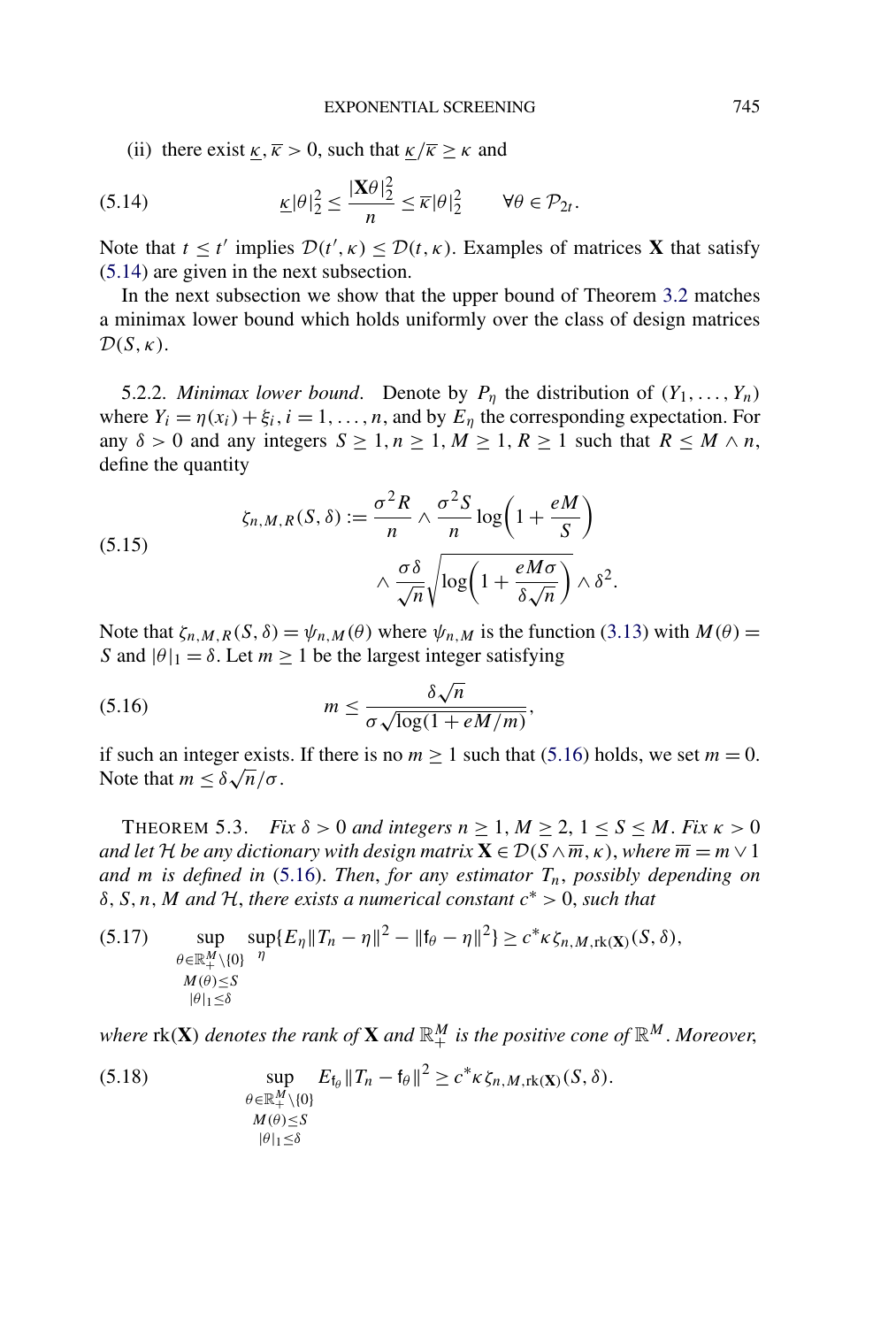(ii) there exist $\underline{\kappa}, \overline{\kappa} > 0$, such that $\underline{\kappa}/\overline{\kappa} \geq \kappa$ and

$$\underline{\kappa}|\theta|_2^2 \leq \frac{|\mathbf{X}\theta|_2^2}{n} \leq \overline{\kappa}|\theta|_2^2 \qquad \forall \theta \in \mathcal{P}_{2t}. \tag{5.14}$$

Note that $t \leq t'$ implies $\mathcal{D}(t', \kappa) \leq \mathcal{D}(t, \kappa)$. Examples of matrices $\mathbf{X}$ that satisfy (5.14) are given in the next subsection.

In the next subsection we show that the upper bound of Theorem 3.2 matches a minimax lower bound which holds uniformly over the class of design matrices $\mathcal{D}(S, \kappa)$.

5.2.2. *Minimax lower bound.* Denote by $P_\eta$ the distribution of $(Y_1, \dots, Y_n)$ where $Y_i = \eta(x_i) + \xi_i$, $i = 1, \dots, n$, and by $E_\eta$ the corresponding expectation. For any $\delta > 0$ and any integers $S \geq 1, n \geq 1, M \geq 1, R \geq 1$ such that $R \leq M \wedge n$, define the quantity

$$\zeta_{n,M,R}(S,\delta) := \frac{\sigma^2 R}{n} \wedge \frac{\sigma^2 S}{n} \log\left(1 + \frac{eM}{S}\right) \wedge \frac{\sigma\delta}{\sqrt{n}}\sqrt{\log\left(1 + \frac{eM\sigma}{\delta\sqrt{n}}\right)} \wedge \delta^2. \tag{5.15}$$

Note that $\zeta_{n,M,R}(S, \delta) = \psi_{n,M}(\theta)$ where $\psi_{n,M}$ is the function (3.13) with $M(\theta) = S$ and $|\theta|_1 = \delta$. Let $m \geq 1$ be the largest integer satisfying

$$m \leq \frac{\delta\sqrt{n}}{\sigma\sqrt{\log(1 + eM/m)}}, \tag{5.16}$$

if such an integer exists. If there is no $m \geq 1$ such that (5.16) holds, we set $m = 0$. Note that $m \leq \delta\sqrt{n}/\sigma$.

THEOREM 5.3. *Fix $\delta > 0$ and integers $n \geq 1$, $M \geq 2$, $1 \leq S \leq M$. Fix $\kappa > 0$ and let $\mathcal{H}$ be any dictionary with design matrix $\mathbf{X} \in \mathcal{D}(S \wedge \overline{m}, \kappa)$, where $\overline{m} = m \vee 1$ and $m$ is defined in (5.16). Then, for any estimator $T_n$, possibly depending on $\delta$, $S$, $n$, $M$ and $\mathcal{H}$, there exists a numerical constant $c^* > 0$, such that*

$$\sup_{\substack{\theta \in \mathbb{R}_+^M \setminus \{0\} \\ M(\theta) \leq S \\ |\theta|_1 \leq \delta}} \sup_{\eta} \{E_\eta \|T_n - \eta\|^2 - \|\mathsf{f}_\theta - \eta\|^2\} \geq c^* \kappa \zeta_{n,M,\mathrm{rk}(\mathbf{X})}(S, \delta), \tag{5.17}$$

*where $\mathrm{rk}(\mathbf{X})$ denotes the rank of $\mathbf{X}$ and $\mathbb{R}_+^M$ is the positive cone of $\mathbb{R}^M$. Moreover,*

$$\sup_{\substack{\theta \in \mathbb{R}_+^M \setminus \{0\} \\ M(\theta) \leq S \\ |\theta|_1 \leq \delta}} E_{\mathsf{f}_\theta} \|T_n - \mathsf{f}_\theta\|^2 \geq c^* \kappa \zeta_{n,M,\mathrm{rk}(\mathbf{X})}(S, \delta). \tag{5.18}$$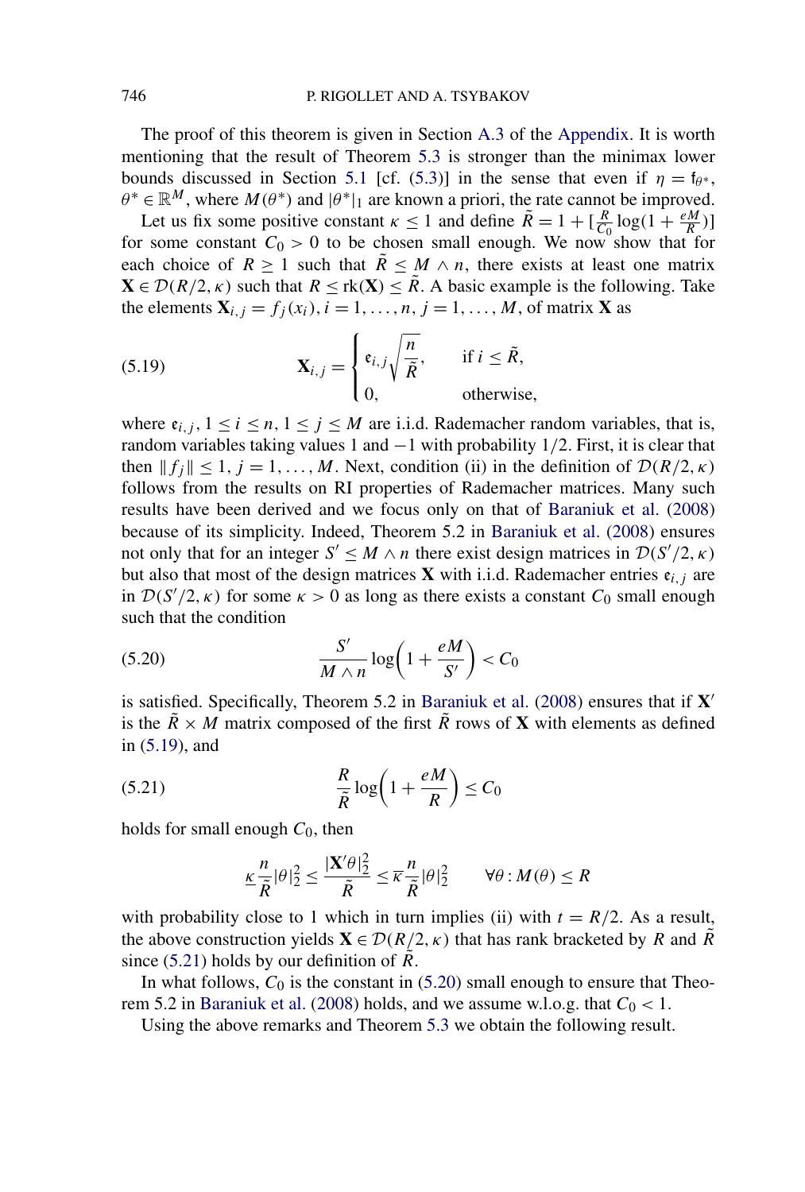The proof of this theorem is given in Section A.3 of the Appendix. It is worth mentioning that the result of Theorem 5.3 is stronger than the minimax lower bounds discussed in Section 5.1 [cf. (5.3)] in the sense that even if $\eta = \mathsf{f}_{\theta^*}$, $\theta^* \in \mathbb{R}^M$, where $M(\theta^*)$ and $|\theta^*|_1$ are known a priori, the rate cannot be improved.

Let us fix some positive constant $\kappa \le 1$ and define $\tilde{R} = 1 + [\frac{R}{C_0}\log(1 + \frac{eM}{R})]$ for some constant $C_0 > 0$ to be chosen small enough. We now show that for each choice of $R \ge 1$ such that $\tilde{R} \le M \wedge n$, there exists at least one matrix $\mathbf{X} \in \mathcal{D}(R/2, \kappa)$ such that $R \le \mathrm{rk}(\mathbf{X}) \le \tilde{R}$. A basic example is the following. Take the elements $\mathbf{X}_{i,j} = f_j(x_i)$, $i = 1, \dots, n$, $j = 1, \dots, M$, of matrix $\mathbf{X}$ as

$$
\mathbf{X}_{i,j} = \begin{cases} \mathfrak{e}_{i,j}\sqrt{\dfrac{n}{\tilde{R}}}, & \text{if } i \le \tilde{R}, \\ 0, & \text{otherwise,} \end{cases} \tag{5.19}
$$

where $\mathfrak{e}_{i,j}$, $1 \le i \le n$, $1 \le j \le M$ are i.i.d. Rademacher random variables, that is, random variables taking values 1 and $-1$ with probability 1/2. First, it is clear that then $\|f_j\| \le 1$, $j = 1, \dots, M$. Next, condition (ii) in the definition of $\mathcal{D}(R/2, \kappa)$ follows from the results on RI properties of Rademacher matrices. Many such results have been derived and we focus only on that of Baraniuk et al. (2008) because of its simplicity. Indeed, Theorem 5.2 in Baraniuk et al. (2008) ensures not only that for an integer $S' \le M \wedge n$ there exist design matrices in $\mathcal{D}(S'/2, \kappa)$ but also that most of the design matrices $\mathbf{X}$ with i.i.d. Rademacher entries $\mathfrak{e}_{i,j}$ are in $\mathcal{D}(S'/2, \kappa)$ for some $\kappa > 0$ as long as there exists a constant $C_0$ small enough such that the condition

$$
\frac{S'}{M \wedge n}\log\left(1 + \frac{eM}{S'}\right) < C_0 \tag{5.20}
$$

is satisfied. Specifically, Theorem 5.2 in Baraniuk et al. (2008) ensures that if $\mathbf{X}'$ is the $\tilde{R} \times M$ matrix composed of the first $\tilde{R}$ rows of $\mathbf{X}$ with elements as defined in (5.19), and

$$
\frac{R}{\tilde{R}}\log\left(1 + \frac{eM}{R}\right) \le C_0 \tag{5.21}
$$

holds for small enough $C_0$, then

$$
\underline{\kappa}\frac{n}{\tilde{R}}|\theta|_2^2 \le \frac{|\mathbf{X}'\theta|_2^2}{\tilde{R}} \le \bar{\kappa}\frac{n}{\tilde{R}}|\theta|_2^2 \qquad \forall \theta : M(\theta) \le R
$$

with probability close to 1 which in turn implies (ii) with $t = R/2$. As a result, the above construction yields $\mathbf{X} \in \mathcal{D}(R/2, \kappa)$ that has rank bracketed by $R$ and $\tilde{R}$ since (5.21) holds by our definition of $\tilde{R}$.

In what follows, $C_0$ is the constant in (5.20) small enough to ensure that Theorem 5.2 in Baraniuk et al. (2008) holds, and we assume w.l.o.g. that $C_0 < 1$.

Using the above remarks and Theorem 5.3 we obtain the following result.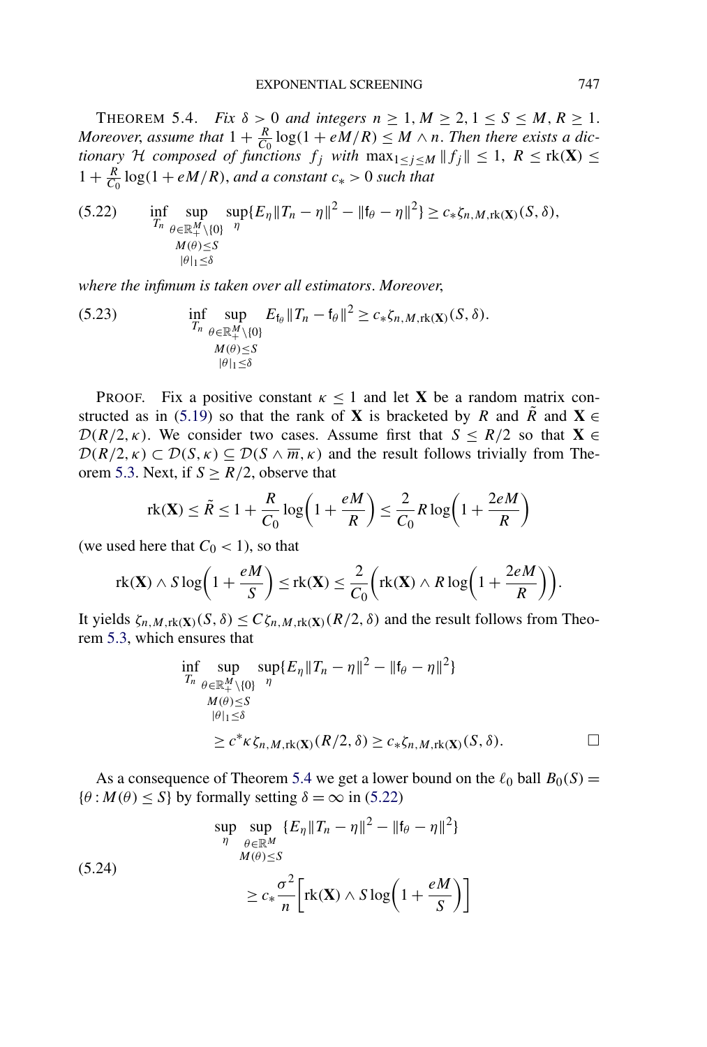THEOREM 5.4. *Fix $\delta > 0$ and integers $n \geq 1, M \geq 2, 1 \leq S \leq M, R \geq 1$. Moreover, assume that $1 + \frac{R}{C_0}\log(1 + eM/R) \leq M \wedge n$. Then there exists a dictionary $\mathcal{H}$ composed of functions $f_j$ with $\max_{1\leq j\leq M}\|f_j\| \leq 1$, $R \leq \mathrm{rk}(\mathbf{X}) \leq 1 + \frac{R}{C_0}\log(1 + eM/R)$, and a constant $c_* > 0$ such that*

$$\inf_{T_n} \sup_{\substack{\theta\in\mathbb{R}_+^M\setminus\{0\}\\ M(\theta)\leq S\\ |\theta|_1\leq\delta}} \sup_{\eta}\{E_\eta\|T_n - \eta\|^2 - \|\mathsf{f}_\theta - \eta\|^2\} \geq c_*\zeta_{n,M,\mathrm{rk}(\mathbf{X})}(S,\delta), \tag{5.22}$$

*where the infimum is taken over all estimators. Moreover,*

$$\inf_{T_n} \sup_{\substack{\theta\in\mathbb{R}_+^M\setminus\{0\}\\ M(\theta)\leq S\\ |\theta|_1\leq\delta}} E_{\mathsf{f}_\theta}\|T_n - \mathsf{f}_\theta\|^2 \geq c_*\zeta_{n,M,\mathrm{rk}(\mathbf{X})}(S,\delta). \tag{5.23}$$

PROOF. Fix a positive constant $\kappa \leq 1$ and let $\mathbf{X}$ be a random matrix constructed as in (5.19) so that the rank of $\mathbf{X}$ is bracketed by $R$ and $\tilde{R}$ and $\mathbf{X} \in \mathcal{D}(R/2,\kappa)$. We consider two cases. Assume first that $S \leq R/2$ so that $\mathbf{X} \in \mathcal{D}(R/2,\kappa) \subset \mathcal{D}(S,\kappa) \subseteq \mathcal{D}(S \wedge \overline{m},\kappa)$ and the result follows trivially from Theorem 5.3. Next, if $S \geq R/2$, observe that

$$\mathrm{rk}(\mathbf{X}) \leq \tilde{R} \leq 1 + \frac{R}{C_0}\log\left(1 + \frac{eM}{R}\right) \leq \frac{2}{C_0}R\log\left(1 + \frac{2eM}{R}\right)$$

(we used here that $C_0 < 1$), so that

$$\mathrm{rk}(\mathbf{X}) \wedge S\log\left(1 + \frac{eM}{S}\right) \leq \mathrm{rk}(\mathbf{X}) \leq \frac{2}{C_0}\left(\mathrm{rk}(\mathbf{X}) \wedge R\log\left(1 + \frac{2eM}{R}\right)\right).$$

It yields $\zeta_{n,M,\mathrm{rk}(\mathbf{X})}(S,\delta) \leq C\zeta_{n,M,\mathrm{rk}(\mathbf{X})}(R/2,\delta)$ and the result follows from Theorem 5.3, which ensures that

$$\begin{aligned}
&\inf_{T_n} \sup_{\substack{\theta\in\mathbb{R}_+^M\setminus\{0\}\\ M(\theta)\leq S\\ |\theta|_1\leq\delta}} \sup_{\eta}\{E_\eta\|T_n - \eta\|^2 - \|\mathsf{f}_\theta - \eta\|^2\}\\
&\qquad \geq c^*\kappa\zeta_{n,M,\mathrm{rk}(\mathbf{X})}(R/2,\delta) \geq c_*\zeta_{n,M,\mathrm{rk}(\mathbf{X})}(S,\delta). \qquad \square
\end{aligned}$$

As a consequence of Theorem 5.4 we get a lower bound on the $\ell_0$ ball $B_0(S) = \{\theta : M(\theta) \leq S\}$ by formally setting $\delta = \infty$ in (5.22)

$$\begin{aligned}
&\sup_{\eta} \sup_{\substack{\theta\in\mathbb{R}^M\\ M(\theta)\leq S}} \{E_\eta\|T_n - \eta\|^2 - \|\mathsf{f}_\theta - \eta\|^2\}\\
&\qquad \geq c_*\frac{\sigma^2}{n}\left[\mathrm{rk}(\mathbf{X}) \wedge S\log\left(1 + \frac{eM}{S}\right)\right]
\end{aligned} \tag{5.24}$$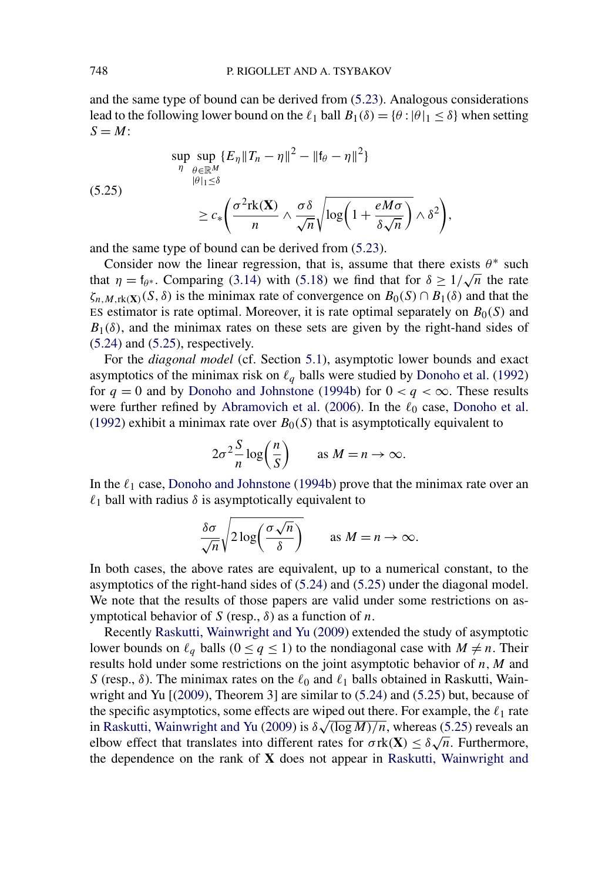and the same type of bound can be derived from (5.23). Analogous considerations lead to the following lower bound on the $\ell_1$ ball $B_1(\delta) = \{\theta : |\theta|_1 \le \delta\}$ when setting $S = M$:

$$\sup_{\eta} \sup_{\substack{\theta \in \mathbb{R}^M \\ |\theta|_1 \le \delta}} \{E_\eta \|T_n - \eta\|^2 - \|\mathsf{f}_\theta - \eta\|^2\} \tag{5.25}$$

$$\ge c_* \left( \frac{\sigma^2 \mathrm{rk}(\mathbf{X})}{n} \wedge \frac{\sigma \delta}{\sqrt{n}} \sqrt{\log\left(1 + \frac{eM\sigma}{\delta\sqrt{n}}\right)} \wedge \delta^2 \right),$$

and the same type of bound can be derived from (5.23).

Consider now the linear regression, that is, assume that there exists $\theta^*$ such that $\eta = \mathsf{f}_{\theta^*}$. Comparing (3.14) with (5.18) we find that for $\delta \ge 1/\sqrt{n}$ the rate $\zeta_{n,M,\mathrm{rk}(\mathbf{X})}(S, \delta)$ is the minimax rate of convergence on $B_0(S) \cap B_1(\delta)$ and that the ES estimator is rate optimal. Moreover, it is rate optimal separately on $B_0(S)$ and $B_1(\delta)$, and the minimax rates on these sets are given by the right-hand sides of (5.24) and (5.25), respectively.

For the *diagonal model* (cf. Section 5.1), asymptotic lower bounds and exact asymptotics of the minimax risk on $\ell_q$ balls were studied by Donoho et al. (1992) for $q = 0$ and by Donoho and Johnstone (1994b) for $0 < q < \infty$. These results were further refined by Abramovich et al. (2006). In the $\ell_0$ case, Donoho et al. (1992) exhibit a minimax rate over $B_0(S)$ that is asymptotically equivalent to

$$2\sigma^2 \frac{S}{n} \log\left(\frac{n}{S}\right) \qquad \text{as } M = n \to \infty.$$

In the $\ell_1$ case, Donoho and Johnstone (1994b) prove that the minimax rate over an $\ell_1$ ball with radius $\delta$ is asymptotically equivalent to

$$\frac{\delta\sigma}{\sqrt{n}} \sqrt{2\log\left(\frac{\sigma\sqrt{n}}{\delta}\right)} \qquad \text{as } M = n \to \infty.$$

In both cases, the above rates are equivalent, up to a numerical constant, to the asymptotics of the right-hand sides of (5.24) and (5.25) under the diagonal model. We note that the results of those papers are valid under some restrictions on asymptotical behavior of $S$ (resp., $\delta$) as a function of $n$.

Recently Raskutti, Wainwright and Yu (2009) extended the study of asymptotic lower bounds on $\ell_q$ balls ($0 \le q \le 1$) to the nondiagonal case with $M \ne n$. Their results hold under some restrictions on the joint asymptotic behavior of $n$, $M$ and $S$ (resp., $\delta$). The minimax rates on the $\ell_0$ and $\ell_1$ balls obtained in Raskutti, Wainwright and Yu [(2009), Theorem 3] are similar to (5.24) and (5.25) but, because of the specific asymptotics, some effects are wiped out there. For example, the $\ell_1$ rate in Raskutti, Wainwright and Yu (2009) is $\delta\sqrt{(\log M)/n}$, whereas (5.25) reveals an elbow effect that translates into different rates for $\sigma \mathrm{rk}(\mathbf{X}) \le \delta\sqrt{n}$. Furthermore, the dependence on the rank of $\mathbf{X}$ does not appear in Raskutti, Wainwright and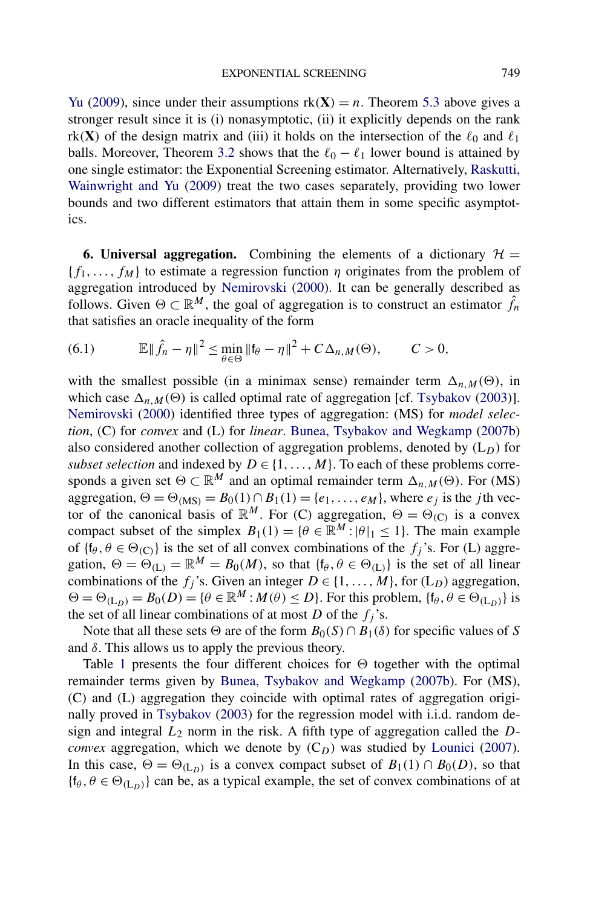Yu (2009), since under their assumptions $\mathrm{rk}(\mathbf{X}) = n$. Theorem 5.3 above gives a stronger result since it is (i) nonasymptotic, (ii) it explicitly depends on the rank $\mathrm{rk}(\mathbf{X})$ of the design matrix and (iii) it holds on the intersection of the $\ell_0$ and $\ell_1$ balls. Moreover, Theorem 3.2 shows that the $\ell_0 - \ell_1$ lower bound is attained by one single estimator: the Exponential Screening estimator. Alternatively, Raskutti, Wainwright and Yu (2009) treat the two cases separately, providing two lower bounds and two different estimators that attain them in some specific asymptotics.

## 6. Universal aggregation.

Combining the elements of a dictionary $\mathcal{H} = \{f_1, \dots, f_M\}$ to estimate a regression function $\eta$ originates from the problem of aggregation introduced by Nemirovski (2000). It can be generally described as follows. Given $\Theta \subset \mathbb{R}^M$, the goal of aggregation is to construct an estimator $\hat{f}_n$ that satisfies an oracle inequality of the form

$$\mathbb{E}\|\hat{f}_n - \eta\|^2 \le \min_{\theta \in \Theta} \|\mathsf{f}_\theta - \eta\|^2 + C\Delta_{n,M}(\Theta), \qquad C > 0, \tag{6.1}$$

with the smallest possible (in a minimax sense) remainder term $\Delta_{n,M}(\Theta)$, in which case $\Delta_{n,M}(\Theta)$ is called optimal rate of aggregation [cf. Tsybakov (2003)]. Nemirovski (2000) identified three types of aggregation: (MS) for *model selection*, (C) for *convex* and (L) for *linear*. Bunea, Tsybakov and Wegkamp (2007b) also considered another collection of aggregation problems, denoted by $(\mathrm{L}_D)$ for *subset selection* and indexed by $D \in \{1, \dots, M\}$. To each of these problems corresponds a given set $\Theta \subset \mathbb{R}^M$ and an optimal remainder term $\Delta_{n,M}(\Theta)$. For (MS) aggregation, $\Theta = \Theta_{(\mathrm{MS})} = B_0(1) \cap B_1(1) = \{e_1, \dots, e_M\}$, where $e_j$ is the $j$th vector of the canonical basis of $\mathbb{R}^M$. For (C) aggregation, $\Theta = \Theta_{(\mathrm{C})}$ is a convex compact subset of the simplex $B_1(1) = \{\theta \in \mathbb{R}^M : |\theta|_1 \le 1\}$. The main example of $\{\mathsf{f}_\theta, \theta \in \Theta_{(\mathrm{C})}\}$ is the set of all convex combinations of the $f_j$'s. For (L) aggregation, $\Theta = \Theta_{(\mathrm{L})} = \mathbb{R}^M = B_0(M)$, so that $\{\mathsf{f}_\theta, \theta \in \Theta_{(\mathrm{L})}\}$ is the set of all linear combinations of the $f_j$'s. Given an integer $D \in \{1, \dots, M\}$, for $(\mathrm{L}_D)$ aggregation, $\Theta = \Theta_{(\mathrm{L}_D)} = B_0(D) = \{\theta \in \mathbb{R}^M : M(\theta) \le D\}$. For this problem, $\{\mathsf{f}_\theta, \theta \in \Theta_{(\mathrm{L}_D)}\}$ is the set of all linear combinations of at most $D$ of the $f_j$'s.

Note that all these sets $\Theta$ are of the form $B_0(S) \cap B_1(\delta)$ for specific values of $S$ and $\delta$. This allows us to apply the previous theory.

Table 1 presents the four different choices for $\Theta$ together with the optimal remainder terms given by Bunea, Tsybakov and Wegkamp (2007b). For (MS), (C) and (L) aggregation they coincide with optimal rates of aggregation originally proved in Tsybakov (2003) for the regression model with i.i.d. random design and integral $L_2$ norm in the risk. A fifth type of aggregation called the *D-convex* aggregation, which we denote by $(\mathrm{C}_D)$ was studied by Lounici (2007). In this case, $\Theta = \Theta_{(\mathrm{L}_D)}$ is a convex compact subset of $B_1(1) \cap B_0(D)$, so that $\{\mathsf{f}_\theta, \theta \in \Theta_{(\mathrm{L}_D)}\}$ can be, as a typical example, the set of convex combinations of at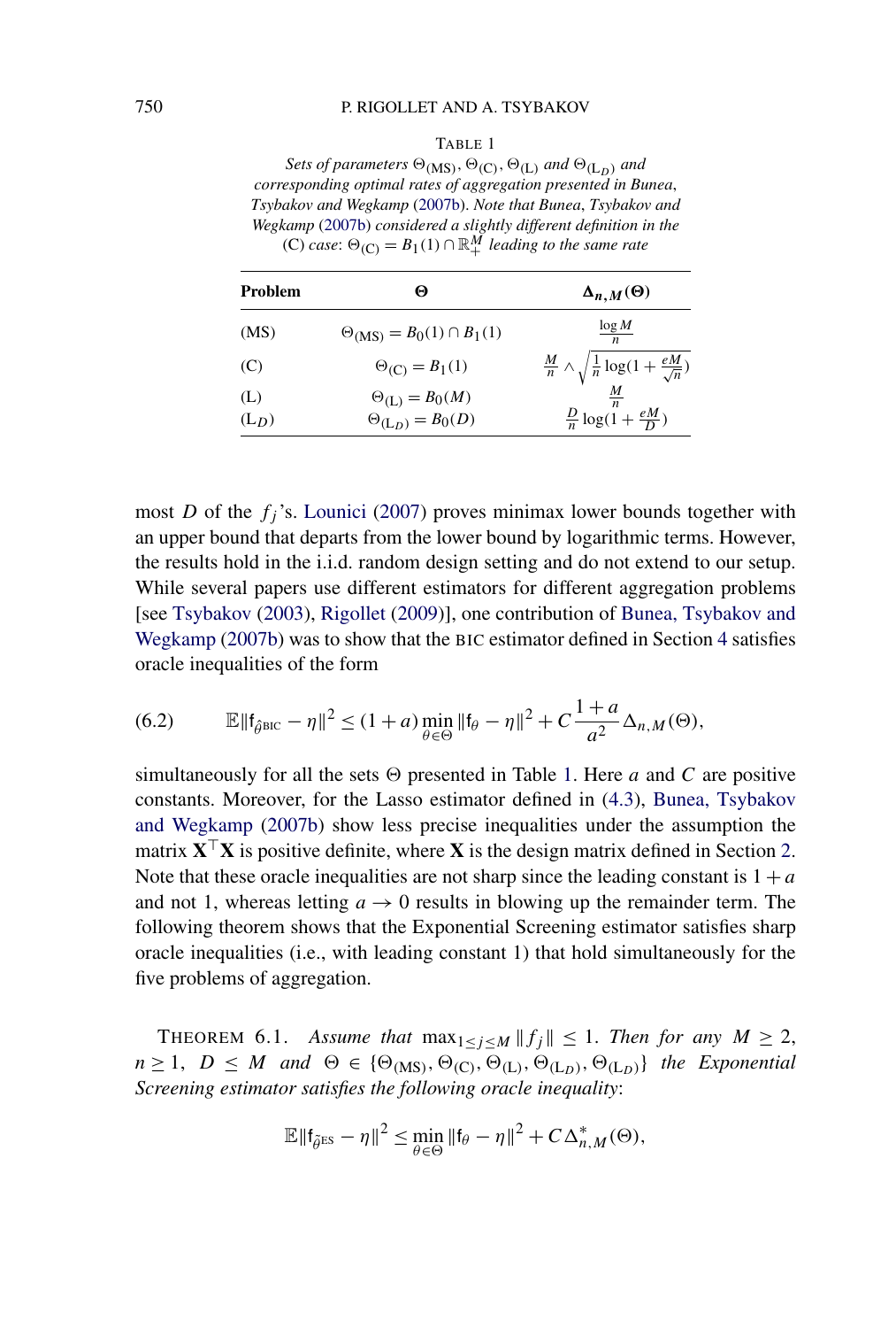TABLE 1

*Sets of parameters* $\Theta_{(\mathrm{MS})}$, $\Theta_{(\mathrm{C})}$, $\Theta_{(\mathrm{L})}$ *and* $\Theta_{(\mathrm{L}_D)}$ *and corresponding optimal rates of aggregation presented in Bunea, Tsybakov and Wegkamp (2007b). Note that Bunea, Tsybakov and Wegkamp (2007b) considered a slightly different definition in the* (C) *case*: $\Theta_{(\mathrm{C})} = B_1(1) \cap \mathbb{R}_+^M$ *leading to the same rate*

| **Problem** | $\boldsymbol{\Theta}$ | $\boldsymbol{\Delta_{n,M}(\Theta)}$ |
|---|---|---|
| (MS) | $\Theta_{(\mathrm{MS})} = B_0(1) \cap B_1(1)$ | $\frac{\log M}{n}$ |
| (C) | $\Theta_{(\mathrm{C})} = B_1(1)$ | $\frac{M}{n} \wedge \sqrt{\frac{1}{n}\log(1 + \frac{eM}{\sqrt{n}})}$ |
| (L) | $\Theta_{(\mathrm{L})} = B_0(M)$ | $\frac{M}{n}$ |
| $(\mathrm{L}_D)$ | $\Theta_{(\mathrm{L}_D)} = B_0(D)$ | $\frac{D}{n}\log(1 + \frac{eM}{D})$ |

most $D$ of the $f_j$'s. Lounici (2007) proves minimax lower bounds together with an upper bound that departs from the lower bound by logarithmic terms. However, the results hold in the i.i.d. random design setting and do not extend to our setup. While several papers use different estimators for different aggregation problems [see Tsybakov (2003), Rigollet (2009)], one contribution of Bunea, Tsybakov and Wegkamp (2007b) was to show that the BIC estimator defined in Section 4 satisfies oracle inequalities of the form

$$\mathbb{E}\|\mathsf{f}_{\hat{\theta}^{\mathrm{BIC}}} - \eta\|^2 \le (1+a)\min_{\theta \in \Theta}\|\mathsf{f}_\theta - \eta\|^2 + C\frac{1+a}{a^2}\Delta_{n,M}(\Theta), \tag{6.2}$$

simultaneously for all the sets $\Theta$ presented in Table 1. Here $a$ and $C$ are positive constants. Moreover, for the Lasso estimator defined in (4.3), Bunea, Tsybakov and Wegkamp (2007b) show less precise inequalities under the assumption the matrix $\mathbf{X}^\top\mathbf{X}$ is positive definite, where $\mathbf{X}$ is the design matrix defined in Section 2. Note that these oracle inequalities are not sharp since the leading constant is $1 + a$ and not 1, whereas letting $a \to 0$ results in blowing up the remainder term. The following theorem shows that the Exponential Screening estimator satisfies sharp oracle inequalities (i.e., with leading constant 1) that hold simultaneously for the five problems of aggregation.

THEOREM 6.1. *Assume that* $\max_{1 \le j \le M}\|f_j\| \le 1$. *Then for any* $M \ge 2$, $n \ge 1$, $D \le M$ *and* $\Theta \in \{\Theta_{(\mathrm{MS})}, \Theta_{(\mathrm{C})}, \Theta_{(\mathrm{L})}, \Theta_{(\mathrm{L}_D)}, \Theta_{(\mathrm{L}_D)}\}$ *the Exponential Screening estimator satisfies the following oracle inequality*:

$$\mathbb{E}\|\mathsf{f}_{\tilde{\theta}^{\mathrm{ES}}} - \eta\|^2 \le \min_{\theta \in \Theta}\|\mathsf{f}_\theta - \eta\|^2 + C\Delta^*_{n,M}(\Theta),$$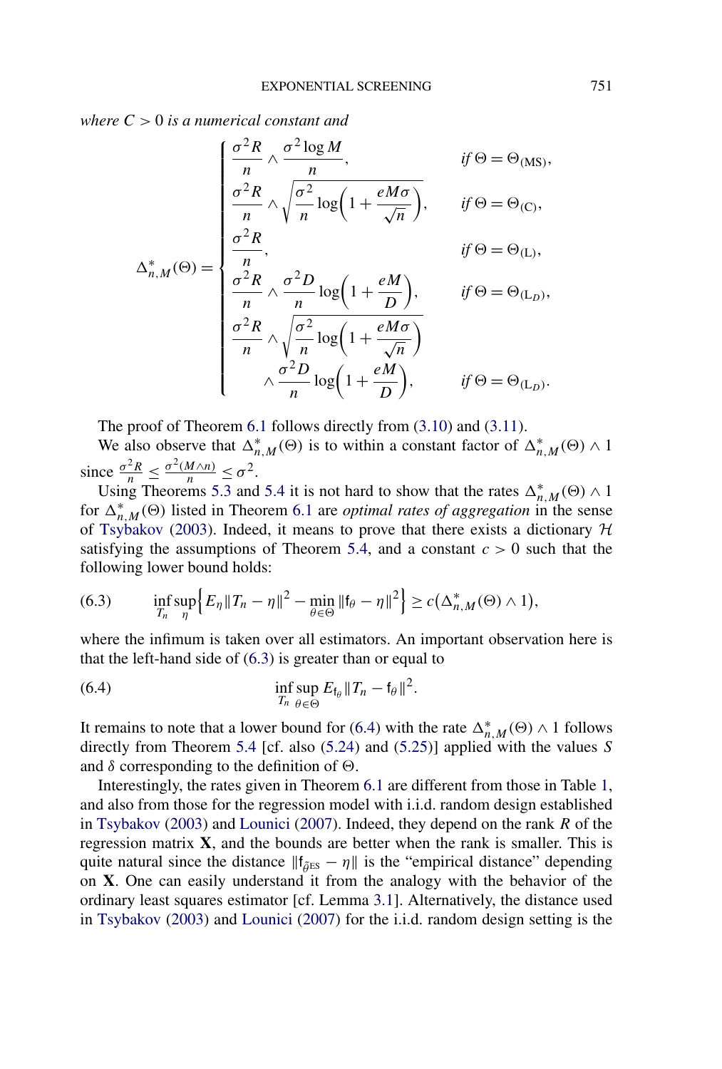*where $C > 0$ is a numerical constant and*

$$
\Delta^*_{n,M}(\Theta) = \begin{cases}
\dfrac{\sigma^2 R}{n} \wedge \dfrac{\sigma^2 \log M}{n}, & \textit{if } \Theta = \Theta_{(\mathrm{MS})},\\[2ex]
\dfrac{\sigma^2 R}{n} \wedge \sqrt{\dfrac{\sigma^2}{n} \log\left(1 + \dfrac{eM\sigma}{\sqrt{n}}\right)}, & \textit{if } \Theta = \Theta_{(\mathrm{C})},\\[2ex]
\dfrac{\sigma^2 R}{n}, & \textit{if } \Theta = \Theta_{(\mathrm{L})},\\[2ex]
\dfrac{\sigma^2 R}{n} \wedge \dfrac{\sigma^2 D}{n} \log\left(1 + \dfrac{eM}{D}\right), & \textit{if } \Theta = \Theta_{(\mathrm{L}_D)},\\[2ex]
\dfrac{\sigma^2 R}{n} \wedge \sqrt{\dfrac{\sigma^2}{n} \log\left(1 + \dfrac{eM\sigma}{\sqrt{n}}\right)} & \\[2ex]
\qquad \wedge \dfrac{\sigma^2 D}{n} \log\left(1 + \dfrac{eM}{D}\right), & \textit{if } \Theta = \Theta_{(\mathrm{L}_D)}.
\end{cases}
$$

The proof of Theorem 6.1 follows directly from (3.10) and (3.11).

We also observe that $\Delta^*_{n,M}(\Theta)$ is to within a constant factor of $\Delta^*_{n,M}(\Theta) \wedge 1$ since $\frac{\sigma^2 R}{n} \le \frac{\sigma^2 (M \wedge n)}{n} \le \sigma^2$.

Using Theorems 5.3 and 5.4 it is not hard to show that the rates $\Delta^*_{n,M}(\Theta) \wedge 1$ for $\Delta^*_{n,M}(\Theta)$ listed in Theorem 6.1 are *optimal rates of aggregation* in the sense of Tsybakov (2003). Indeed, it means to prove that there exists a dictionary $\mathcal{H}$ satisfying the assumptions of Theorem 5.4, and a constant $c > 0$ such that the following lower bound holds:

$$
\inf_{T_n} \sup_{\eta} \Big\{ E_\eta \|T_n - \eta\|^2 - \min_{\theta \in \Theta} \|\mathsf{f}_\theta - \eta\|^2 \Big\} \ge c\big(\Delta^*_{n,M}(\Theta) \wedge 1\big), \tag{6.3}
$$

where the infimum is taken over all estimators. An important observation here is that the left-hand side of (6.3) is greater than or equal to

$$
\inf_{T_n} \sup_{\theta \in \Theta} E_{\mathsf{f}_\theta} \|T_n - \mathsf{f}_\theta\|^2. \tag{6.4}
$$

It remains to note that a lower bound for (6.4) with the rate $\Delta^*_{n,M}(\Theta) \wedge 1$ follows directly from Theorem 5.4 [cf. also (5.24) and (5.25)] applied with the values $S$ and $\delta$ corresponding to the definition of $\Theta$.

Interestingly, the rates given in Theorem 6.1 are different from those in Table 1, and also from those for the regression model with i.i.d. random design established in Tsybakov (2003) and Lounici (2007). Indeed, they depend on the rank $R$ of the regression matrix $\mathbf{X}$, and the bounds are better when the rank is smaller. This is quite natural since the distance $\|\mathsf{f}_{\tilde{\theta}^{\mathrm{ES}}} - \eta\|$ is the "empirical distance" depending on $\mathbf{X}$. One can easily understand it from the analogy with the behavior of the ordinary least squares estimator [cf. Lemma 3.1]. Alternatively, the distance used in Tsybakov (2003) and Lounici (2007) for the i.i.d. random design setting is the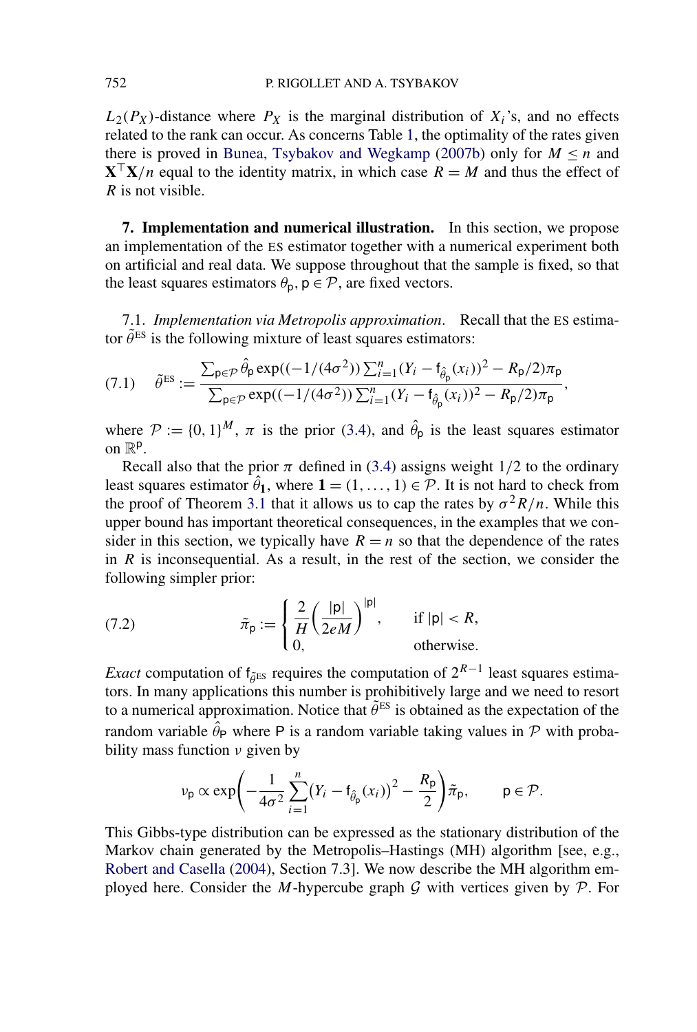$L_2(P_X)$-distance where $P_X$ is the marginal distribution of $X_i$'s, and no effects related to the rank can occur. As concerns Table 1, the optimality of the rates given there is proved in Bunea, Tsybakov and Wegkamp (2007b) only for $M \le n$ and $\mathbf{X}^\top \mathbf{X}/n$ equal to the identity matrix, in which case $R = M$ and thus the effect of $R$ is not visible.

## 7. Implementation and numerical illustration.

In this section, we propose an implementation of the ES estimator together with a numerical experiment both on artificial and real data. We suppose throughout that the sample is fixed, so that the least squares estimators $\theta_{\mathsf{p}}$, $\mathsf{p} \in \mathcal{P}$, are fixed vectors.

### 7.1. *Implementation via Metropolis approximation*.

Recall that the ES estimator $\tilde{\theta}^{\text{ES}}$ is the following mixture of least squares estimators:

$$
\tilde{\theta}^{\text{ES}} := \frac{\sum_{\mathsf{p} \in \mathcal{P}} \hat{\theta}_{\mathsf{p}} \exp((-1/(4\sigma^2)) \sum_{i=1}^n (Y_i - \mathsf{f}_{\hat{\theta}_{\mathsf{p}}}(x_i))^2 - R_{\mathsf{p}}/2) \pi_{\mathsf{p}}}{\sum_{\mathsf{p} \in \mathcal{P}} \exp((-1/(4\sigma^2)) \sum_{i=1}^n (Y_i - \mathsf{f}_{\hat{\theta}_{\mathsf{p}}}(x_i))^2 - R_{\mathsf{p}}/2) \pi_{\mathsf{p}}}, \tag{7.1}
$$

where $\mathcal{P} := \{0, 1\}^M$, $\pi$ is the prior (3.4), and $\hat{\theta}_{\mathsf{p}}$ is the least squares estimator on $\mathbb{R}^{\mathsf{p}}$.

Recall also that the prior $\pi$ defined in (3.4) assigns weight $1/2$ to the ordinary least squares estimator $\hat{\theta}_{\mathbf{1}}$, where $\mathbf{1} = (1, \dots, 1) \in \mathcal{P}$. It is not hard to check from the proof of Theorem 3.1 that it allows us to cap the rates by $\sigma^2 R/n$. While this upper bound has important theoretical consequences, in the examples that we consider in this section, we typically have $R = n$ so that the dependence of the rates in $R$ is inconsequential. As a result, in the rest of the section, we consider the following simpler prior:

$$
\tilde{\pi}_{\mathsf{p}} := \begin{cases} \dfrac{2}{H} \left( \dfrac{|\mathsf{p}|}{2eM} \right)^{|\mathsf{p}|}, & \text{if } |\mathsf{p}| < R, \\ 0, & \text{otherwise.} \end{cases} \tag{7.2}
$$

*Exact* computation of $\mathsf{f}_{\tilde{\theta}^{\text{ES}}}$ requires the computation of $2^{R-1}$ least squares estimators. In many applications this number is prohibitively large and we need to resort to a numerical approximation. Notice that $\tilde{\theta}^{\text{ES}}$ is obtained as the expectation of the random variable $\hat{\theta}_{\mathsf{P}}$ where $\mathsf{P}$ is a random variable taking values in $\mathcal{P}$ with probability mass function $\nu$ given by

$$
\nu_{\mathsf{p}} \propto \exp\left( -\frac{1}{4\sigma^2} \sum_{i=1}^n (Y_i - \mathsf{f}_{\hat{\theta}_{\mathsf{p}}}(x_i))^2 - \frac{R_{\mathsf{p}}}{2} \right) \tilde{\pi}_{\mathsf{p}}, \qquad \mathsf{p} \in \mathcal{P}.
$$

This Gibbs-type distribution can be expressed as the stationary distribution of the Markov chain generated by the Metropolis–Hastings (MH) algorithm [see, e.g., Robert and Casella (2004), Section 7.3]. We now describe the MH algorithm employed here. Consider the $M$-hypercube graph $\mathcal{G}$ with vertices given by $\mathcal{P}$. For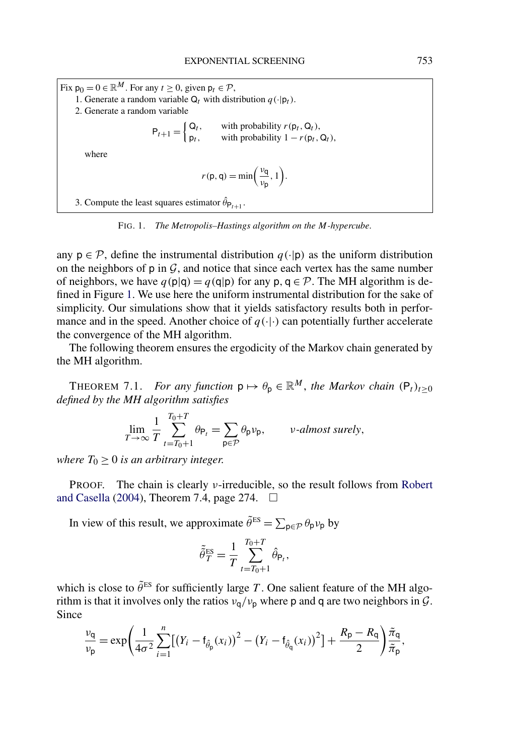Fix $\mathsf{p}_0 = 0 \in \mathbb{R}^M$. For any $t \geq 0$, given $\mathsf{p}_t \in \mathcal{P}$,

1. Generate a random variable $\mathsf{Q}_t$ with distribution $q(\cdot|\mathsf{p}_t)$.
2. Generate a random variable

$$\mathsf{P}_{t+1} = \begin{cases} \mathsf{Q}_t, & \text{with probability } r(\mathsf{p}_t, \mathsf{Q}_t), \\ \mathsf{p}_t, & \text{with probability } 1 - r(\mathsf{p}_t, \mathsf{Q}_t), \end{cases}$$

where

$$r(\mathsf{p}, \mathsf{q}) = \min\left(\frac{\nu_{\mathsf{q}}}{\nu_{\mathsf{p}}}, 1\right).$$

3. Compute the least squares estimator $\hat{\theta}_{\mathsf{P}_{t+1}}$.

FIG. 1. *The Metropolis–Hastings algorithm on the $M$-hypercube.*

any $\mathsf{p} \in \mathcal{P}$, define the instrumental distribution $q(\cdot|\mathsf{p})$ as the uniform distribution on the neighbors of $\mathsf{p}$ in $\mathcal{G}$, and notice that since each vertex has the same number of neighbors, we have $q(\mathsf{p}|\mathsf{q}) = q(\mathsf{q}|\mathsf{p})$ for any $\mathsf{p}, \mathsf{q} \in \mathcal{P}$. The MH algorithm is defined in Figure 1. We use here the uniform instrumental distribution for the sake of simplicity. Our simulations show that it yields satisfactory results both in performance and in the speed. Another choice of $q(\cdot|\cdot)$ can potentially further accelerate the convergence of the MH algorithm.

The following theorem ensures the ergodicity of the Markov chain generated by the MH algorithm.

THEOREM 7.1. *For any function $\mathsf{p} \mapsto \theta_{\mathsf{p}} \in \mathbb{R}^M$, the Markov chain $(\mathsf{P}_t)_{t \geq 0}$ defined by the MH algorithm satisfies*

$$\lim_{T \to \infty} \frac{1}{T} \sum_{t=T_0+1}^{T_0+T} \theta_{\mathsf{P}_t} = \sum_{\mathsf{p} \in \mathcal{P}} \theta_{\mathsf{p}} \nu_{\mathsf{p}}, \qquad \nu\text{-almost surely},$$

*where $T_0 \geq 0$ is an arbitrary integer.*

PROOF. The chain is clearly $\nu$-irreducible, so the result follows from Robert and Casella (2004), Theorem 7.4, page 274. □

In view of this result, we approximate $\tilde{\theta}^{\mathrm{ES}} = \sum_{\mathsf{p} \in \mathcal{P}} \theta_{\mathsf{p}} \nu_{\mathsf{p}}$ by

$$\tilde{\tilde{\theta}}^{\mathrm{ES}}_T = \frac{1}{T} \sum_{t=T_0+1}^{T_0+T} \hat{\theta}_{\mathsf{P}_t},$$

which is close to $\tilde{\theta}^{\mathrm{ES}}$ for sufficiently large $T$. One salient feature of the MH algorithm is that it involves only the ratios $\nu_{\mathsf{q}}/\nu_{\mathsf{p}}$ where $\mathsf{p}$ and $\mathsf{q}$ are two neighbors in $\mathcal{G}$. Since

$$\frac{\nu_{\mathsf{q}}}{\nu_{\mathsf{p}}} = \exp\left(\frac{1}{4\sigma^2} \sum_{i=1}^{n} \left[\left(Y_i - \mathsf{f}_{\hat{\theta}_{\mathsf{p}}}(x_i)\right)^2 - \left(Y_i - \mathsf{f}_{\hat{\theta}_{\mathsf{q}}}(x_i)\right)^2\right] + \frac{R_{\mathsf{p}} - R_{\mathsf{q}}}{2}\right) \frac{\tilde{\pi}_{\mathsf{q}}}{\tilde{\pi}_{\mathsf{p}}},$$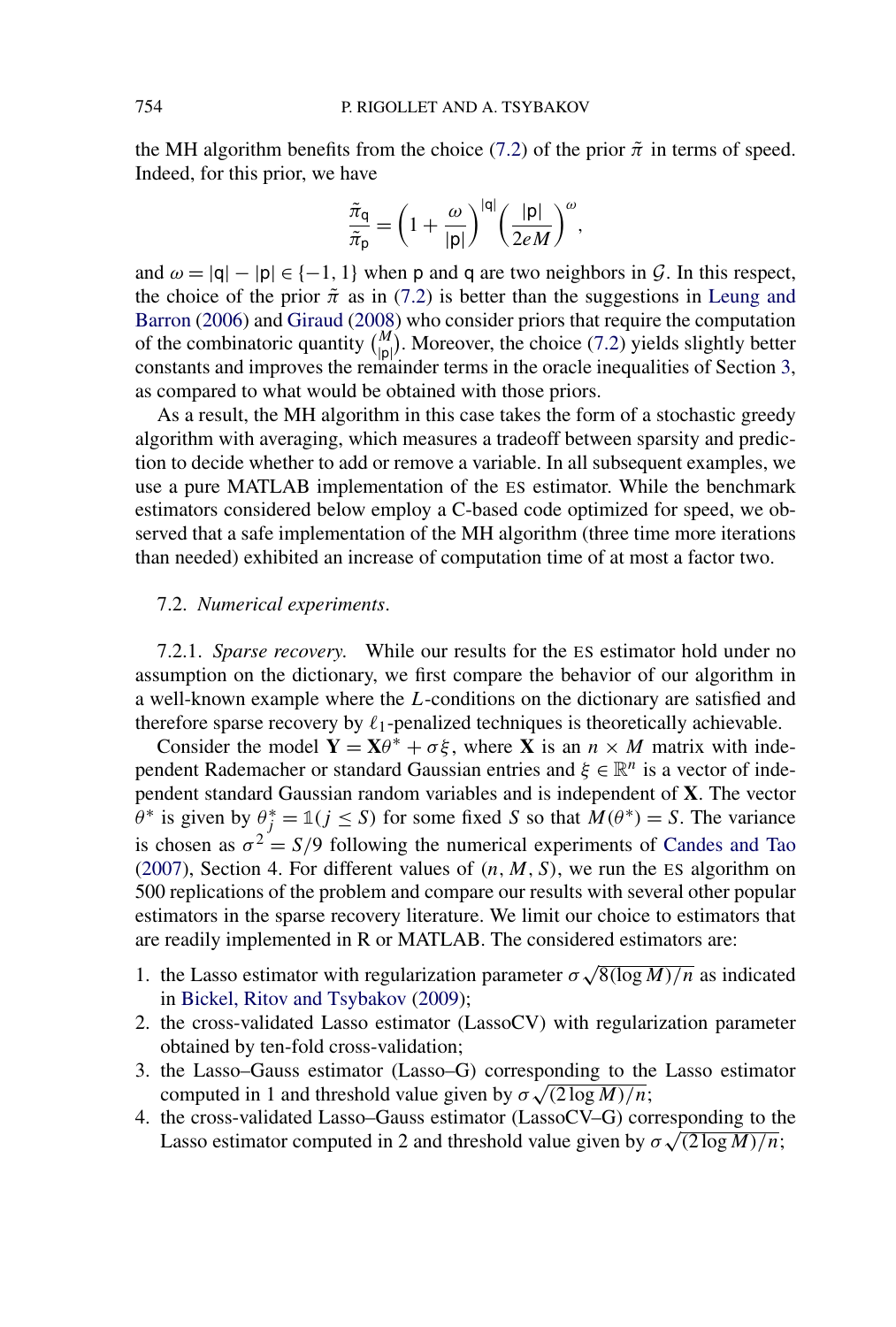the MH algorithm benefits from the choice (7.2) of the prior $\tilde{\pi}$ in terms of speed. Indeed, for this prior, we have

$$\frac{\tilde{\pi}_{\mathsf{q}}}{\tilde{\pi}_{\mathsf{p}}} = \left(1 + \frac{\omega}{|\mathsf{p}|}\right)^{|\mathsf{q}|} \left(\frac{|\mathsf{p}|}{2eM}\right)^{\omega},$$

and $\omega = |\mathsf{q}| - |\mathsf{p}| \in \{-1, 1\}$ when $\mathsf{p}$ and $\mathsf{q}$ are two neighbors in $\mathcal{G}$. In this respect, the choice of the prior $\tilde{\pi}$ as in (7.2) is better than the suggestions in Leung and Barron (2006) and Giraud (2008) who consider priors that require the computation of the combinatoric quantity $\binom{M}{|\mathsf{p}|}$. Moreover, the choice (7.2) yields slightly better constants and improves the remainder terms in the oracle inequalities of Section 3, as compared to what would be obtained with those priors.

As a result, the MH algorithm in this case takes the form of a stochastic greedy algorithm with averaging, which measures a tradeoff between sparsity and prediction to decide whether to add or remove a variable. In all subsequent examples, we use a pure MATLAB implementation of the ES estimator. While the benchmark estimators considered below employ a C-based code optimized for speed, we observed that a safe implementation of the MH algorithm (three time more iterations than needed) exhibited an increase of computation time of at most a factor two.

### 7.2. *Numerical experiments*.

#### 7.2.1. *Sparse recovery.*

While our results for the ES estimator hold under no assumption on the dictionary, we first compare the behavior of our algorithm in a well-known example where the $L$-conditions on the dictionary are satisfied and therefore sparse recovery by $\ell_1$-penalized techniques is theoretically achievable.

Consider the model $\mathbf{Y} = \mathbf{X}\theta^* + \sigma\xi$, where $\mathbf{X}$ is an $n \times M$ matrix with independent Rademacher or standard Gaussian entries and $\xi \in \mathbb{R}^n$ is a vector of independent standard Gaussian random variables and is independent of $\mathbf{X}$. The vector $\theta^*$ is given by $\theta^*_j = \mathbb{1}(j \le S)$ for some fixed $S$ so that $M(\theta^*) = S$. The variance is chosen as $\sigma^2 = S/9$ following the numerical experiments of Candes and Tao (2007), Section 4. For different values of $(n, M, S)$, we run the ES algorithm on 500 replications of the problem and compare our results with several other popular estimators in the sparse recovery literature. We limit our choice to estimators that are readily implemented in R or MATLAB. The considered estimators are:

1. the Lasso estimator with regularization parameter $\sigma\sqrt{8(\log M)/n}$ as indicated in Bickel, Ritov and Tsybakov (2009);
2. the cross-validated Lasso estimator (LassoCV) with regularization parameter obtained by ten-fold cross-validation;
3. the Lasso–Gauss estimator (Lasso–G) corresponding to the Lasso estimator computed in 1 and threshold value given by $\sigma\sqrt{(2\log M)/n}$;
4. the cross-validated Lasso–Gauss estimator (LassoCV–G) corresponding to the Lasso estimator computed in 2 and threshold value given by $\sigma\sqrt{(2\log M)/n}$;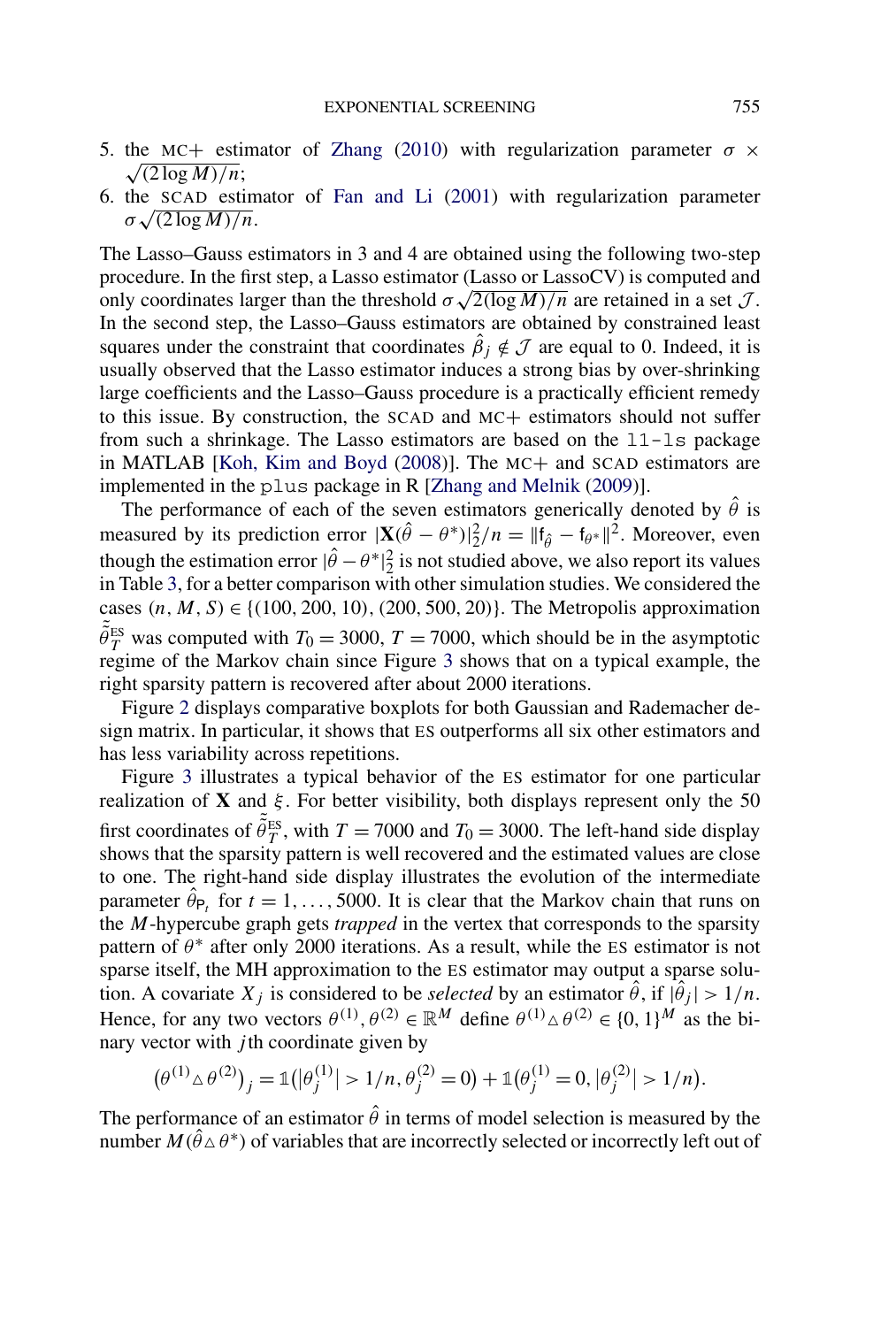5. the MC+ estimator of Zhang (2010) with regularization parameter $\sigma \times \sqrt{(2\log M)/n}$;
6. the SCAD estimator of Fan and Li (2001) with regularization parameter $\sigma\sqrt{(2\log M)/n}$.

The Lasso–Gauss estimators in 3 and 4 are obtained using the following two-step procedure. In the first step, a Lasso estimator (Lasso or LassoCV) is computed and only coordinates larger than the threshold $\sigma\sqrt{2(\log M)/n}$ are retained in a set $\mathcal{J}$. In the second step, the Lasso–Gauss estimators are obtained by constrained least squares under the constraint that coordinates $\hat{\beta}_j \notin \mathcal{J}$ are equal to 0. Indeed, it is usually observed that the Lasso estimator induces a strong bias by over-shrinking large coefficients and the Lasso–Gauss procedure is a practically efficient remedy to this issue. By construction, the SCAD and MC+ estimators should not suffer from such a shrinkage. The Lasso estimators are based on the `l1-ls` package in MATLAB [Koh, Kim and Boyd (2008)]. The MC+ and SCAD estimators are implemented in the `plus` package in R [Zhang and Melnik (2009)].

The performance of each of the seven estimators generically denoted by $\hat{\theta}$ is measured by its prediction error $|\mathbf{X}(\hat{\theta} - \theta^*)|_2^2/n = \|\mathsf{f}_{\hat{\theta}} - \mathsf{f}_{\theta^*}\|^2$. Moreover, even though the estimation error $|\hat{\theta} - \theta^*|_2^2$ is not studied above, we also report its values in Table 3, for a better comparison with other simulation studies. We considered the cases $(n, M, S) \in \{(100, 200, 10), (200, 500, 20)\}$. The Metropolis approximation $\tilde{\tilde{\theta}}_T^{\mathrm{ES}}$ was computed with $T_0 = 3000$, $T = 7000$, which should be in the asymptotic regime of the Markov chain since Figure 3 shows that on a typical example, the right sparsity pattern is recovered after about 2000 iterations.

Figure 2 displays comparative boxplots for both Gaussian and Rademacher design matrix. In particular, it shows that ES outperforms all six other estimators and has less variability across repetitions.

Figure 3 illustrates a typical behavior of the ES estimator for one particular realization of $\mathbf{X}$ and $\xi$. For better visibility, both displays represent only the 50 first coordinates of $\tilde{\tilde{\theta}}_T^{\mathrm{ES}}$, with $T = 7000$ and $T_0 = 3000$. The left-hand side display shows that the sparsity pattern is well recovered and the estimated values are close to one. The right-hand side display illustrates the evolution of the intermediate parameter $\hat{\theta}_{\mathsf{P}_t}$ for $t = 1, \ldots, 5000$. It is clear that the Markov chain that runs on the $M$-hypercube graph gets *trapped* in the vertex that corresponds to the sparsity pattern of $\theta^*$ after only 2000 iterations. As a result, while the ES estimator is not sparse itself, the MH approximation to the ES estimator may output a sparse solution. A covariate $X_j$ is considered to be *selected* by an estimator $\hat{\theta}$, if $|\hat{\theta}_j| > 1/n$. Hence, for any two vectors $\theta^{(1)}, \theta^{(2)} \in \mathbb{R}^M$ define $\theta^{(1)} \vartriangle \theta^{(2)} \in \{0, 1\}^M$ as the binary vector with $j$th coordinate given by

$$(\theta^{(1)} \vartriangle \theta^{(2)})_j = \mathbb{1}(|\theta_j^{(1)}| > 1/n, \theta_j^{(2)} = 0) + \mathbb{1}(\theta_j^{(1)} = 0, |\theta_j^{(2)}| > 1/n).$$

The performance of an estimator $\hat{\theta}$ in terms of model selection is measured by the number $M(\hat{\theta} \vartriangle \theta^*)$ of variables that are incorrectly selected or incorrectly left out of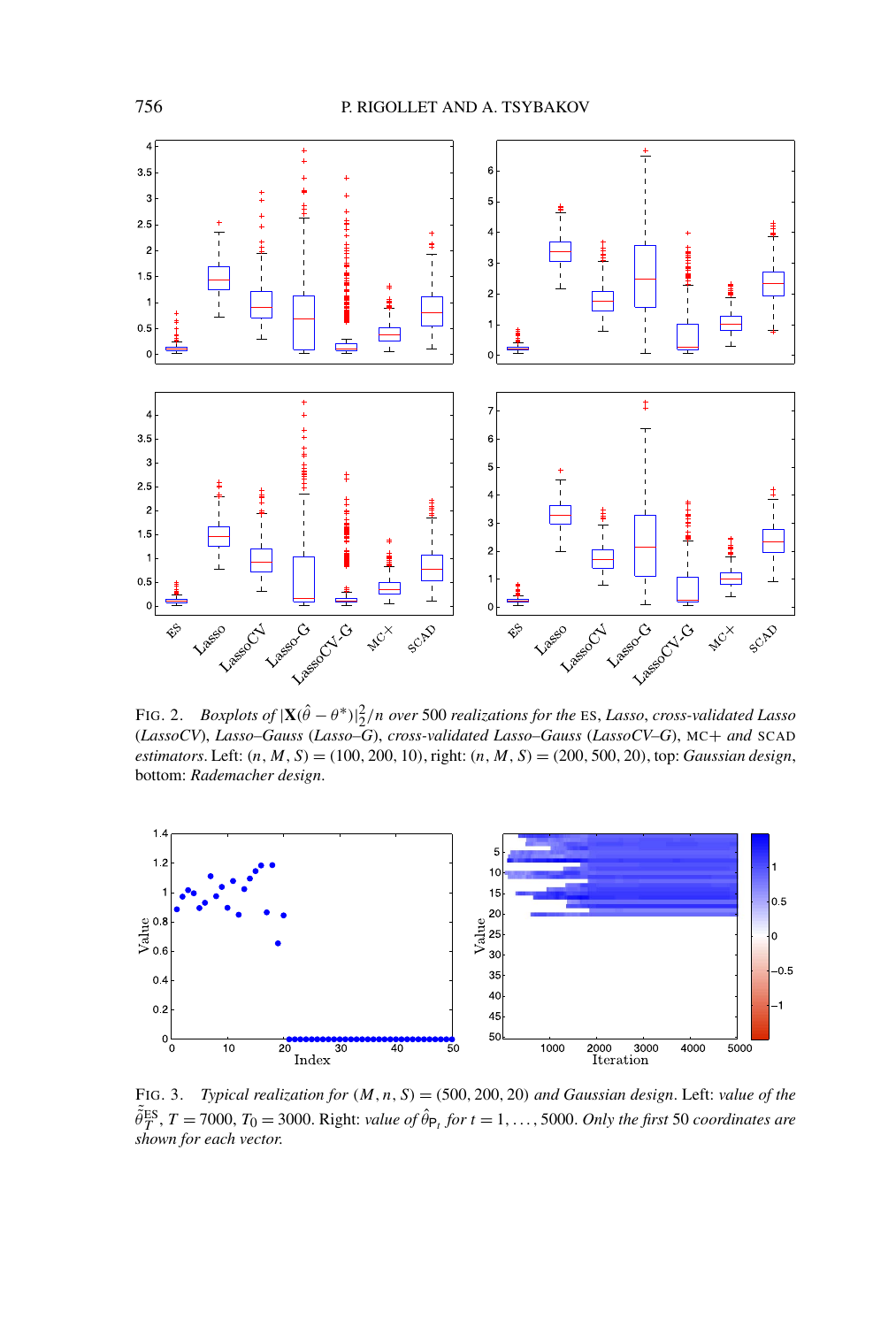4
3.5
3
2.5
2
1.5
1
0.5
0

6
5
4
3
2
1
0

4
3.5
3
2.5
2
1.5
1
0.5
0

7
6
5
4
3
2
1
0

ES
Lasso
LassoCV
Lasso-G
LassoCV-G
MC+
SCAD

ES
Lasso
LassoCV
Lasso-G
LassoCV-G
MC+
SCAD

FIG. 2. *Boxplots of* $|\mathbf{X}(\hat{\theta} - \theta^*)|_2^2/n$ *over* 500 *realizations for the* ES, *Lasso*, *cross-validated Lasso* (*LassoCV*), *Lasso–Gauss* (*Lasso–G*), *cross-validated Lasso–Gauss* (*LassoCV–G*), MC+ *and* SCAD *estimators*. Left: $(n, M, S) = (100, 200, 10)$, right: $(n, M, S) = (200, 500, 20)$, top: *Gaussian design*, bottom: *Rademacher design*.

1.4
1.2
1
0.8
0.6
0.4
0.2
0
Value
0
10
20
30
40
50
Index

5
10
15
20
25
30
35
40
45
50
Value
1000
2000
3000
4000
5000
Iteration

1
0.5
0
−0.5
−1

FIG. 3. *Typical realization for* $(M, n, S) = (500, 200, 20)$ *and Gaussian design*. Left: *value of the* $\tilde{\theta}_T^{\mathrm{ES}}$, $T = 7000$, $T_0 = 3000$. Right: *value of* $\hat{\theta}_{\mathsf{P}_t}$ *for* $t = 1, \ldots, 5000$. *Only the first* 50 *coordinates are shown for each vector.*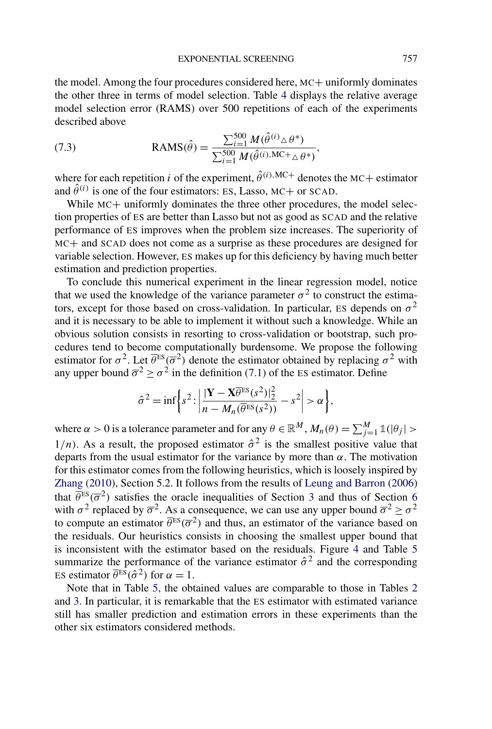the model. Among the four procedures considered here, MC+ uniformly dominates the other three in terms of model selection. Table 4 displays the relative average model selection error (RAMS) over 500 repetitions of each of the experiments described above

$$\text{RAMS}(\hat{\theta}) = \frac{\sum_{i=1}^{500} M(\hat{\theta}^{(i)} \triangle \theta^*)}{\sum_{i=1}^{500} M(\hat{\theta}^{(i),\text{MC+}} \triangle \theta^*)}, \tag{7.3}$$

where for each repetition $i$ of the experiment, $\hat{\theta}^{(i),\text{MC+}}$ denotes the MC+ estimator and $\hat{\theta}^{(i)}$ is one of the four estimators: ES, Lasso, MC+ or SCAD.

While MC+ uniformly dominates the three other procedures, the model selection properties of ES are better than Lasso but not as good as SCAD and the relative performance of ES improves when the problem size increases. The superiority of MC+ and SCAD does not come as a surprise as these procedures are designed for variable selection. However, ES makes up for this deficiency by having much better estimation and prediction properties.

To conclude this numerical experiment in the linear regression model, notice that we used the knowledge of the variance parameter $\sigma^2$ to construct the estimators, except for those based on cross-validation. In particular, ES depends on $\sigma^2$ and it is necessary to be able to implement it without such a knowledge. While an obvious solution consists in resorting to cross-validation or bootstrap, such procedures tend to become computationally burdensome. We propose the following estimator for $\sigma^2$. Let $\overline{\theta}^{\text{ES}}(\overline{\sigma}^2)$ denote the estimator obtained by replacing $\sigma^2$ with any upper bound $\overline{\sigma}^2 \geq \sigma^2$ in the definition (7.1) of the ES estimator. Define

$$\hat{\sigma}^2 = \inf\left\{s^2 : \left|\frac{|\mathbf{Y} - \mathbf{X}\overline{\theta}^{\text{ES}}(s^2)|_2^2}{n - M_n(\overline{\theta}^{\text{ES}}(s^2))} - s^2\right| > \alpha\right\},$$

where $\alpha > 0$ is a tolerance parameter and for any $\theta \in \mathbb{R}^M$, $M_n(\theta) = \sum_{j=1}^M \mathbb{1}(|\theta_j| > 1/n)$. As a result, the proposed estimator $\hat{\sigma}^2$ is the smallest positive value that departs from the usual estimator for the variance by more than $\alpha$. The motivation for this estimator comes from the following heuristics, which is loosely inspired by Zhang (2010), Section 5.2. It follows from the results of Leung and Barron (2006) that $\overline{\theta}^{\text{ES}}(\overline{\sigma}^2)$ satisfies the oracle inequalities of Section 3 and thus of Section 6 with $\sigma^2$ replaced by $\overline{\sigma}^2$. As a consequence, we can use any upper bound $\overline{\sigma}^2 \geq \sigma^2$ to compute an estimator $\overline{\theta}^{\text{ES}}(\overline{\sigma}^2)$ and thus, an estimator of the variance based on the residuals. Our heuristics consists in choosing the smallest upper bound that is inconsistent with the estimator based on the residuals. Figure 4 and Table 5 summarize the performance of the variance estimator $\hat{\sigma}^2$ and the corresponding ES estimator $\overline{\theta}^{\text{ES}}(\hat{\sigma}^2)$ for $\alpha = 1$.

Note that in Table 5, the obtained values are comparable to those in Tables 2 and 3. In particular, it is remarkable that the ES estimator with estimated variance still has smaller prediction and estimation errors in these experiments than the other six estimators considered methods.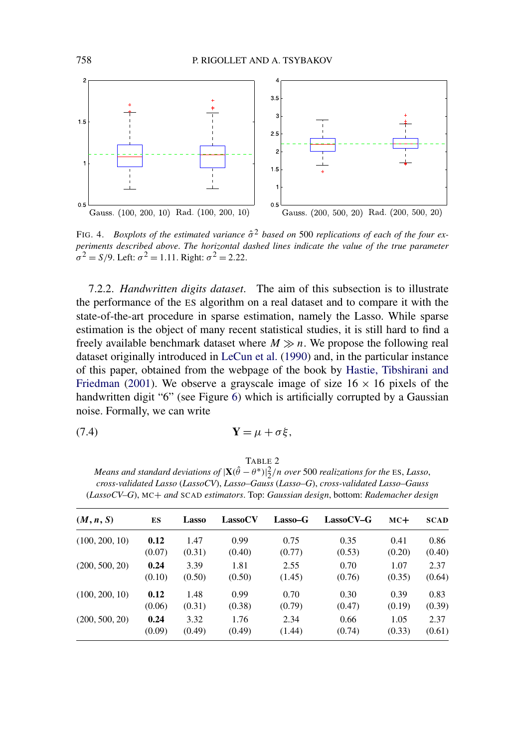2
1.5
1
0.5
Gauss. (100, 200, 10) Rad. (100, 200, 10)

4
3.5
3
2.5
2
1.5
1
0.5
Gauss. (200, 500, 20) Rad. (200, 500, 20)

FIG. 4. *Boxplots of the estimated variance $\hat{\sigma}^2$ based on* 500 *replications of each of the four experiments described above. The horizontal dashed lines indicate the value of the true parameter* $\sigma^2 = S/9$. Left: $\sigma^2 = 1.11$. Right: $\sigma^2 = 2.22$.

7.2.2. *Handwritten digits dataset*. The aim of this subsection is to illustrate the performance of the ES algorithm on a real dataset and to compare it with the state-of-the-art procedure in sparse estimation, namely the Lasso. While sparse estimation is the object of many recent statistical studies, it is still hard to find a freely available benchmark dataset where $M \gg n$. We propose the following real dataset originally introduced in LeCun et al. (1990) and, in the particular instance of this paper, obtained from the webpage of the book by Hastie, Tibshirani and Friedman (2001). We observe a grayscale image of size $16 \times 16$ pixels of the handwritten digit "6" (see Figure 6) which is artificially corrupted by a Gaussian noise. Formally, we can write

$$\mathbf{Y} = \mu + \sigma \xi, \tag{7.4}$$

TABLE 2
*Means and standard deviations of* $|\mathbf{X}(\hat{\theta} - \theta^*)|_2^2/n$ *over* 500 *realizations for the* ES, *Lasso, cross-validated Lasso* (*LassoCV*), *Lasso–Gauss* (*Lasso–G*), *cross-validated Lasso–Gauss* (*LassoCV–G*), MC+ *and* SCAD *estimators*. Top: *Gaussian design*, bottom: *Rademacher design*

| $(M, n, S)$ | ES | Lasso | LassoCV | Lasso–G | LassoCV–G | MC+ | SCAD |
|---|---|---|---|---|---|---|---|
| (100, 200, 10) | **0.12** | 1.47 | 0.99 | 0.75 | 0.35 | 0.41 | 0.86 |
| | (0.07) | (0.31) | (0.40) | (0.77) | (0.53) | (0.20) | (0.40) |
| (200, 500, 20) | **0.24** | 3.39 | 1.81 | 2.55 | 0.70 | 1.07 | 2.37 |
| | (0.10) | (0.50) | (0.50) | (1.45) | (0.76) | (0.35) | (0.64) |
| (100, 200, 10) | **0.12** | 1.48 | 0.99 | 0.70 | 0.30 | 0.39 | 0.83 |
| | (0.06) | (0.31) | (0.38) | (0.79) | (0.47) | (0.19) | (0.39) |
| (200, 500, 20) | **0.24** | 3.32 | 1.76 | 2.34 | 0.66 | 1.05 | 2.37 |
| | (0.09) | (0.49) | (0.49) | (1.44) | (0.74) | (0.33) | (0.61) |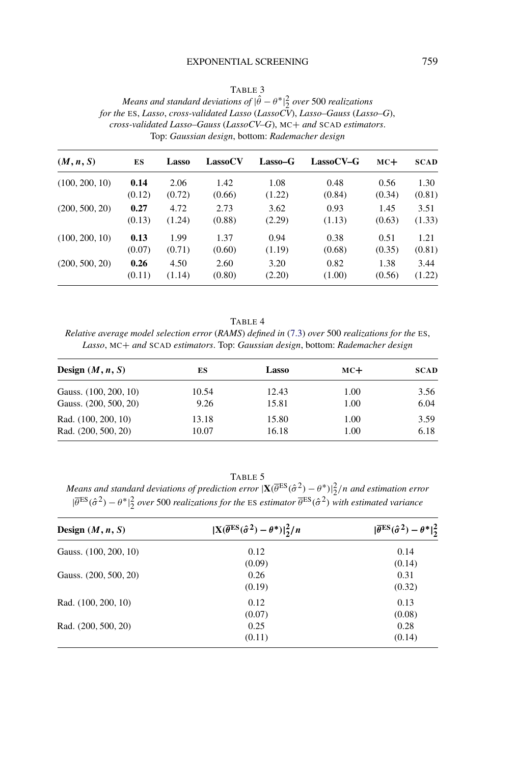TABLE 3

*Means and standard deviations of* $|\hat{\theta} - \theta^*|_2^2$ *over* 500 *realizations for the* ES, *Lasso*, *cross-validated Lasso* (*LassoCV*), *Lasso–Gauss* (*Lasso–G*), *cross-validated Lasso–Gauss* (*LassoCV–G*), MC+ *and* SCAD *estimators*. Top: *Gaussian design*, bottom: *Rademacher design*

| $(M, n, S)$ | ES | Lasso | LassoCV | Lasso–G | LassoCV–G | MC+ | SCAD |
|---|---|---|---|---|---|---|---|
| (100, 200, 10) | **0.14** | 2.06 | 1.42 | 1.08 | 0.48 | 0.56 | 1.30 |
| | (0.12) | (0.72) | (0.66) | (1.22) | (0.84) | (0.34) | (0.81) |
| (200, 500, 20) | **0.27** | 4.72 | 2.73 | 3.62 | 0.93 | 1.45 | 3.51 |
| | (0.13) | (1.24) | (0.88) | (2.29) | (1.13) | (0.63) | (1.33) |
| (100, 200, 10) | **0.13** | 1.99 | 1.37 | 0.94 | 0.38 | 0.51 | 1.21 |
| | (0.07) | (0.71) | (0.60) | (1.19) | (0.68) | (0.35) | (0.81) |
| (200, 500, 20) | **0.26** | 4.50 | 2.60 | 3.20 | 0.82 | 1.38 | 3.44 |
| | (0.11) | (1.14) | (0.80) | (2.20) | (1.00) | (0.56) | (1.22) |

TABLE 4

*Relative average model selection error* (*RAMS*) *defined in* (7.3) *over* 500 *realizations for the* ES, *Lasso*, MC+ *and* SCAD *estimators*. Top: *Gaussian design*, bottom: *Rademacher design*

| Design $(M, n, S)$ | ES | Lasso | MC+ | SCAD |
|---|---|---|---|---|
| Gauss. (100, 200, 10) | 10.54 | 12.43 | 1.00 | 3.56 |
| Gauss. (200, 500, 20) | 9.26 | 15.81 | 1.00 | 6.04 |
| Rad. (100, 200, 10) | 13.18 | 15.80 | 1.00 | 3.59 |
| Rad. (200, 500, 20) | 10.07 | 16.18 | 1.00 | 6.18 |

TABLE 5

*Means and standard deviations of prediction error* $|\mathbf{X}(\overline{\theta}^{\mathrm{ES}}(\hat{\sigma}^2) - \theta^*)|_2^2/n$ *and estimation error* $|\overline{\theta}^{\mathrm{ES}}(\hat{\sigma}^2) - \theta^*|_2^2$ *over* 500 *realizations for the* ES *estimator* $\overline{\theta}^{\mathrm{ES}}(\hat{\sigma}^2)$ *with estimated variance*

| Design $(M, n, S)$ | $\vert\mathbf{X}(\overline{\theta}^{\mathrm{ES}}(\hat{\sigma}^2) - \theta^*)\vert_2^2/n$ | $\vert\overline{\theta}^{\mathrm{ES}}(\hat{\sigma}^2) - \theta^*\vert_2^2$ |
|---|---|---|
| Gauss. (100, 200, 10) | 0.12 | 0.14 |
| | (0.09) | (0.14) |
| Gauss. (200, 500, 20) | 0.26 | 0.31 |
| | (0.19) | (0.32) |
| Rad. (100, 200, 10) | 0.12 | 0.13 |
| | (0.07) | (0.08) |
| Rad. (200, 500, 20) | 0.25 | 0.28 |
| | (0.11) | (0.14) |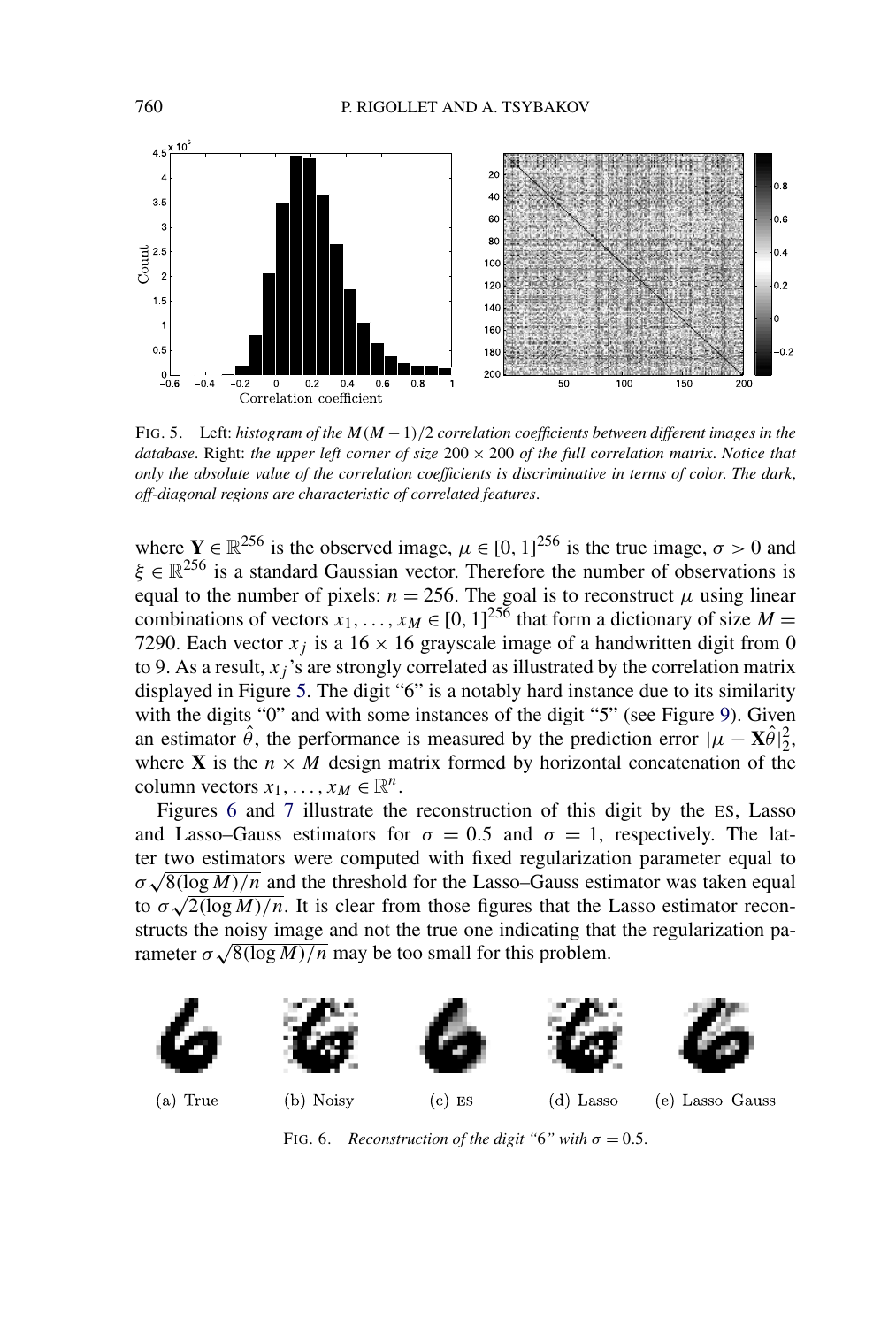4.5 x 10^6

4

3.5

3

Count 2.5

2

1.5

1

0.5

0

−0.6 −0.4 −0.2 0 0.2 0.4 0.6 0.8 1

Correlation coefficient

20 40 60 80 100 120 140 160 180 200

50 100 150 200

0.8 0.6 0.4 0.2 0 −0.2

FIG. 5. Left: *histogram of the $M(M-1)/2$ correlation coefficients between different images in the database*. Right: *the upper left corner of size $200 \times 200$ of the full correlation matrix. Notice that only the absolute value of the correlation coefficients is discriminative in terms of color. The dark, off-diagonal regions are characteristic of correlated features*.

where $\mathbf{Y} \in \mathbb{R}^{256}$ is the observed image, $\mu \in [0,1]^{256}$ is the true image, $\sigma > 0$ and $\xi \in \mathbb{R}^{256}$ is a standard Gaussian vector. Therefore the number of observations is equal to the number of pixels: $n = 256$. The goal is to reconstruct $\mu$ using linear combinations of vectors $x_1, \dots, x_M \in [0,1]^{256}$ that form a dictionary of size $M = 7290$. Each vector $x_j$ is a $16 \times 16$ grayscale image of a handwritten digit from 0 to 9. As a result, $x_j$'s are strongly correlated as illustrated by the correlation matrix displayed in Figure 5. The digit "6" is a notably hard instance due to its similarity with the digits "0" and with some instances of the digit "5" (see Figure 9). Given an estimator $\hat{\theta}$, the performance is measured by the prediction error $|\mu - \mathbf{X}\hat{\theta}|_2^2$, where $\mathbf{X}$ is the $n \times M$ design matrix formed by horizontal concatenation of the column vectors $x_1, \dots, x_M \in \mathbb{R}^n$.

Figures 6 and 7 illustrate the reconstruction of this digit by the ES, Lasso and Lasso–Gauss estimators for $\sigma = 0.5$ and $\sigma = 1$, respectively. The latter two estimators were computed with fixed regularization parameter equal to $\sigma\sqrt{8(\log M)/n}$ and the threshold for the Lasso–Gauss estimator was taken equal to $\sigma\sqrt{2(\log M)/n}$. It is clear from those figures that the Lasso estimator reconstructs the noisy image and not the true one indicating that the regularization parameter $\sigma\sqrt{8(\log M)/n}$ may be too small for this problem.

(a) True (b) Noisy (c) ES (d) Lasso (e) Lasso–Gauss

FIG. 6. *Reconstruction of the digit "6" with $\sigma = 0.5$.*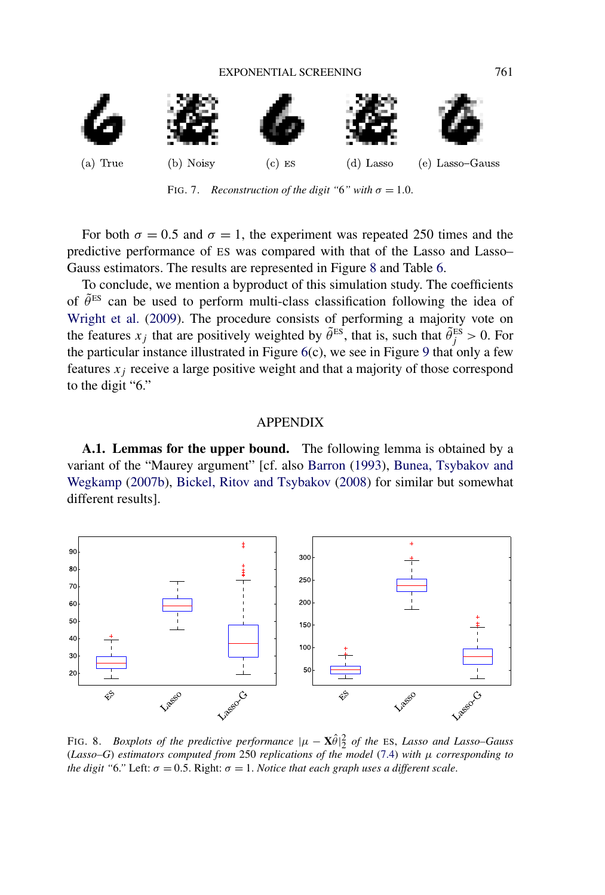(a) True (b) Noisy (c) ES (d) Lasso (e) Lasso–Gauss

FIG. 7. *Reconstruction of the digit "6" with* $\sigma = 1.0$.

For both $\sigma = 0.5$ and $\sigma = 1$, the experiment was repeated 250 times and the predictive performance of ES was compared with that of the Lasso and Lasso–Gauss estimators. The results are represented in Figure 8 and Table 6.

To conclude, we mention a byproduct of this simulation study. The coefficients of $\tilde{\theta}^{\text{ES}}$ can be used to perform multi-class classification following the idea of Wright et al. (2009). The procedure consists of performing a majority vote on the features $x_j$ that are positively weighted by $\tilde{\theta}^{\text{ES}}$, that is, such that $\tilde{\theta}_j^{\text{ES}} > 0$. For the particular instance illustrated in Figure 6(c), we see in Figure 9 that only a few features $x_j$ receive a large positive weight and that a majority of those correspond to the digit "6."

## APPENDIX

**A.1. Lemmas for the upper bound.** The following lemma is obtained by a variant of the "Maurey argument" [cf. also Barron (1993), Bunea, Tsybakov and Wegkamp (2007b), Bickel, Ritov and Tsybakov (2008) for similar but somewhat different results].

90
80
70
60
50
40
30
20
ES
Lasso
Lasso-G

300
250
200
150
100
50
ES
Lasso
Lasso-G

FIG. 8. *Boxplots of the predictive performance* $|\mu - \mathbf{X}\hat{\theta}|_2^2$ *of the* ES, *Lasso and Lasso–Gauss (Lasso–G) estimators computed from* 250 *replications of the model* (7.4) *with* $\mu$ *corresponding to the digit "6."* Left: $\sigma = 0.5$. Right: $\sigma = 1$. *Notice that each graph uses a different scale.*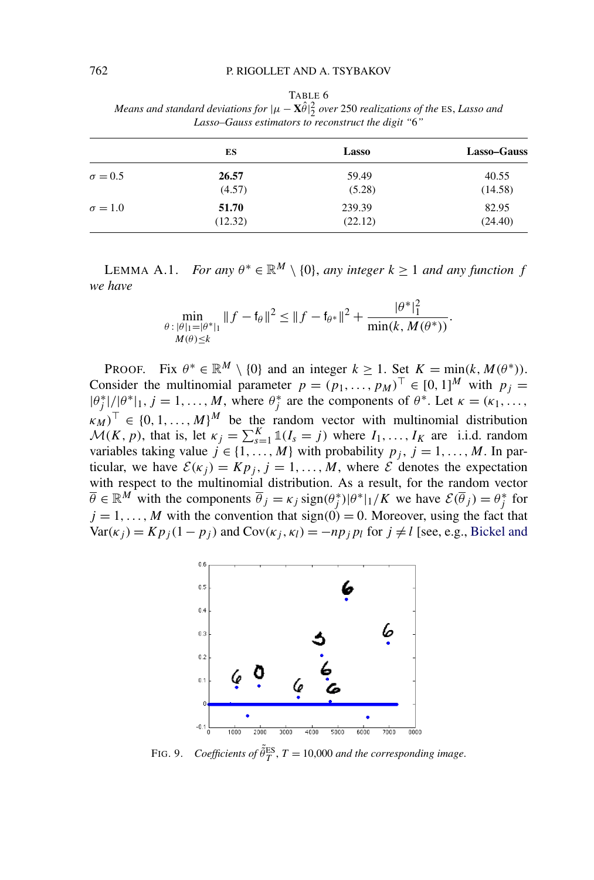TABLE 6
*Means and standard deviations for $|\mu - \mathbf{X}\hat{\theta}|_2^2$ over 250 realizations of the* ES, *Lasso and Lasso–Gauss estimators to reconstruct the digit "6"*

| | **ES** | **Lasso** | **Lasso–Gauss** |
|---|---|---|---|
| $\sigma = 0.5$ | **26.57** | 59.49 | 40.55 |
| | (4.57) | (5.28) | (14.58) |
| $\sigma = 1.0$ | **51.70** | 239.39 | 82.95 |
| | (12.32) | (22.12) | (24.40) |

LEMMA A.1. *For any $\theta^* \in \mathbb{R}^M \setminus \{0\}$, any integer $k \geq 1$ and any function $f$ we have*

$$\min_{\substack{\theta : |\theta|_1 = |\theta^*|_1 \\ M(\theta) \leq k}} \|f - \mathsf{f}_\theta\|^2 \leq \|f - \mathsf{f}_{\theta^*}\|^2 + \frac{|\theta^*|_1^2}{\min(k, M(\theta^*))}.$$

PROOF. Fix $\theta^* \in \mathbb{R}^M \setminus \{0\}$ and an integer $k \geq 1$. Set $K = \min(k, M(\theta^*))$. Consider the multinomial parameter $p = (p_1, \dots, p_M)^\top \in [0,1]^M$ with $p_j = |\theta_j^*|/|\theta^*|_1$, $j = 1, \dots, M$, where $\theta_j^*$ are the components of $\theta^*$. Let $\kappa = (\kappa_1, \dots, \kappa_M)^\top \in \{0, 1, \dots, M\}^M$ be the random vector with multinomial distribution $\mathcal{M}(K, p)$, that is, let $\kappa_j = \sum_{s=1}^K \mathbb{1}(I_s = j)$ where $I_1, \dots, I_K$ are i.i.d. random variables taking value $j \in \{1, \dots, M\}$ with probability $p_j$, $j = 1, \dots, M$. In particular, we have $\mathcal{E}(\kappa_j) = Kp_j$, $j = 1, \dots, M$, where $\mathcal{E}$ denotes the expectation with respect to the multinomial distribution. As a result, for the random vector $\overline{\theta} \in \mathbb{R}^M$ with the components $\overline{\theta}_j = \kappa_j \operatorname{sign}(\theta_j^*)|\theta^*|_1/K$ we have $\mathcal{E}(\overline{\theta}_j) = \theta_j^*$ for $j = 1, \dots, M$ with the convention that $\operatorname{sign}(0) = 0$. Moreover, using the fact that $\operatorname{Var}(\kappa_j) = Kp_j(1 - p_j)$ and $\operatorname{Cov}(\kappa_j, \kappa_l) = -np_jp_l$ for $j \neq l$ [see, e.g., Bickel and

0.6
0.5
0.4
0.3
0.2
0.1
0
-0.1
0 1000 2000 3000 4000 5000 6000 7000 8000

FIG. 9. *Coefficients of $\tilde{\theta}_T^{\mathrm{ES}}$, $T = 10{,}000$ and the corresponding image.*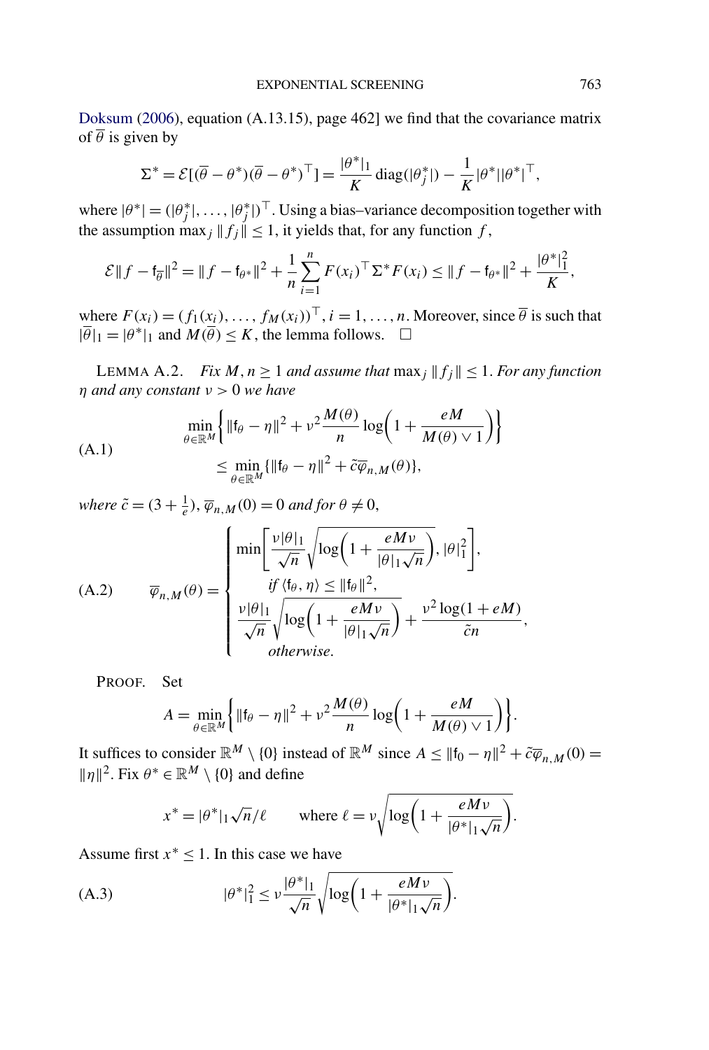Doksum (2006), equation (A.13.15), page 462] we find that the covariance matrix of $\overline{\theta}$ is given by

$$\Sigma^* = \mathcal{E}[(\overline{\theta} - \theta^*)(\overline{\theta} - \theta^*)^\top] = \frac{|\theta^*|_1}{K} \operatorname{diag}(|\theta_j^*|) - \frac{1}{K}|\theta^*||\theta^*|^\top,$$

where $|\theta^*| = (|\theta_j^*|, \dots, |\theta_j^*|)^\top$. Using a bias–variance decomposition together with the assumption $\max_j \|f_j\| \le 1$, it yields that, for any function $f$,

$$\mathcal{E}\|f - \mathsf{f}_{\overline{\theta}}\|^2 = \|f - \mathsf{f}_{\theta^*}\|^2 + \frac{1}{n}\sum_{i=1}^n F(x_i)^\top \Sigma^* F(x_i) \le \|f - \mathsf{f}_{\theta^*}\|^2 + \frac{|\theta^*|_1^2}{K},$$

where $F(x_i) = (f_1(x_i), \dots, f_M(x_i))^\top$, $i = 1, \dots, n$. Moreover, since $\overline{\theta}$ is such that $|\overline{\theta}|_1 = |\theta^*|_1$ and $M(\overline{\theta}) \le K$, the lemma follows. $\square$

LEMMA A.2. *Fix $M, n \ge 1$ and assume that $\max_j \|f_j\| \le 1$. For any function $\eta$ and any constant $\nu > 0$ we have*

$$\begin{aligned} &\min_{\theta \in \mathbb{R}^M}\left\{\|\mathsf{f}_\theta - \eta\|^2 + \nu^2 \frac{M(\theta)}{n}\log\left(1 + \frac{eM}{M(\theta) \vee 1}\right)\right\} \\ &\qquad \le \min_{\theta \in \mathbb{R}^M}\{\|\mathsf{f}_\theta - \eta\|^2 + \tilde{c}\overline{\varphi}_{n,M}(\theta)\}, \end{aligned} \tag{A.1}$$

*where $\tilde{c} = (3 + \frac{1}{e})$, $\overline{\varphi}_{n,M}(0) = 0$ and for $\theta \neq 0$,*

$$\overline{\varphi}_{n,M}(\theta) = \begin{cases} \min\left[\dfrac{\nu|\theta|_1}{\sqrt{n}}\sqrt{\log\left(1 + \dfrac{eM\nu}{|\theta|_1\sqrt{n}}\right)}, |\theta|_1^2\right], \\ \qquad \text{if } \langle \mathsf{f}_\theta, \eta\rangle \le \|\mathsf{f}_\theta\|^2, \\ \dfrac{\nu|\theta|_1}{\sqrt{n}}\sqrt{\log\left(1 + \dfrac{eM\nu}{|\theta|_1\sqrt{n}}\right)} + \dfrac{\nu^2 \log(1 + eM)}{\tilde{c}n}, \\ \qquad \text{otherwise}. \end{cases} \tag{A.2}$$

PROOF. Set

$$A = \min_{\theta \in \mathbb{R}^M}\left\{\|\mathsf{f}_\theta - \eta\|^2 + \nu^2 \frac{M(\theta)}{n}\log\left(1 + \frac{eM}{M(\theta) \vee 1}\right)\right\}.$$

It suffices to consider $\mathbb{R}^M \setminus \{0\}$ instead of $\mathbb{R}^M$ since $A \le \|\mathsf{f}_0 - \eta\|^2 + \tilde{c}\overline{\varphi}_{n,M}(0) = \|\eta\|^2$. Fix $\theta^* \in \mathbb{R}^M \setminus \{0\}$ and define

$$x^* = |\theta^*|_1\sqrt{n}/\ell \qquad \text{where } \ell = \nu\sqrt{\log\left(1 + \frac{eM\nu}{|\theta^*|_1\sqrt{n}}\right)}.$$

Assume first $x^* \le 1$. In this case we have

$$|\theta^*|_1^2 \le \nu\frac{|\theta^*|_1}{\sqrt{n}}\sqrt{\log\left(1 + \frac{eM\nu}{|\theta^*|_1\sqrt{n}}\right)}. \tag{A.3}$$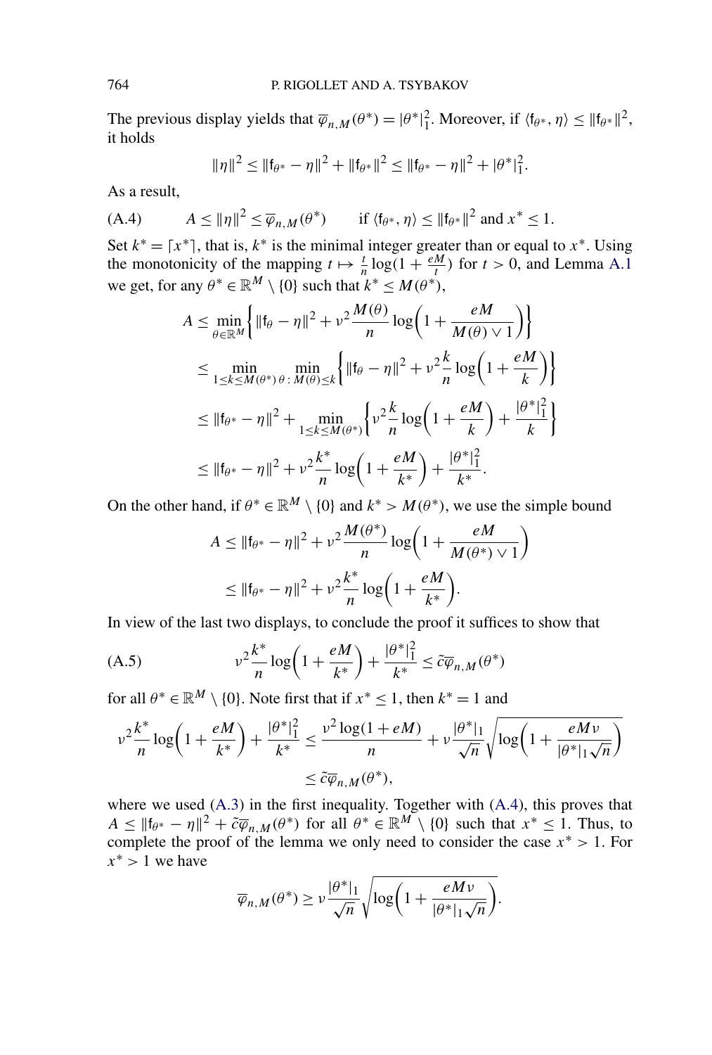The previous display yields that $\overline{\varphi}_{n,M}(\theta^*) = |\theta^*|_1^2$. Moreover, if $\langle \mathsf{f}_{\theta^*}, \eta \rangle \le \|\mathsf{f}_{\theta^*}\|^2$, it holds

$$\|\eta\|^2 \le \|\mathsf{f}_{\theta^*} - \eta\|^2 + \|\mathsf{f}_{\theta^*}\|^2 \le \|\mathsf{f}_{\theta^*} - \eta\|^2 + |\theta^*|_1^2.$$

As a result,

$$A \le \|\eta\|^2 \le \overline{\varphi}_{n,M}(\theta^*) \qquad \text{if } \langle \mathsf{f}_{\theta^*}, \eta \rangle \le \|\mathsf{f}_{\theta^*}\|^2 \text{ and } x^* \le 1. \tag{A.4}$$

Set $k^* = \lceil x^* \rceil$, that is, $k^*$ is the minimal integer greater than or equal to $x^*$. Using the monotonicity of the mapping $t \mapsto \frac{t}{n}\log(1 + \frac{eM}{t})$ for $t > 0$, and Lemma A.1 we get, for any $\theta^* \in \mathbb{R}^M \setminus \{0\}$ such that $k^* \le M(\theta^*)$,

$$\begin{aligned}
A &\le \min_{\theta \in \mathbb{R}^M} \left\{ \|\mathsf{f}_\theta - \eta\|^2 + \nu^2 \frac{M(\theta)}{n} \log\left(1 + \frac{eM}{M(\theta) \vee 1}\right) \right\} \\
&\le \min_{1 \le k \le M(\theta^*)} \min_{\theta : M(\theta) \le k} \left\{ \|\mathsf{f}_\theta - \eta\|^2 + \nu^2 \frac{k}{n} \log\left(1 + \frac{eM}{k}\right) \right\} \\
&\le \|\mathsf{f}_{\theta^*} - \eta\|^2 + \min_{1 \le k \le M(\theta^*)} \left\{ \nu^2 \frac{k}{n} \log\left(1 + \frac{eM}{k}\right) + \frac{|\theta^*|_1^2}{k} \right\} \\
&\le \|\mathsf{f}_{\theta^*} - \eta\|^2 + \nu^2 \frac{k^*}{n} \log\left(1 + \frac{eM}{k^*}\right) + \frac{|\theta^*|_1^2}{k^*}.
\end{aligned}$$

On the other hand, if $\theta^* \in \mathbb{R}^M \setminus \{0\}$ and $k^* > M(\theta^*)$, we use the simple bound

$$\begin{aligned}
A &\le \|\mathsf{f}_{\theta^*} - \eta\|^2 + \nu^2 \frac{M(\theta^*)}{n} \log\left(1 + \frac{eM}{M(\theta^*) \vee 1}\right) \\
&\le \|\mathsf{f}_{\theta^*} - \eta\|^2 + \nu^2 \frac{k^*}{n} \log\left(1 + \frac{eM}{k^*}\right).
\end{aligned}$$

In view of the last two displays, to conclude the proof it suffices to show that

$$\nu^2 \frac{k^*}{n} \log\left(1 + \frac{eM}{k^*}\right) + \frac{|\theta^*|_1^2}{k^*} \le \tilde{c}\overline{\varphi}_{n,M}(\theta^*) \tag{A.5}$$

for all $\theta^* \in \mathbb{R}^M \setminus \{0\}$. Note first that if $x^* \le 1$, then $k^* = 1$ and

$$\begin{aligned}
\nu^2 \frac{k^*}{n} \log\left(1 + \frac{eM}{k^*}\right) + \frac{|\theta^*|_1^2}{k^*} &\le \frac{\nu^2 \log(1 + eM)}{n} + \nu \frac{|\theta^*|_1}{\sqrt{n}} \sqrt{\log\left(1 + \frac{eM\nu}{|\theta^*|_1 \sqrt{n}}\right)} \\
&\le \tilde{c}\overline{\varphi}_{n,M}(\theta^*),
\end{aligned}$$

where we used (A.3) in the first inequality. Together with (A.4), this proves that $A \le \|\mathsf{f}_{\theta^*} - \eta\|^2 + \tilde{c}\overline{\varphi}_{n,M}(\theta^*)$ for all $\theta^* \in \mathbb{R}^M \setminus \{0\}$ such that $x^* \le 1$. Thus, to complete the proof of the lemma we only need to consider the case $x^* > 1$. For $x^* > 1$ we have

$$\overline{\varphi}_{n,M}(\theta^*) \ge \nu \frac{|\theta^*|_1}{\sqrt{n}} \sqrt{\log\left(1 + \frac{eM\nu}{|\theta^*|_1 \sqrt{n}}\right)}.$$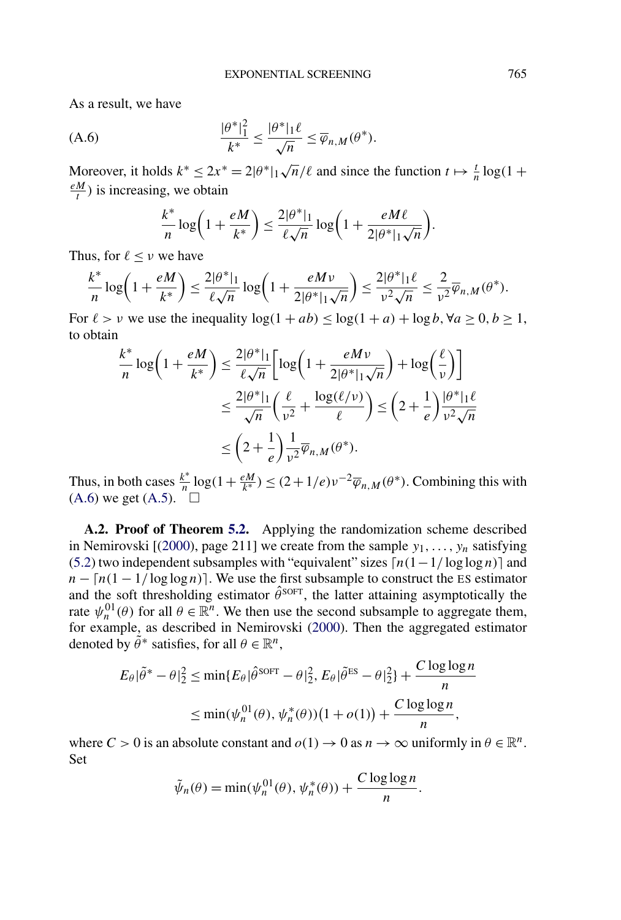As a result, we have

$$\frac{|\theta^*|_1^2}{k^*} \le \frac{|\theta^*|_1 \ell}{\sqrt{n}} \le \overline{\varphi}_{n,M}(\theta^*). \tag{A.6}$$

Moreover, it holds $k^* \le 2x^* = 2|\theta^*|_1\sqrt{n}/\ell$ and since the function $t \mapsto \frac{t}{n}\log(1 + \frac{eM}{t})$ is increasing, we obtain

$$\frac{k^*}{n}\log\left(1+\frac{eM}{k^*}\right) \le \frac{2|\theta^*|_1}{\ell\sqrt{n}}\log\left(1+\frac{eM\ell}{2|\theta^*|_1\sqrt{n}}\right).$$

Thus, for $\ell \le \nu$ we have

$$\frac{k^*}{n}\log\left(1+\frac{eM}{k^*}\right) \le \frac{2|\theta^*|_1}{\ell\sqrt{n}}\log\left(1+\frac{eM\nu}{2|\theta^*|_1\sqrt{n}}\right) \le \frac{2|\theta^*|_1\ell}{\nu^2\sqrt{n}} \le \frac{2}{\nu^2}\overline{\varphi}_{n,M}(\theta^*).$$

For $\ell > \nu$ we use the inequality $\log(1 + ab) \le \log(1 + a) + \log b, \forall a \ge 0, b \ge 1$, to obtain

$$\begin{aligned}
\frac{k^*}{n}\log\left(1+\frac{eM}{k^*}\right) &\le \frac{2|\theta^*|_1}{\ell\sqrt{n}}\left[\log\left(1+\frac{eM\nu}{2|\theta^*|_1\sqrt{n}}\right)+\log\left(\frac{\ell}{\nu}\right)\right] \\
&\le \frac{2|\theta^*|_1}{\sqrt{n}}\left(\frac{\ell}{\nu^2}+\frac{\log(\ell/\nu)}{\ell}\right) \le \left(2+\frac{1}{e}\right)\frac{|\theta^*|_1\ell}{\nu^2\sqrt{n}} \\
&\le \left(2+\frac{1}{e}\right)\frac{1}{\nu^2}\overline{\varphi}_{n,M}(\theta^*).
\end{aligned}$$

Thus, in both cases $\frac{k^*}{n}\log(1 + \frac{eM}{k^*}) \le (2 + 1/e)\nu^{-2}\overline{\varphi}_{n,M}(\theta^*)$. Combining this with (A.6) we get (A.5). □

**A.2. Proof of Theorem 5.2.** Applying the randomization scheme described in Nemirovski [(2000), page 211] we create from the sample $y_1, \dots, y_n$ satisfying (5.2) two independent subsamples with "equivalent" sizes $\lceil n(1-1/\log\log n)\rceil$ and $n - \lceil n(1-1/\log\log n)\rceil$. We use the first subsample to construct the ES estimator and the soft thresholding estimator $\hat{\theta}^{\text{SOFT}}$, the latter attaining asymptotically the rate $\psi_n^{01}(\theta)$ for all $\theta \in \mathbb{R}^n$. We then use the second subsample to aggregate them, for example, as described in Nemirovski (2000). Then the aggregated estimator denoted by $\tilde{\theta}^*$ satisfies, for all $\theta \in \mathbb{R}^n$,

$$\begin{aligned}
E_\theta|\tilde{\theta}^* - \theta|_2^2 &\le \min\{E_\theta|\hat{\theta}^{\text{SOFT}} - \theta|_2^2, E_\theta|\tilde{\theta}^{\text{ES}} - \theta|_2^2\} + \frac{C\log\log n}{n} \\
&\le \min(\psi_n^{01}(\theta), \psi_n^*(\theta))\big(1+o(1)\big) + \frac{C\log\log n}{n},
\end{aligned}$$

where $C > 0$ is an absolute constant and $o(1) \to 0$ as $n \to \infty$ uniformly in $\theta \in \mathbb{R}^n$. Set

$$\tilde{\psi}_n(\theta) = \min(\psi_n^{01}(\theta), \psi_n^*(\theta)) + \frac{C\log\log n}{n}.$$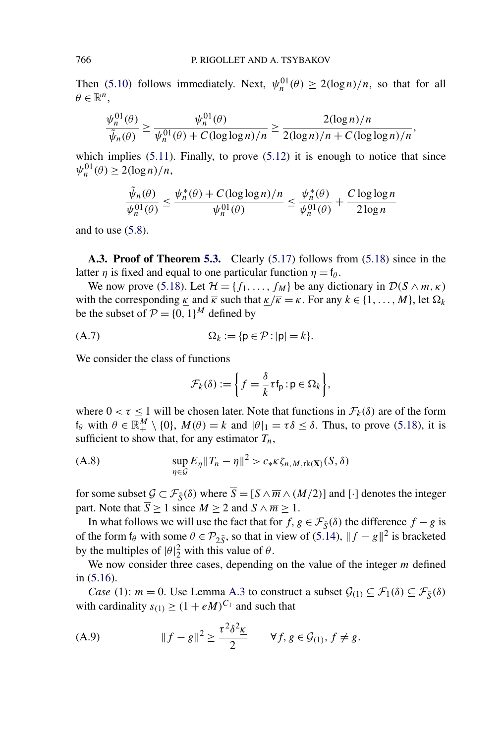Then (5.10) follows immediately. Next, $\psi_n^{01}(\theta) \geq 2(\log n)/n$, so that for all $\theta \in \mathbb{R}^n$,

$$\frac{\psi_n^{01}(\theta)}{\tilde{\psi}_n(\theta)} \geq \frac{\psi_n^{01}(\theta)}{\psi_n^{01}(\theta) + C(\log\log n)/n} \geq \frac{2(\log n)/n}{2(\log n)/n + C(\log\log n)/n},$$

which implies (5.11). Finally, to prove (5.12) it is enough to notice that since $\psi_n^{01}(\theta) \geq 2(\log n)/n$,

$$\frac{\tilde{\psi}_n(\theta)}{\psi_n^{01}(\theta)} \leq \frac{\psi_n^*(\theta) + C(\log\log n)/n}{\psi_n^{01}(\theta)} \leq \frac{\psi_n^*(\theta)}{\psi_n^{01}(\theta)} + \frac{C\log\log n}{2\log n}$$

and to use (5.8).

**A.3. Proof of Theorem 5.3.** Clearly (5.17) follows from (5.18) since in the latter $\eta$ is fixed and equal to one particular function $\eta = \mathsf{f}_\theta$.

We now prove (5.18). Let $\mathcal{H} = \{f_1, \ldots, f_M\}$ be any dictionary in $\mathcal{D}(S \wedge \overline{m}, \kappa)$ with the corresponding $\underline{\kappa}$ and $\overline{\kappa}$ such that $\underline{\kappa}/\overline{\kappa} = \kappa$. For any $k \in \{1, \ldots, M\}$, let $\Omega_k$ be the subset of $\mathcal{P} = \{0, 1\}^M$ defined by

$$\Omega_k := \{\mathsf{p} \in \mathcal{P} : |\mathsf{p}| = k\}. \tag{A.7}$$

We consider the class of functions

$$\mathcal{F}_k(\delta) := \left\{ f = \frac{\delta}{k}\tau \mathsf{f}_\mathsf{p} : \mathsf{p} \in \Omega_k \right\},$$

where $0 < \tau \leq 1$ will be chosen later. Note that functions in $\mathcal{F}_k(\delta)$ are of the form $\mathsf{f}_\theta$ with $\theta \in \mathbb{R}_+^M \setminus \{0\}$, $M(\theta) = k$ and $|\theta|_1 = \tau\delta \leq \delta$. Thus, to prove (5.18), it is sufficient to show that, for any estimator $T_n$,

$$\sup_{\eta \in \mathcal{G}} E_\eta \|T_n - \eta\|^2 > c_* \kappa \zeta_{n,M,\mathrm{rk}(\mathbf{X})}(S, \delta) \tag{A.8}$$

for some subset $\mathcal{G} \subset \mathcal{F}_{\overline{S}}(\delta)$ where $\overline{S} = [S \wedge \overline{m} \wedge (M/2)]$ and $[\cdot]$ denotes the integer part. Note that $\overline{S} \geq 1$ since $M \geq 2$ and $S \wedge \overline{m} \geq 1$.

In what follows we will use the fact that for $f, g \in \mathcal{F}_{\overline{S}}(\delta)$ the difference $f - g$ is of the form $\mathsf{f}_\theta$ with some $\theta \in \mathcal{P}_{2\overline{S}}$, so that in view of (5.14), $\|f - g\|^2$ is bracketed by the multiples of $|\theta|_2^2$ with this value of $\theta$.

We now consider three cases, depending on the value of the integer $m$ defined in (5.16).

*Case* (1): $m = 0$. Use Lemma A.3 to construct a subset $\mathcal{G}_{(1)} \subseteq \mathcal{F}_1(\delta) \subseteq \mathcal{F}_{\overline{S}}(\delta)$ with cardinality $s_{(1)} \geq (1 + eM)^{C_1}$ and such that

$$\|f - g\|^2 \geq \frac{\tau^2\delta^2\underline{\kappa}}{2} \qquad \forall f, g \in \mathcal{G}_{(1)}, f \neq g. \tag{A.9}$$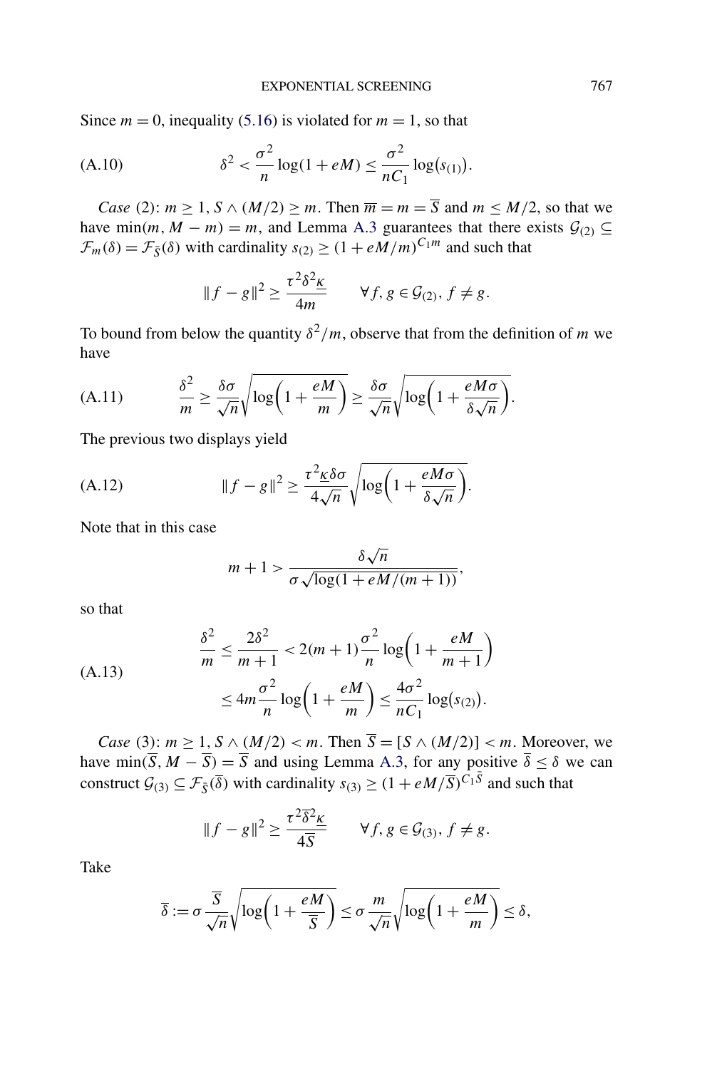Since $m = 0$, inequality (5.16) is violated for $m = 1$, so that

$$\delta^2 < \frac{\sigma^2}{n} \log(1 + eM) \le \frac{\sigma^2}{nC_1} \log(s_{(1)}). \tag{A.10}$$

*Case* (2): $m \ge 1$, $S \wedge (M/2) \ge m$. Then $\overline{m} = m = \overline{S}$ and $m \le M/2$, so that we have $\min(m, M - m) = m$, and Lemma A.3 guarantees that there exists $\mathcal{G}_{(2)} \subseteq \mathcal{F}_m(\delta) = \mathcal{F}_{\bar{S}}(\delta)$ with cardinality $s_{(2)} \ge (1 + eM/m)^{C_1 m}$ and such that

$$\|f - g\|^2 \ge \frac{\tau^2 \delta^2 \underline{\kappa}}{4m} \qquad \forall f, g \in \mathcal{G}_{(2)}, f \ne g.$$

To bound from below the quantity $\delta^2/m$, observe that from the definition of $m$ we have

$$\frac{\delta^2}{m} \ge \frac{\delta\sigma}{\sqrt{n}} \sqrt{\log\left(1 + \frac{eM}{m}\right)} \ge \frac{\delta\sigma}{\sqrt{n}} \sqrt{\log\left(1 + \frac{eM\sigma}{\delta\sqrt{n}}\right)}. \tag{A.11}$$

The previous two displays yield

$$\|f - g\|^2 \ge \frac{\tau^2 \underline{\kappa} \delta\sigma}{4\sqrt{n}} \sqrt{\log\left(1 + \frac{eM\sigma}{\delta\sqrt{n}}\right)}. \tag{A.12}$$

Note that in this case

$$m + 1 > \frac{\delta\sqrt{n}}{\sigma\sqrt{\log(1 + eM/(m+1))}},$$

so that

$$\begin{aligned} \frac{\delta^2}{m} &\le \frac{2\delta^2}{m+1} < 2(m+1)\frac{\sigma^2}{n} \log\left(1 + \frac{eM}{m+1}\right) \\ &\le 4m\frac{\sigma^2}{n} \log\left(1 + \frac{eM}{m}\right) \le \frac{4\sigma^2}{nC_1} \log(s_{(2)}). \end{aligned} \tag{A.13}$$

*Case* (3): $m \ge 1$, $S \wedge (M/2) < m$. Then $\overline{S} = [S \wedge (M/2)] < m$. Moreover, we have $\min(\overline{S}, M - \overline{S}) = \overline{S}$ and using Lemma A.3, for any positive $\overline{\delta} \le \delta$ we can construct $\mathcal{G}_{(3)} \subseteq \mathcal{F}_{\bar{S}}(\overline{\delta})$ with cardinality $s_{(3)} \ge (1 + eM/\overline{S})^{C_1 \bar{S}}$ and such that

$$\|f - g\|^2 \ge \frac{\tau^2 \overline{\delta}^2 \underline{\kappa}}{4\overline{S}} \qquad \forall f, g \in \mathcal{G}_{(3)}, f \ne g.$$

Take

$$\overline{\delta} := \sigma \frac{\overline{S}}{\sqrt{n}} \sqrt{\log\left(1 + \frac{eM}{\overline{S}}\right)} \le \sigma \frac{m}{\sqrt{n}} \sqrt{\log\left(1 + \frac{eM}{m}\right)} \le \delta,$$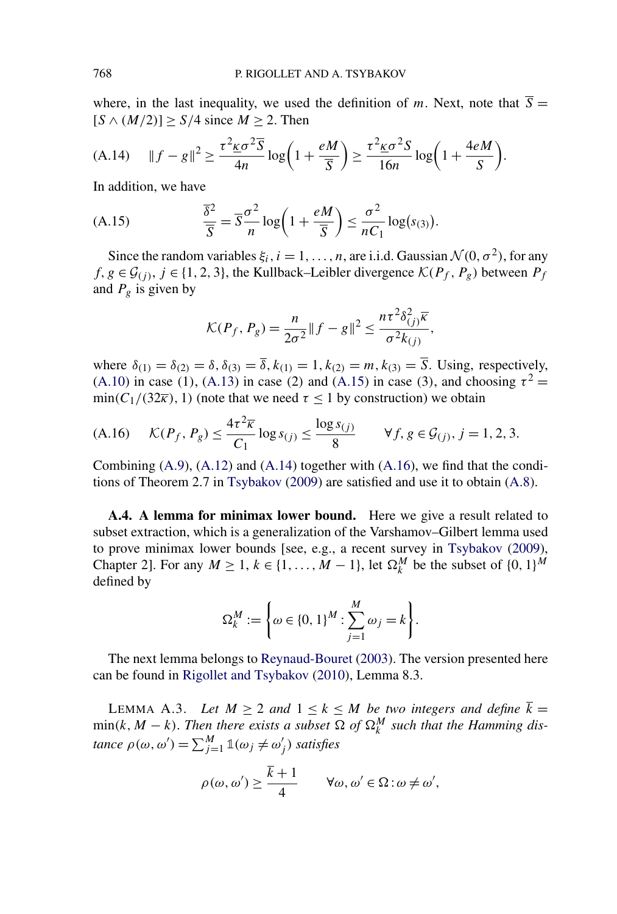where, in the last inequality, we used the definition of $m$. Next, note that $\overline{S} = [S \wedge (M/2)] \geq S/4$ since $M \geq 2$. Then

$$\|f - g\|^2 \geq \frac{\tau^2 \underline{\kappa} \sigma^2 \overline{S}}{4n} \log\left(1 + \frac{eM}{\overline{S}}\right) \geq \frac{\tau^2 \underline{\kappa} \sigma^2 S}{16n} \log\left(1 + \frac{4eM}{S}\right). \tag{A.14}$$

In addition, we have

$$\frac{\overline{\delta}^2}{\overline{S}} = \overline{S} \frac{\sigma^2}{n} \log\left(1 + \frac{eM}{\overline{S}}\right) \leq \frac{\sigma^2}{nC_1} \log(s_{(3)}). \tag{A.15}$$

Since the random variables $\xi_i$, $i = 1, \ldots, n$, are i.i.d. Gaussian $\mathcal{N}(0, \sigma^2)$, for any $f, g \in \mathcal{G}_{(j)}$, $j \in \{1, 2, 3\}$, the Kullback–Leibler divergence $\mathcal{K}(P_f, P_g)$ between $P_f$ and $P_g$ is given by

$$\mathcal{K}(P_f, P_g) = \frac{n}{2\sigma^2} \|f - g\|^2 \leq \frac{n \tau^2 \delta_{(j)}^2 \overline{\kappa}}{\sigma^2 k_{(j)}},$$

where $\delta_{(1)} = \delta_{(2)} = \delta$, $\delta_{(3)} = \overline{\delta}$, $k_{(1)} = 1$, $k_{(2)} = m$, $k_{(3)} = \overline{S}$. Using, respectively, (A.10) in case (1), (A.13) in case (2) and (A.15) in case (3), and choosing $\tau^2 = \min(C_1/(32\overline{\kappa}), 1)$ (note that we need $\tau \leq 1$ by construction) we obtain

$$\mathcal{K}(P_f, P_g) \leq \frac{4\tau^2 \overline{\kappa}}{C_1} \log s_{(j)} \leq \frac{\log s_{(j)}}{8} \qquad \forall f, g \in \mathcal{G}_{(j)}, j = 1, 2, 3. \tag{A.16}$$

Combining (A.9), (A.12) and (A.14) together with (A.16), we find that the conditions of Theorem 2.7 in Tsybakov (2009) are satisfied and use it to obtain (A.8).

**A.4. A lemma for minimax lower bound.** Here we give a result related to subset extraction, which is a generalization of the Varshamov–Gilbert lemma used to prove minimax lower bounds [see, e.g., a recent survey in Tsybakov (2009), Chapter 2]. For any $M \geq 1$, $k \in \{1, \ldots, M - 1\}$, let $\Omega_k^M$ be the subset of $\{0, 1\}^M$ defined by

$$\Omega_k^M := \left\{\omega \in \{0, 1\}^M : \sum_{j=1}^M \omega_j = k\right\}.$$

The next lemma belongs to Reynaud-Bouret (2003). The version presented here can be found in Rigollet and Tsybakov (2010), Lemma 8.3.

LEMMA A.3. *Let $M \geq 2$ and $1 \leq k \leq M$ be two integers and define $\overline{k} = \min(k, M - k)$. Then there exists a subset $\Omega$ of $\Omega_k^M$ such that the Hamming distance $\rho(\omega, \omega') = \sum_{j=1}^M \mathbb{1}(\omega_j \neq \omega'_j)$ satisfies*

$$\rho(\omega, \omega') \geq \frac{\overline{k} + 1}{4} \qquad \forall \omega, \omega' \in \Omega : \omega \neq \omega',$$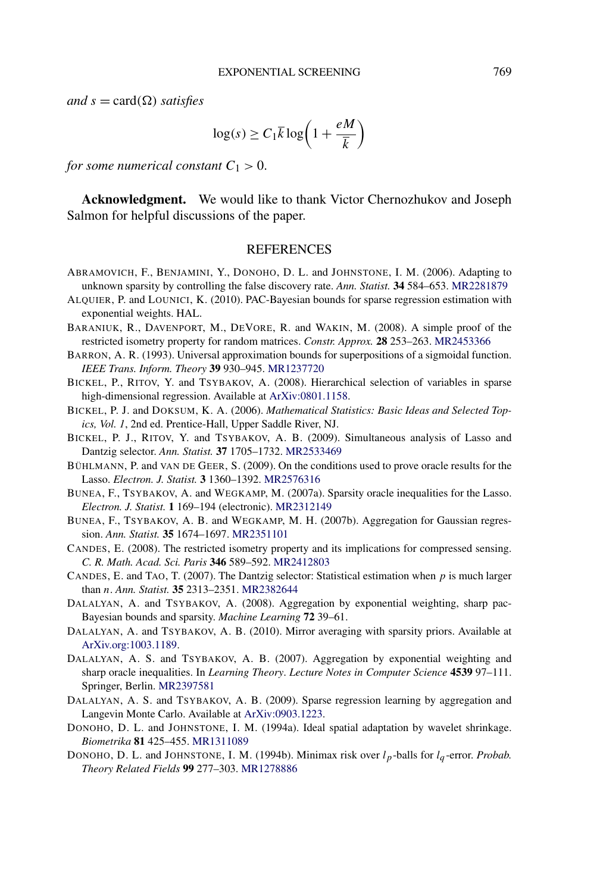*and* $s = \text{card}(\Omega)$ *satisfies*

$$\log(s) \geq C_1 \bar{k} \log\left(1 + \frac{eM}{\bar{k}}\right)$$

*for some numerical constant* $C_1 > 0$.

**Acknowledgment.** We would like to thank Victor Chernozhukov and Joseph Salmon for helpful discussions of the paper.

## REFERENCES

ABRAMOVICH, F., BENJAMINI, Y., DONOHO, D. L. and JOHNSTONE, I. M. (2006). Adapting to unknown sparsity by controlling the false discovery rate. *Ann. Statist.* **34** 584–653. MR2281879

ALQUIER, P. and LOUNICI, K. (2010). PAC-Bayesian bounds for sparse regression estimation with exponential weights. HAL.

BARANIUK, R., DAVENPORT, M., DEVORE, R. and WAKIN, M. (2008). A simple proof of the restricted isometry property for random matrices. *Constr. Approx.* **28** 253–263. MR2453366

BARRON, A. R. (1993). Universal approximation bounds for superpositions of a sigmoidal function. *IEEE Trans. Inform. Theory* **39** 930–945. MR1237720

BICKEL, P., RITOV, Y. and TSYBAKOV, A. (2008). Hierarchical selection of variables in sparse high-dimensional regression. Available at ArXiv:0801.1158.

BICKEL, P. J. and DOKSUM, K. A. (2006). *Mathematical Statistics: Basic Ideas and Selected Topics, Vol. 1*, 2nd ed. Prentice-Hall, Upper Saddle River, NJ.

BICKEL, P. J., RITOV, Y. and TSYBAKOV, A. B. (2009). Simultaneous analysis of Lasso and Dantzig selector. *Ann. Statist.* **37** 1705–1732. MR2533469

BÜHLMANN, P. and VAN DE GEER, S. (2009). On the conditions used to prove oracle results for the Lasso. *Electron. J. Statist.* **3** 1360–1392. MR2576316

BUNEA, F., TSYBAKOV, A. and WEGKAMP, M. (2007a). Sparsity oracle inequalities for the Lasso. *Electron. J. Statist.* **1** 169–194 (electronic). MR2312149

BUNEA, F., TSYBAKOV, A. B. and WEGKAMP, M. H. (2007b). Aggregation for Gaussian regression. *Ann. Statist.* **35** 1674–1697. MR2351101

CANDES, E. (2008). The restricted isometry property and its implications for compressed sensing. *C. R. Math. Acad. Sci. Paris* **346** 589–592. MR2412803

CANDES, E. and TAO, T. (2007). The Dantzig selector: Statistical estimation when $p$ is much larger than $n$. *Ann. Statist.* **35** 2313–2351. MR2382644

DALALYAN, A. and TSYBAKOV, A. (2008). Aggregation by exponential weighting, sharp pac-Bayesian bounds and sparsity. *Machine Learning* **72** 39–61.

DALALYAN, A. and TSYBAKOV, A. B. (2010). Mirror averaging with sparsity priors. Available at ArXiv.org:1003.1189.

DALALYAN, A. S. and TSYBAKOV, A. B. (2007). Aggregation by exponential weighting and sharp oracle inequalities. In *Learning Theory*. *Lecture Notes in Computer Science* **4539** 97–111. Springer, Berlin. MR2397581

DALALYAN, A. S. and TSYBAKOV, A. B. (2009). Sparse regression learning by aggregation and Langevin Monte Carlo. Available at ArXiv:0903.1223.

DONOHO, D. L. and JOHNSTONE, I. M. (1994a). Ideal spatial adaptation by wavelet shrinkage. *Biometrika* **81** 425–455. MR1311089

DONOHO, D. L. and JOHNSTONE, I. M. (1994b). Minimax risk over $l_p$-balls for $l_q$-error. *Probab. Theory Related Fields* **99** 277–303. MR1278886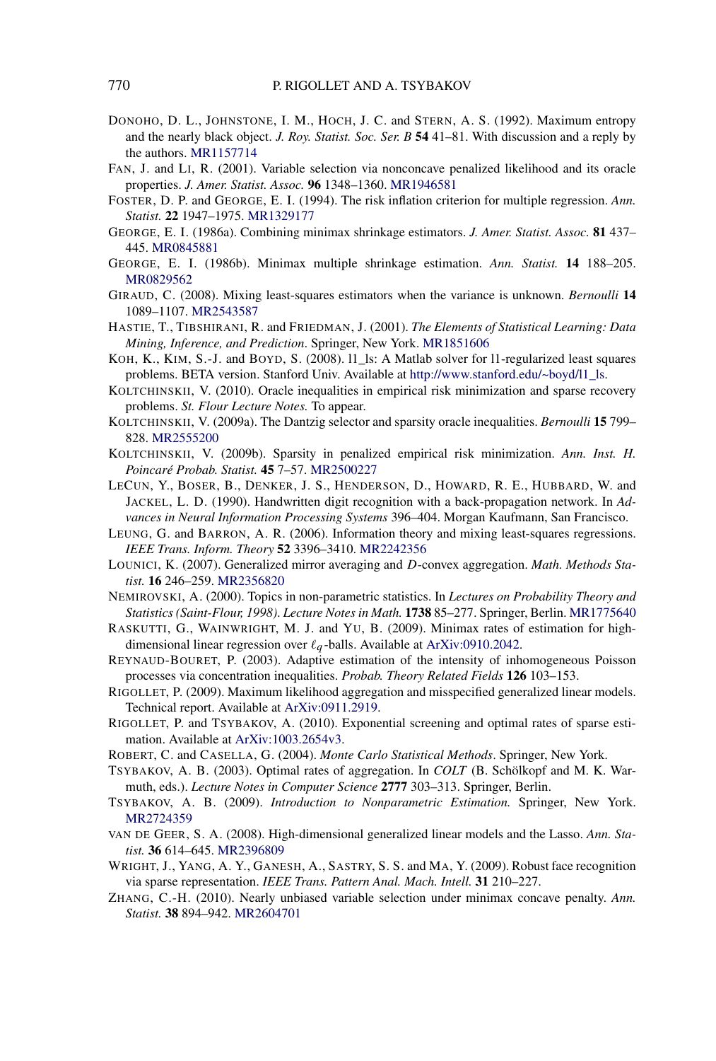DONOHO, D. L., JOHNSTONE, I. M., HOCH, J. C. and STERN, A. S. (1992). Maximum entropy and the nearly black object. *J. Roy. Statist. Soc. Ser. B* **54** 41–81. With discussion and a reply by the authors. MR1157714

FAN, J. and LI, R. (2001). Variable selection via nonconcave penalized likelihood and its oracle properties. *J. Amer. Statist. Assoc.* **96** 1348–1360. MR1946581

FOSTER, D. P. and GEORGE, E. I. (1994). The risk inflation criterion for multiple regression. *Ann. Statist.* **22** 1947–1975. MR1329177

GEORGE, E. I. (1986a). Combining minimax shrinkage estimators. *J. Amer. Statist. Assoc.* **81** 437–445. MR0845881

GEORGE, E. I. (1986b). Minimax multiple shrinkage estimation. *Ann. Statist.* **14** 188–205. MR0829562

GIRAUD, C. (2008). Mixing least-squares estimators when the variance is unknown. *Bernoulli* **14** 1089–1107. MR2543587

HASTIE, T., TIBSHIRANI, R. and FRIEDMAN, J. (2001). *The Elements of Statistical Learning: Data Mining, Inference, and Prediction*. Springer, New York. MR1851606

KOH, K., KIM, S.-J. and BOYD, S. (2008). l1_ls: A Matlab solver for l1-regularized least squares problems. BETA version. Stanford Univ. Available at http://www.stanford.edu/~boyd/l1_ls.

KOLTCHINSKII, V. (2010). Oracle inequalities in empirical risk minimization and sparse recovery problems. *St. Flour Lecture Notes.* To appear.

KOLTCHINSKII, V. (2009a). The Dantzig selector and sparsity oracle inequalities. *Bernoulli* **15** 799–828. MR2555200

KOLTCHINSKII, V. (2009b). Sparsity in penalized empirical risk minimization. *Ann. Inst. H. Poincaré Probab. Statist.* **45** 7–57. MR2500227

LECUN, Y., BOSER, B., DENKER, J. S., HENDERSON, D., HOWARD, R. E., HUBBARD, W. and JACKEL, L. D. (1990). Handwritten digit recognition with a back-propagation network. In *Advances in Neural Information Processing Systems* 396–404. Morgan Kaufmann, San Francisco.

LEUNG, G. and BARRON, A. R. (2006). Information theory and mixing least-squares regressions. *IEEE Trans. Inform. Theory* **52** 3396–3410. MR2242356

LOUNICI, K. (2007). Generalized mirror averaging and $D$-convex aggregation. *Math. Methods Statist.* **16** 246–259. MR2356820

NEMIROVSKI, A. (2000). Topics in non-parametric statistics. In *Lectures on Probability Theory and Statistics (Saint-Flour, 1998). Lecture Notes in Math.* **1738** 85–277. Springer, Berlin. MR1775640

RASKUTTI, G., WAINWRIGHT, M. J. and YU, B. (2009). Minimax rates of estimation for high-dimensional linear regression over $\ell_q$-balls. Available at ArXiv:0910.2042.

REYNAUD-BOURET, P. (2003). Adaptive estimation of the intensity of inhomogeneous Poisson processes via concentration inequalities. *Probab. Theory Related Fields* **126** 103–153.

RIGOLLET, P. (2009). Maximum likelihood aggregation and misspecified generalized linear models. Technical report. Available at ArXiv:0911.2919.

RIGOLLET, P. and TSYBAKOV, A. (2010). Exponential screening and optimal rates of sparse estimation. Available at ArXiv:1003.2654v3.

ROBERT, C. and CASELLA, G. (2004). *Monte Carlo Statistical Methods*. Springer, New York.

TSYBAKOV, A. B. (2003). Optimal rates of aggregation. In *COLT* (B. Schölkopf and M. K. Warmuth, eds.). *Lecture Notes in Computer Science* **2777** 303–313. Springer, Berlin.

TSYBAKOV, A. B. (2009). *Introduction to Nonparametric Estimation.* Springer, New York. MR2724359

VAN DE GEER, S. A. (2008). High-dimensional generalized linear models and the Lasso. *Ann. Statist.* **36** 614–645. MR2396809

WRIGHT, J., YANG, A. Y., GANESH, A., SASTRY, S. S. and MA, Y. (2009). Robust face recognition via sparse representation. *IEEE Trans. Pattern Anal. Mach. Intell.* **31** 210–227.

ZHANG, C.-H. (2010). Nearly unbiased variable selection under minimax concave penalty. *Ann. Statist.* **38** 894–942. MR2604701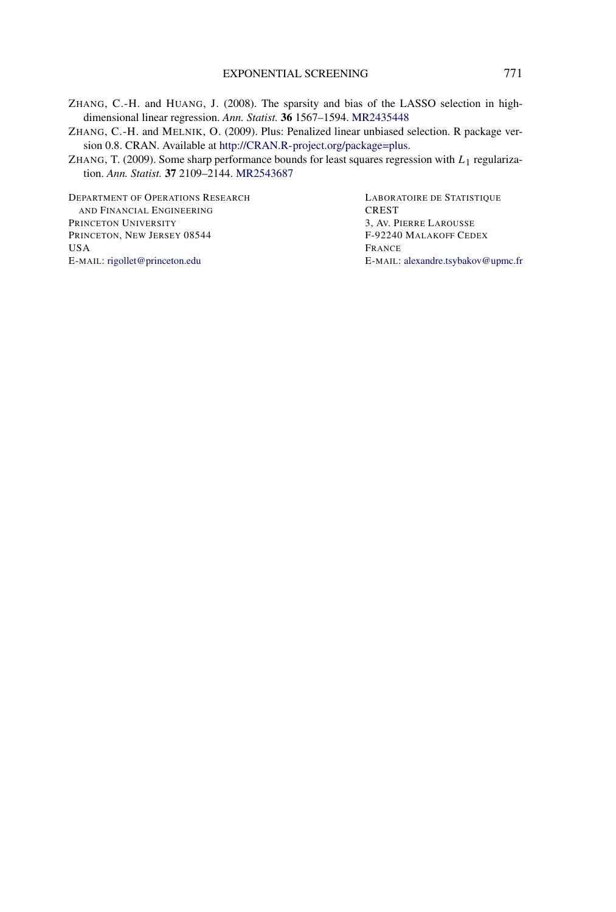ZHANG, C.-H. and HUANG, J. (2008). The sparsity and bias of the LASSO selection in high-dimensional linear regression. *Ann. Statist.* **36** 1567–1594. MR2435448

ZHANG, C.-H. and MELNIK, O. (2009). Plus: Penalized linear unbiased selection. R package version 0.8. CRAN. Available at http://CRAN.R-project.org/package=plus.

ZHANG, T. (2009). Some sharp performance bounds for least squares regression with $L_1$ regularization. *Ann. Statist.* **37** 2109–2144. MR2543687

DEPARTMENT OF OPERATIONS RESEARCH
AND FINANCIAL ENGINEERING
PRINCETON UNIVERSITY
PRINCETON, NEW JERSEY 08544
USA
E-MAIL: rigollet@princeton.edu

LABORATOIRE DE STATISTIQUE
CREST
3, AV. PIERRE LAROUSSE
F-92240 MALAKOFF CEDEX
FRANCE
E-MAIL: alexandre.tsybakov@upmc.fr